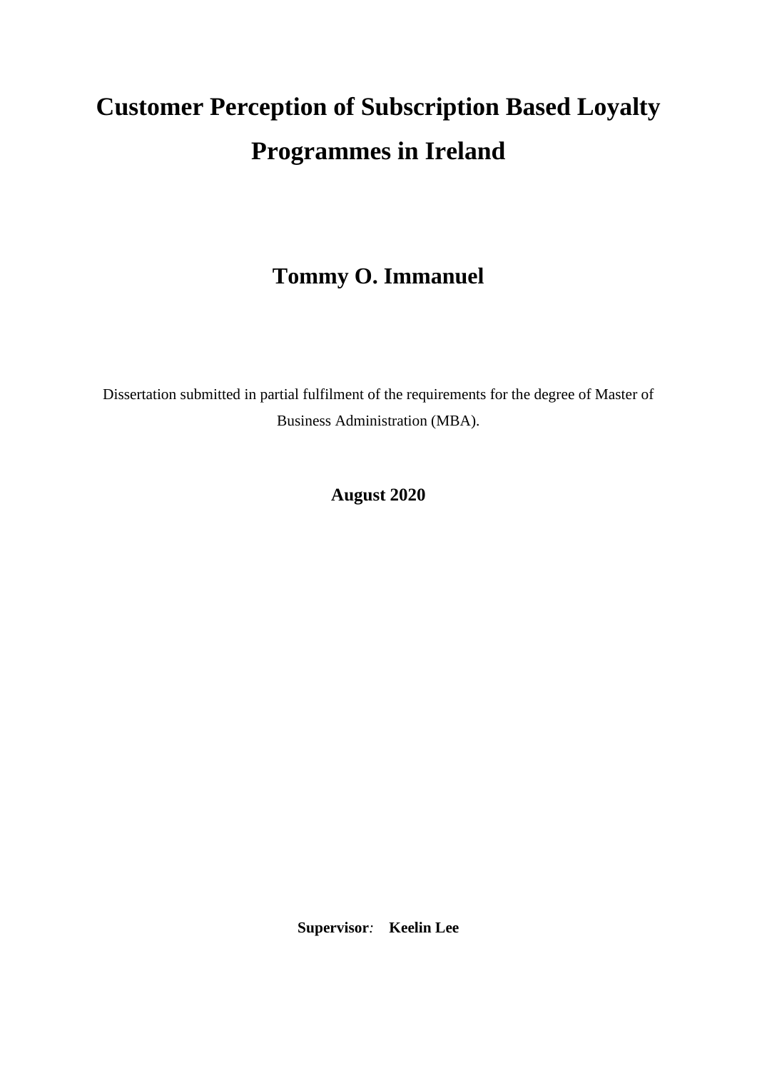# Customer Perception of Subscription Based Loyalty Programmes in Ireland

## Tommy O. Immanuel

Dissertation submitted in partial fulfilment of the requirements for the degree of Master of Business Administration (MBA).

**August 2020**

**Supervisor***:* **Keelin Lee**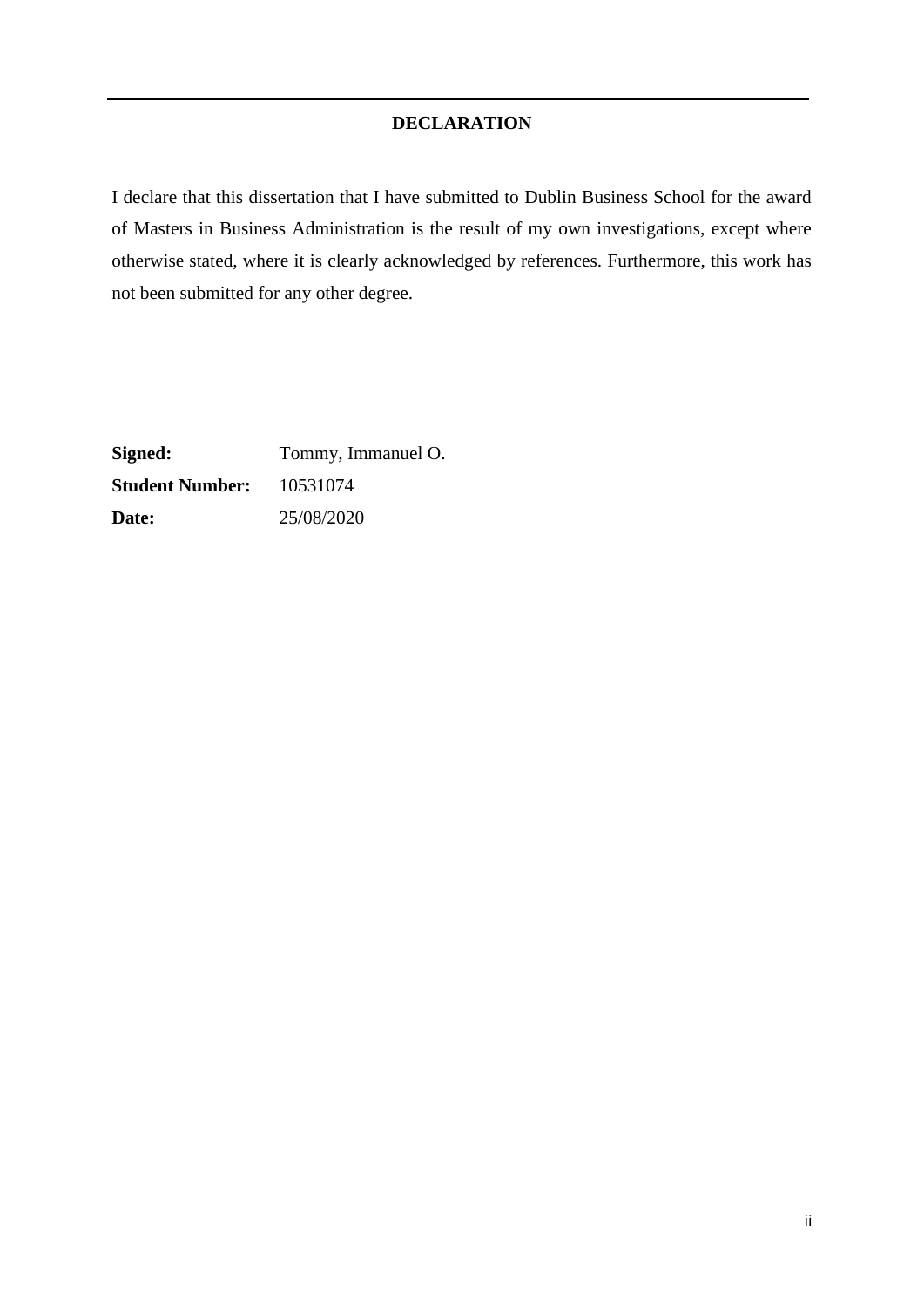## DECLARATION

I declare that this dissertation that I have submitted to Dublin Business School for the award of Masters in Business Administration is the result of my own investigations, except where otherwise stated, where it is clearly acknowledged by references. Furthermore, this work has not been submitted for any other degree.

**Signed:** Tommy, Immanuel O.

**Student Number:** 10531074

**Date:** 25/08/2020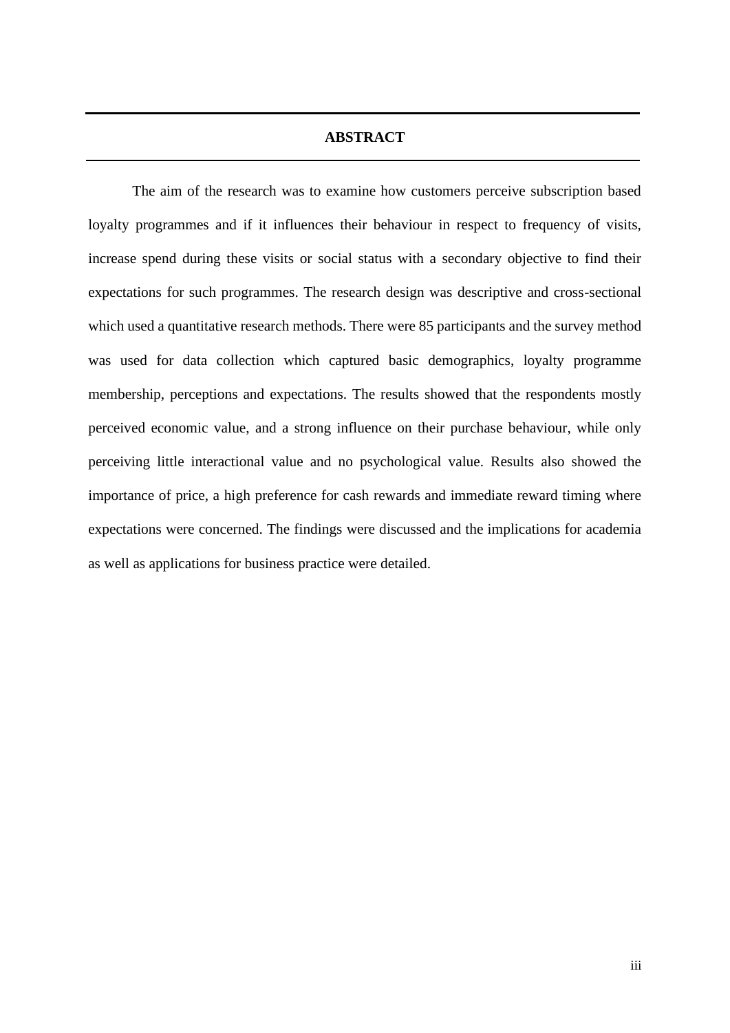## ABSTRACT

The aim of the research was to examine how customers perceive subscription based loyalty programmes and if it influences their behaviour in respect to frequency of visits, increase spend during these visits or social status with a secondary objective to find their expectations for such programmes. The research design was descriptive and cross-sectional which used a quantitative research methods. There were 85 participants and the survey method was used for data collection which captured basic demographics, loyalty programme membership, perceptions and expectations. The results showed that the respondents mostly perceived economic value, and a strong influence on their purchase behaviour, while only perceiving little interactional value and no psychological value. Results also showed the importance of price, a high preference for cash rewards and immediate reward timing where expectations were concerned. The findings were discussed and the implications for academia as well as applications for business practice were detailed.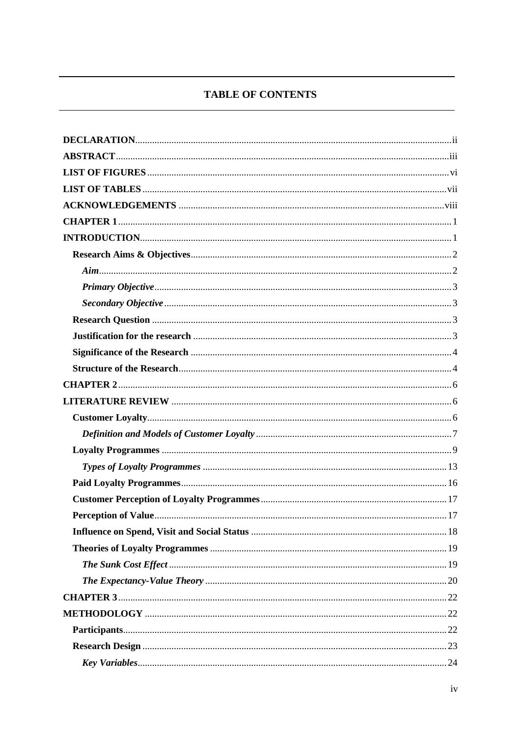# TABLE OF CONTENTS

**DECLARATION** ........ ii
**ABSTRACT** ........ iii
**LIST OF FIGURES** ........ vi
**LIST OF TABLES** ........ vii
**ACKNOWLEDGEMENTS** ........ viii
**CHAPTER 1** ........ 1
**INTRODUCTION** ........ 1
- **Research Aims & Objectives** ........ 2
  - ***Aim*** ........ 2
  - ***Primary Objective*** ........ 3
  - ***Secondary Objective*** ........ 3
- **Research Question** ........ 3
- **Justification for the research** ........ 3
- **Significance of the Research** ........ 4
- **Structure of the Research** ........ 4

**CHAPTER 2** ........ 6
**LITERATURE REVIEW** ........ 6
- **Customer Loyalty** ........ 6
  - ***Definition and Models of Customer Loyalty*** ........ 7
- **Loyalty Programmes** ........ 9
  - ***Types of Loyalty Programmes*** ........ 13
- **Paid Loyalty Programmes** ........ 16
- **Customer Perception of Loyalty Programmes** ........ 17
- **Perception of Value** ........ 17
- **Influence on Spend, Visit and Social Status** ........ 18
- **Theories of Loyalty Programmes** ........ 19
  - ***The Sunk Cost Effect*** ........ 19
  - ***The Expectancy-Value Theory*** ........ 20

**CHAPTER 3** ........ 22
**METHODOLOGY** ........ 22
- **Participants** ........ 22
- **Research Design** ........ 23
  - ***Key Variables*** ........ 24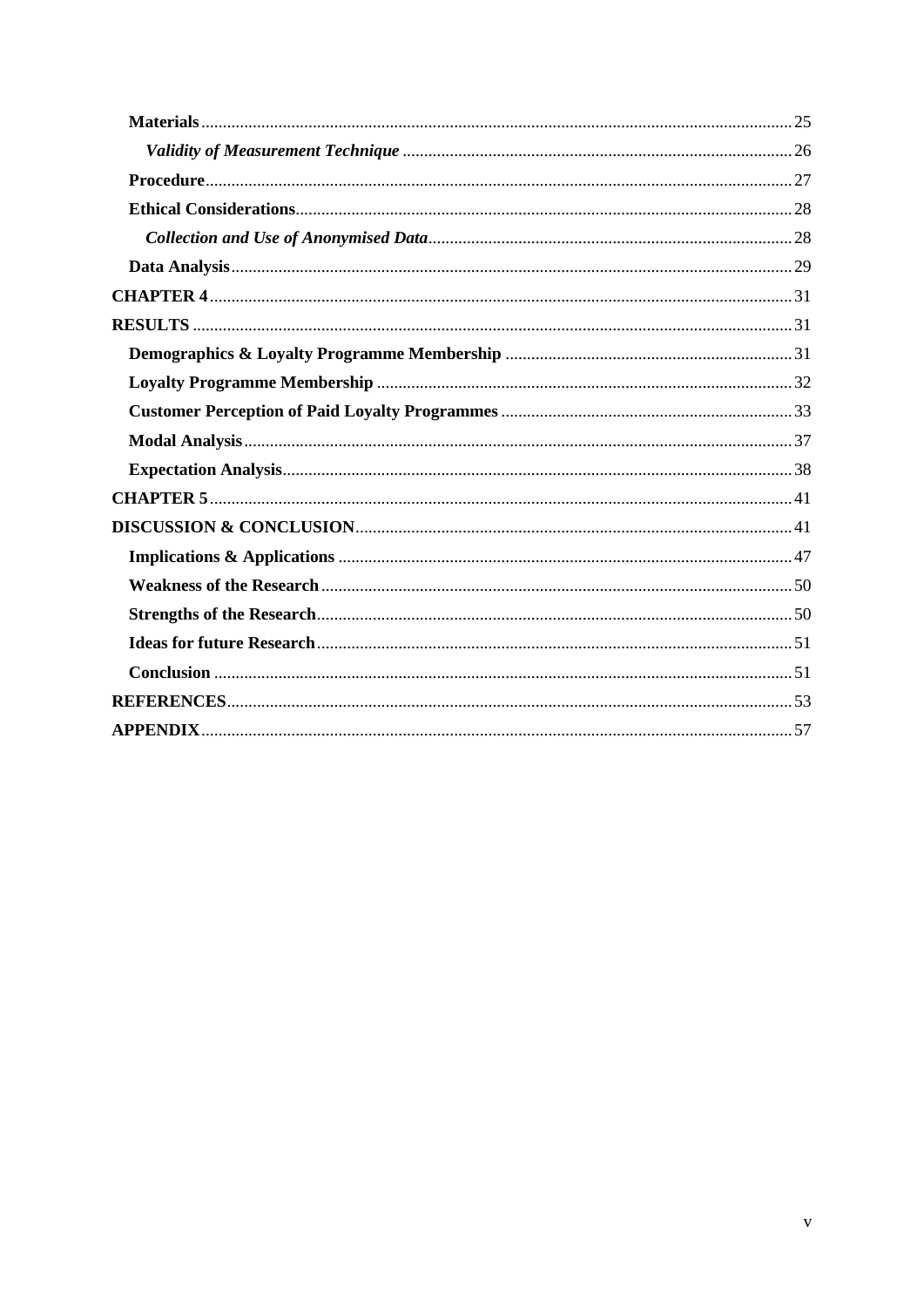**Materials** ........................................................................................................................ 25

*Validity of Measurement Technique* .......................................................................................... 26

**Procedure** ........................................................................................................................ 27

**Ethical Considerations** ................................................................................................... 28

*Collection and Use of Anonymised Data* ..................................................................................... 28

**Data Analysis** .................................................................................................................. 29

**CHAPTER 4** ...................................................................................................................... 31

**RESULTS** .......................................................................................................................... 31

**Demographics & Loyalty Programme Membership** .................................................................. 31

**Loyalty Programme Membership** ................................................................................ 32

**Customer Perception of Paid Loyalty Programmes** ................................................................... 33

**Modal Analysis** ................................................................................................................ 37

**Expectation Analysis** ...................................................................................................... 38

**CHAPTER 5** ...................................................................................................................... 41

**DISCUSSION & CONCLUSION** ..................................................................................... 41

**Implications & Applications** ......................................................................................... 47

**Weakness of the Research** ............................................................................................. 50

**Strengths of the Research** .............................................................................................. 50

**Ideas for future Research** .............................................................................................. 51

**Conclusion** ..................................................................................................................... 51

**REFERENCES** ................................................................................................................... 53

**APPENDIX** ........................................................................................................................ 57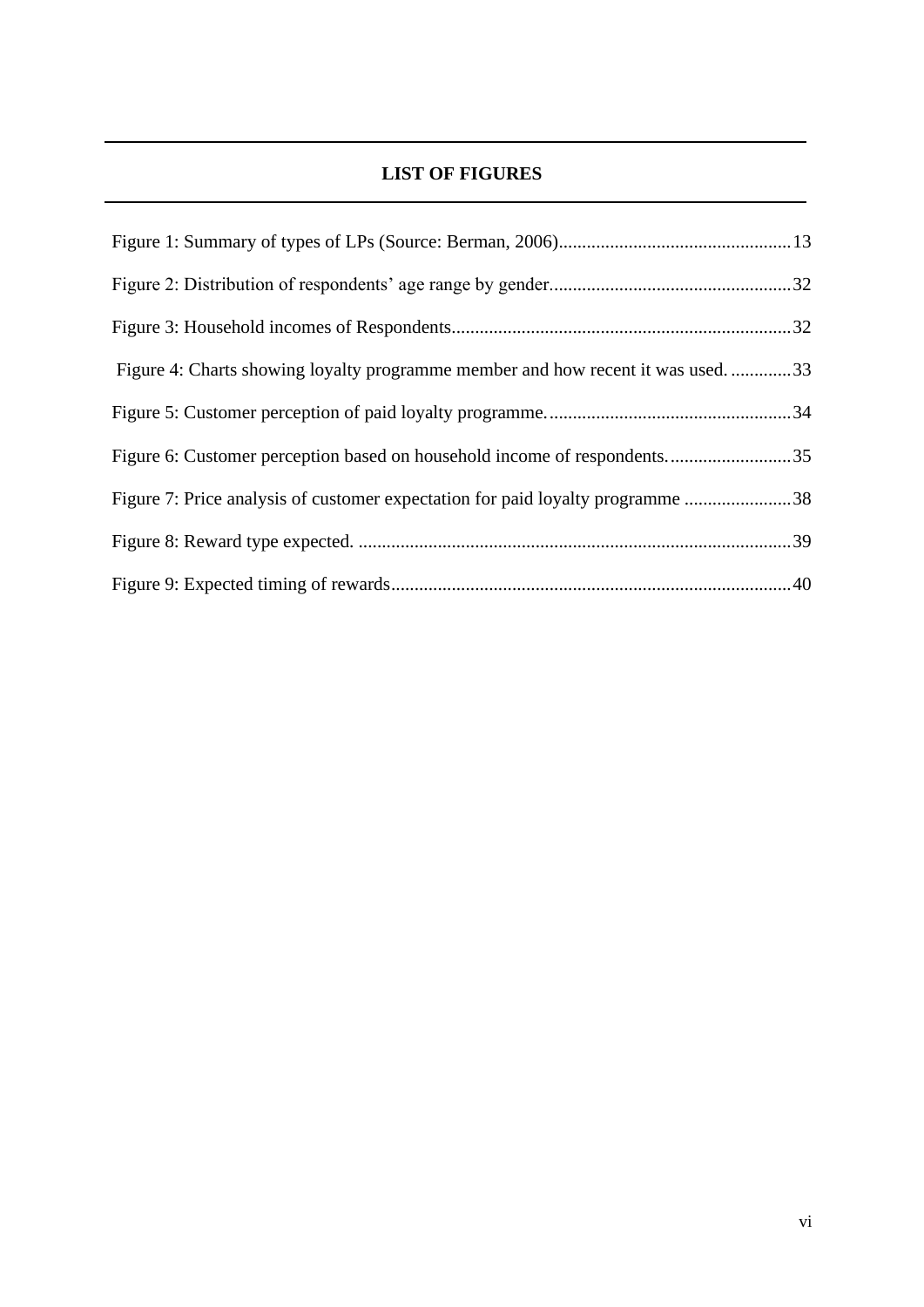## LIST OF FIGURES

Figure 1: Summary of types of LPs (Source: Berman, 2006)....13

Figure 2: Distribution of respondents' age range by gender....32

Figure 3: Household incomes of Respondents....32

Figure 4: Charts showing loyalty programme member and how recent it was used. ....33

Figure 5: Customer perception of paid loyalty programme....34

Figure 6: Customer perception based on household income of respondents....35

Figure 7: Price analysis of customer expectation for paid loyalty programme ....38

Figure 8: Reward type expected. ....39

Figure 9: Expected timing of rewards....40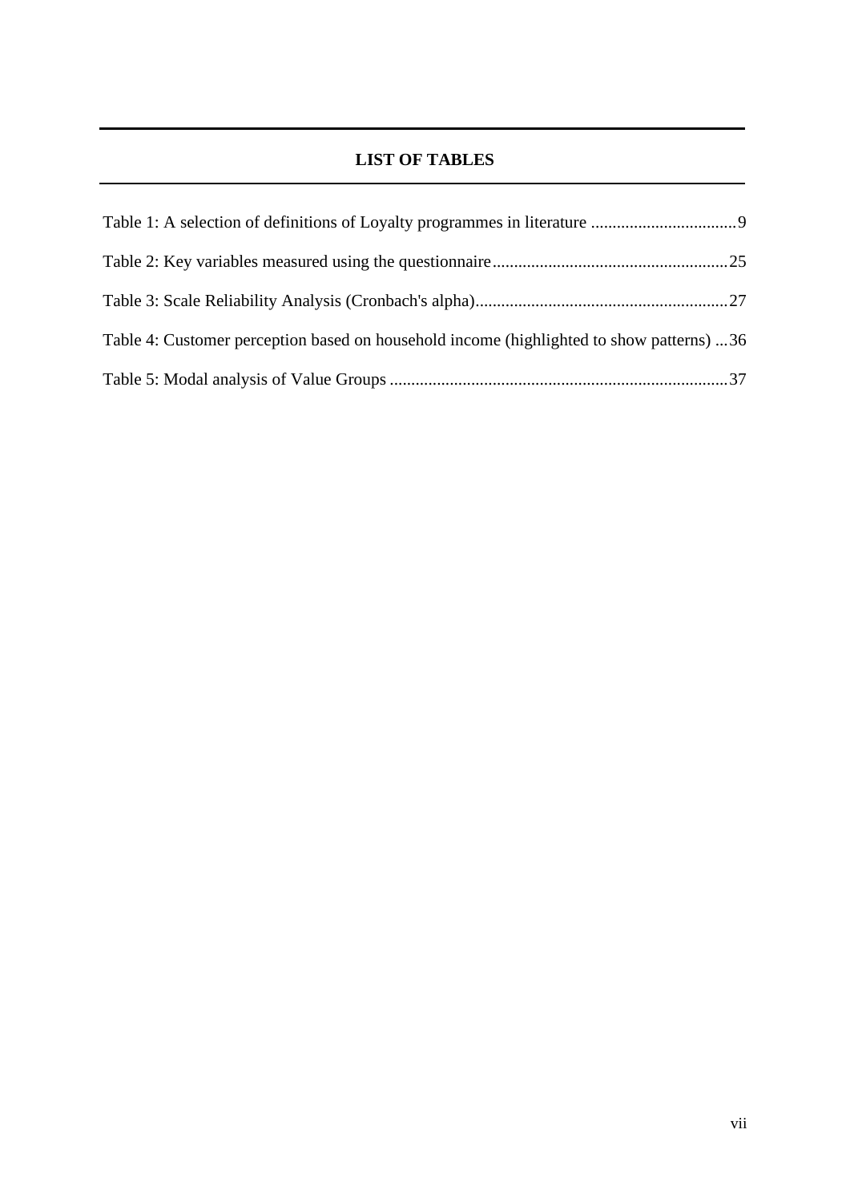## LIST OF TABLES

Table 1: A selection of definitions of Loyalty programmes in literature ..................................9

Table 2: Key variables measured using the questionnaire.......................................................25

Table 3: Scale Reliability Analysis (Cronbach's alpha)...........................................................27

Table 4: Customer perception based on household income (highlighted to show patterns) ...36

Table 5: Modal analysis of Value Groups ...............................................................................37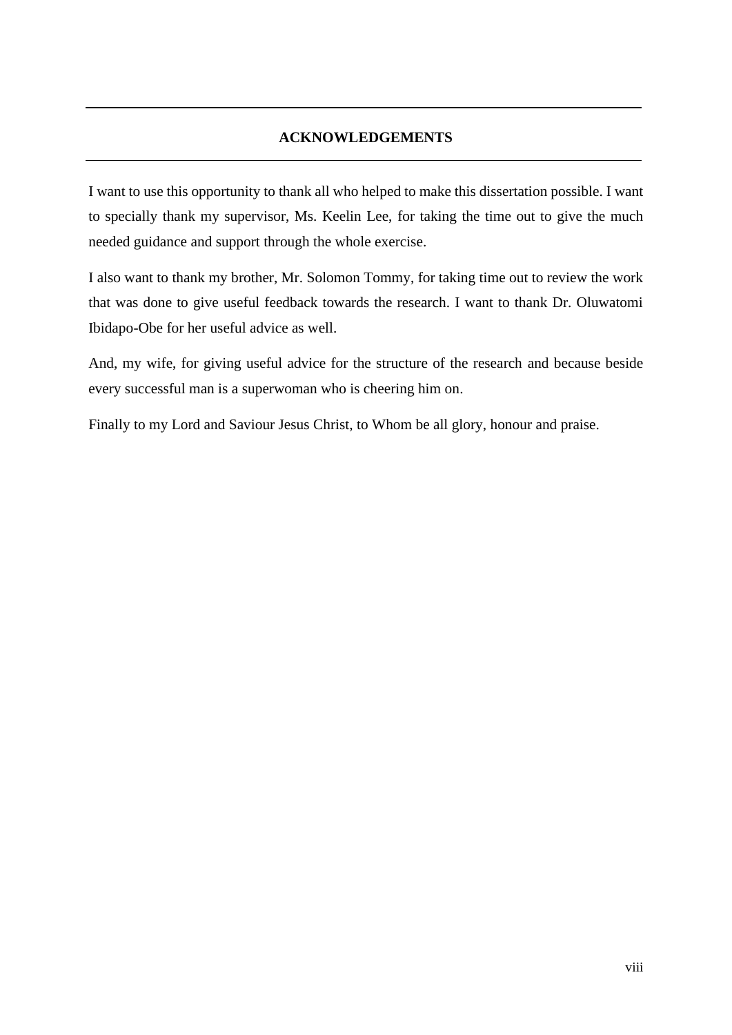## ACKNOWLEDGEMENTS

I want to use this opportunity to thank all who helped to make this dissertation possible. I want to specially thank my supervisor, Ms. Keelin Lee, for taking the time out to give the much needed guidance and support through the whole exercise.

I also want to thank my brother, Mr. Solomon Tommy, for taking time out to review the work that was done to give useful feedback towards the research. I want to thank Dr. Oluwatomi Ibidapo-Obe for her useful advice as well.

And, my wife, for giving useful advice for the structure of the research and because beside every successful man is a superwoman who is cheering him on.

Finally to my Lord and Saviour Jesus Christ, to Whom be all glory, honour and praise.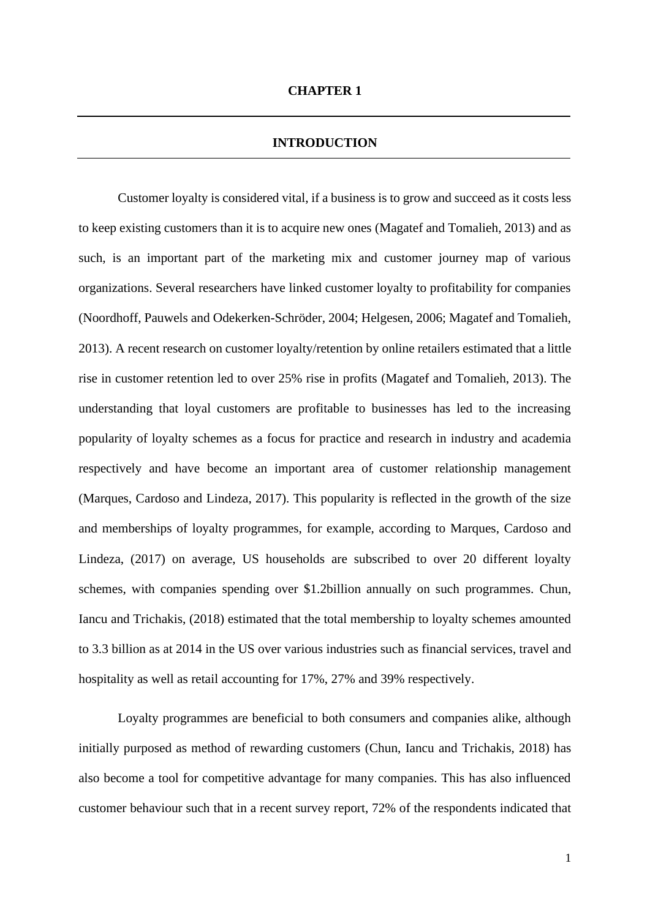# CHAPTER 1

## INTRODUCTION

Customer loyalty is considered vital, if a business is to grow and succeed as it costs less to keep existing customers than it is to acquire new ones (Magatef and Tomalieh, 2013) and as such, is an important part of the marketing mix and customer journey map of various organizations. Several researchers have linked customer loyalty to profitability for companies (Noordhoff, Pauwels and Odekerken-Schröder, 2004; Helgesen, 2006; Magatef and Tomalieh, 2013). A recent research on customer loyalty/retention by online retailers estimated that a little rise in customer retention led to over 25% rise in profits (Magatef and Tomalieh, 2013). The understanding that loyal customers are profitable to businesses has led to the increasing popularity of loyalty schemes as a focus for practice and research in industry and academia respectively and have become an important area of customer relationship management (Marques, Cardoso and Lindeza, 2017). This popularity is reflected in the growth of the size and memberships of loyalty programmes, for example, according to Marques, Cardoso and Lindeza, (2017) on average, US households are subscribed to over 20 different loyalty schemes, with companies spending over $1.2billion annually on such programmes. Chun, Iancu and Trichakis, (2018) estimated that the total membership to loyalty schemes amounted to 3.3 billion as at 2014 in the US over various industries such as financial services, travel and hospitality as well as retail accounting for 17%, 27% and 39% respectively.

Loyalty programmes are beneficial to both consumers and companies alike, although initially purposed as method of rewarding customers (Chun, Iancu and Trichakis, 2018) has also become a tool for competitive advantage for many companies. This has also influenced customer behaviour such that in a recent survey report, 72% of the respondents indicated that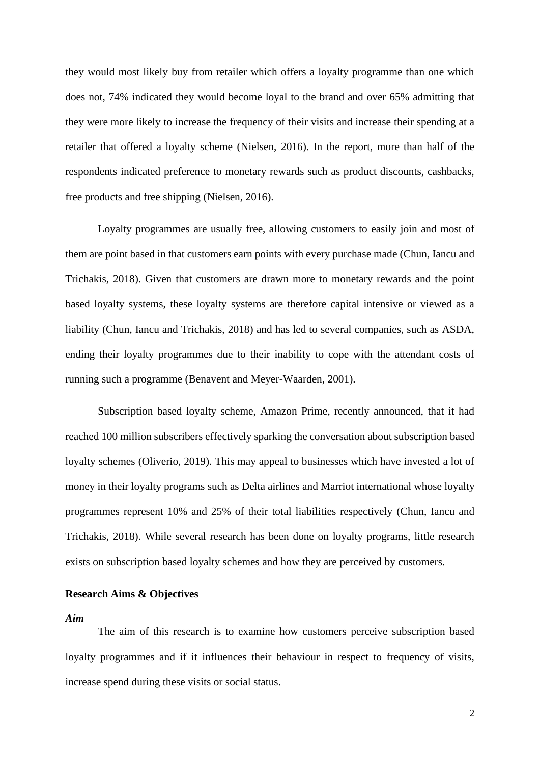they would most likely buy from retailer which offers a loyalty programme than one which does not, 74% indicated they would become loyal to the brand and over 65% admitting that they were more likely to increase the frequency of their visits and increase their spending at a retailer that offered a loyalty scheme (Nielsen, 2016). In the report, more than half of the respondents indicated preference to monetary rewards such as product discounts, cashbacks, free products and free shipping (Nielsen, 2016).

Loyalty programmes are usually free, allowing customers to easily join and most of them are point based in that customers earn points with every purchase made (Chun, Iancu and Trichakis, 2018). Given that customers are drawn more to monetary rewards and the point based loyalty systems, these loyalty systems are therefore capital intensive or viewed as a liability (Chun, Iancu and Trichakis, 2018) and has led to several companies, such as ASDA, ending their loyalty programmes due to their inability to cope with the attendant costs of running such a programme (Benavent and Meyer-Waarden, 2001).

Subscription based loyalty scheme, Amazon Prime, recently announced, that it had reached 100 million subscribers effectively sparking the conversation about subscription based loyalty schemes (Oliverio, 2019). This may appeal to businesses which have invested a lot of money in their loyalty programs such as Delta airlines and Marriot international whose loyalty programmes represent 10% and 25% of their total liabilities respectively (Chun, Iancu and Trichakis, 2018). While several research has been done on loyalty programs, little research exists on subscription based loyalty schemes and how they are perceived by customers.

## Research Aims & Objectives

### *Aim*

The aim of this research is to examine how customers perceive subscription based loyalty programmes and if it influences their behaviour in respect to frequency of visits, increase spend during these visits or social status.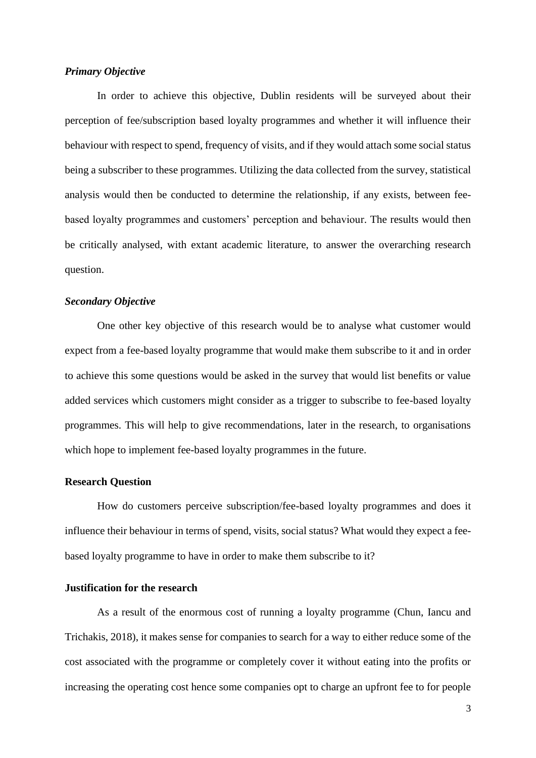### *Primary Objective*

In order to achieve this objective, Dublin residents will be surveyed about their perception of fee/subscription based loyalty programmes and whether it will influence their behaviour with respect to spend, frequency of visits, and if they would attach some social status being a subscriber to these programmes. Utilizing the data collected from the survey, statistical analysis would then be conducted to determine the relationship, if any exists, between fee-based loyalty programmes and customers' perception and behaviour. The results would then be critically analysed, with extant academic literature, to answer the overarching research question.

### *Secondary Objective*

One other key objective of this research would be to analyse what customer would expect from a fee-based loyalty programme that would make them subscribe to it and in order to achieve this some questions would be asked in the survey that would list benefits or value added services which customers might consider as a trigger to subscribe to fee-based loyalty programmes. This will help to give recommendations, later in the research, to organisations which hope to implement fee-based loyalty programmes in the future.

## Research Question

How do customers perceive subscription/fee-based loyalty programmes and does it influence their behaviour in terms of spend, visits, social status? What would they expect a fee-based loyalty programme to have in order to make them subscribe to it?

## Justification for the research

As a result of the enormous cost of running a loyalty programme (Chun, Iancu and Trichakis, 2018), it makes sense for companies to search for a way to either reduce some of the cost associated with the programme or completely cover it without eating into the profits or increasing the operating cost hence some companies opt to charge an upfront fee to for people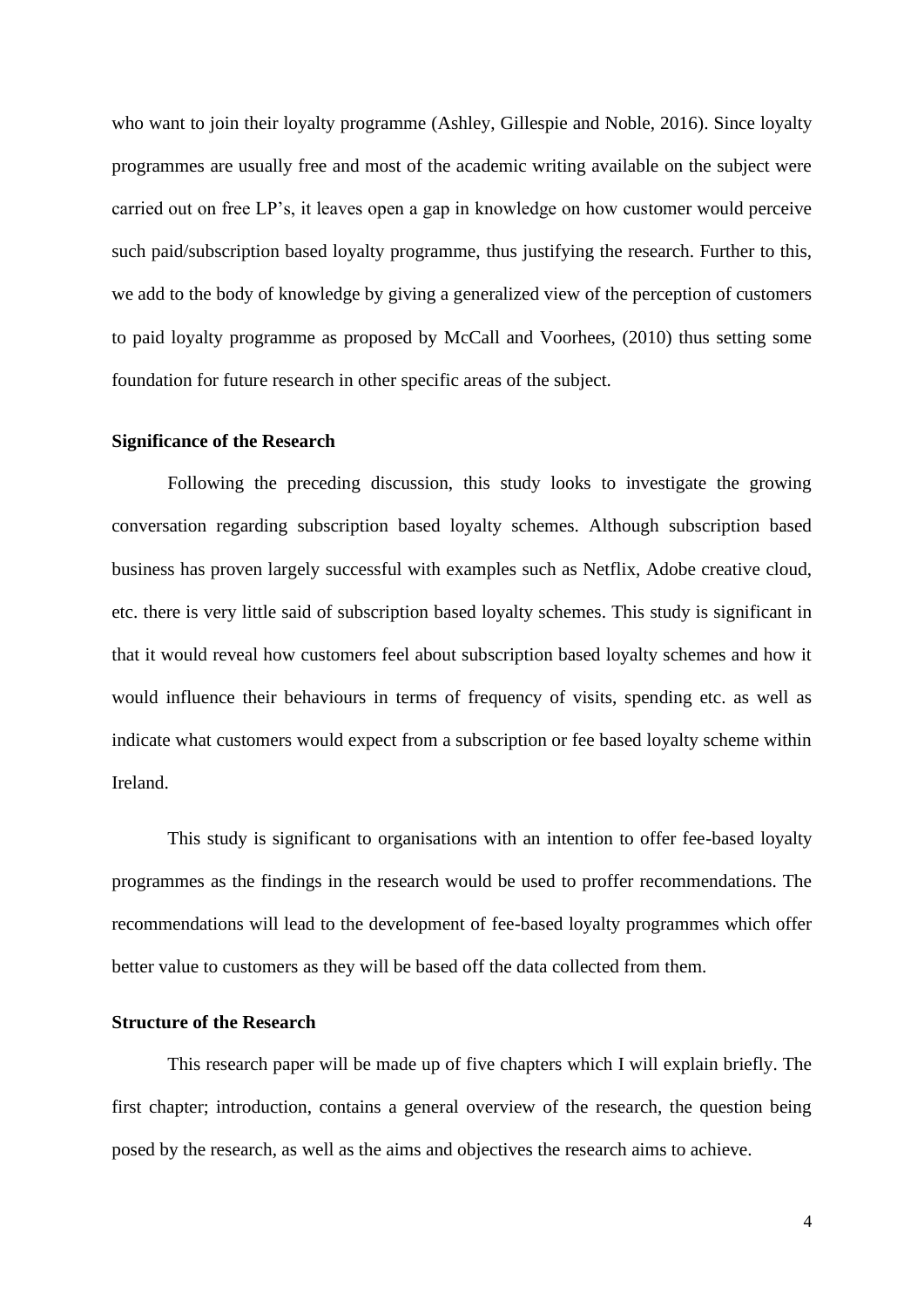who want to join their loyalty programme (Ashley, Gillespie and Noble, 2016). Since loyalty programmes are usually free and most of the academic writing available on the subject were carried out on free LP's, it leaves open a gap in knowledge on how customer would perceive such paid/subscription based loyalty programme, thus justifying the research. Further to this, we add to the body of knowledge by giving a generalized view of the perception of customers to paid loyalty programme as proposed by McCall and Voorhees, (2010) thus setting some foundation for future research in other specific areas of the subject.

**Significance of the Research**

Following the preceding discussion, this study looks to investigate the growing conversation regarding subscription based loyalty schemes. Although subscription based business has proven largely successful with examples such as Netflix, Adobe creative cloud, etc. there is very little said of subscription based loyalty schemes. This study is significant in that it would reveal how customers feel about subscription based loyalty schemes and how it would influence their behaviours in terms of frequency of visits, spending etc. as well as indicate what customers would expect from a subscription or fee based loyalty scheme within Ireland.

This study is significant to organisations with an intention to offer fee-based loyalty programmes as the findings in the research would be used to proffer recommendations. The recommendations will lead to the development of fee-based loyalty programmes which offer better value to customers as they will be based off the data collected from them.

**Structure of the Research**

This research paper will be made up of five chapters which I will explain briefly. The first chapter; introduction, contains a general overview of the research, the question being posed by the research, as well as the aims and objectives the research aims to achieve.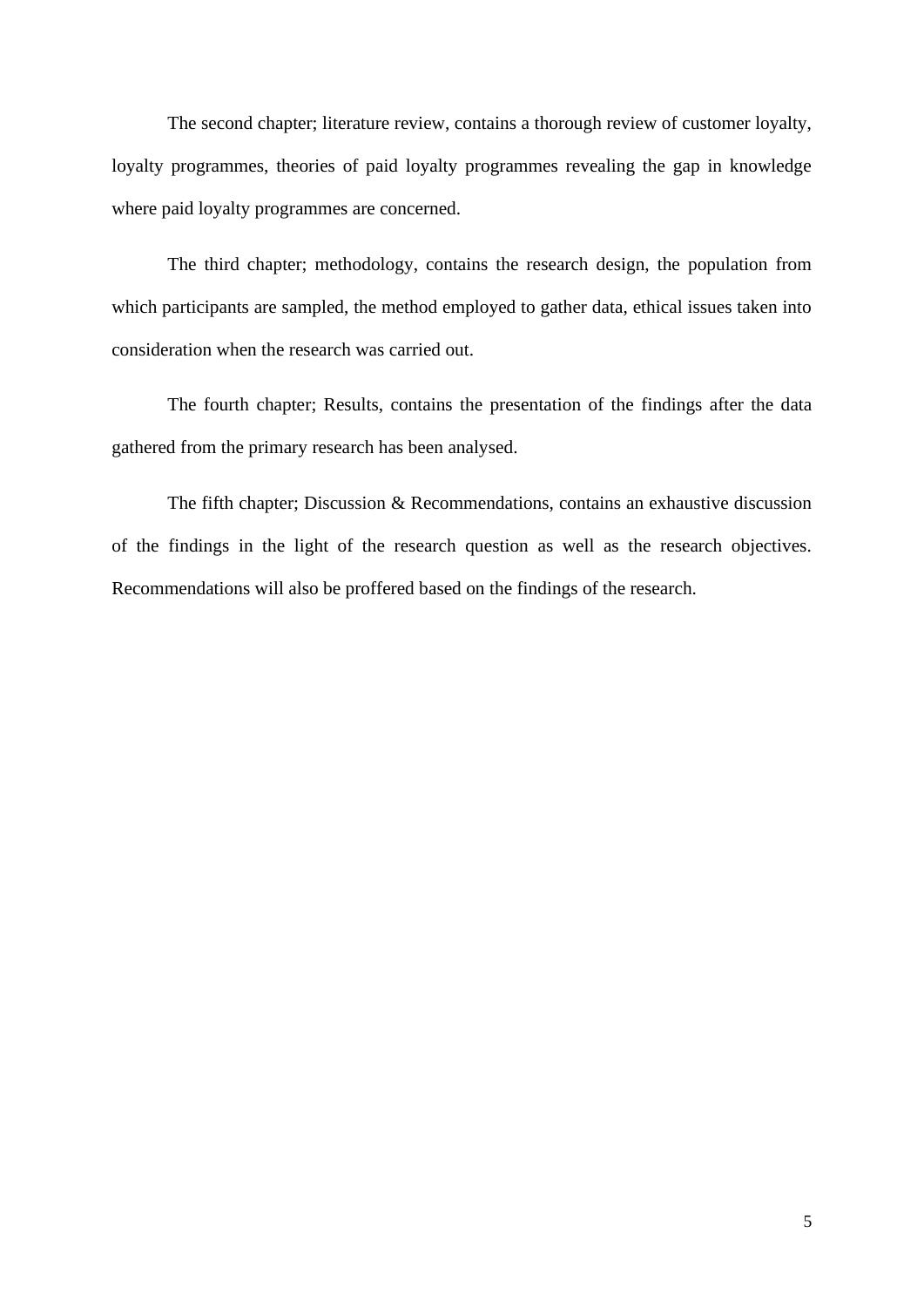The second chapter; literature review, contains a thorough review of customer loyalty, loyalty programmes, theories of paid loyalty programmes revealing the gap in knowledge where paid loyalty programmes are concerned.

The third chapter; methodology, contains the research design, the population from which participants are sampled, the method employed to gather data, ethical issues taken into consideration when the research was carried out.

The fourth chapter; Results, contains the presentation of the findings after the data gathered from the primary research has been analysed.

The fifth chapter; Discussion & Recommendations, contains an exhaustive discussion of the findings in the light of the research question as well as the research objectives. Recommendations will also be proffered based on the findings of the research.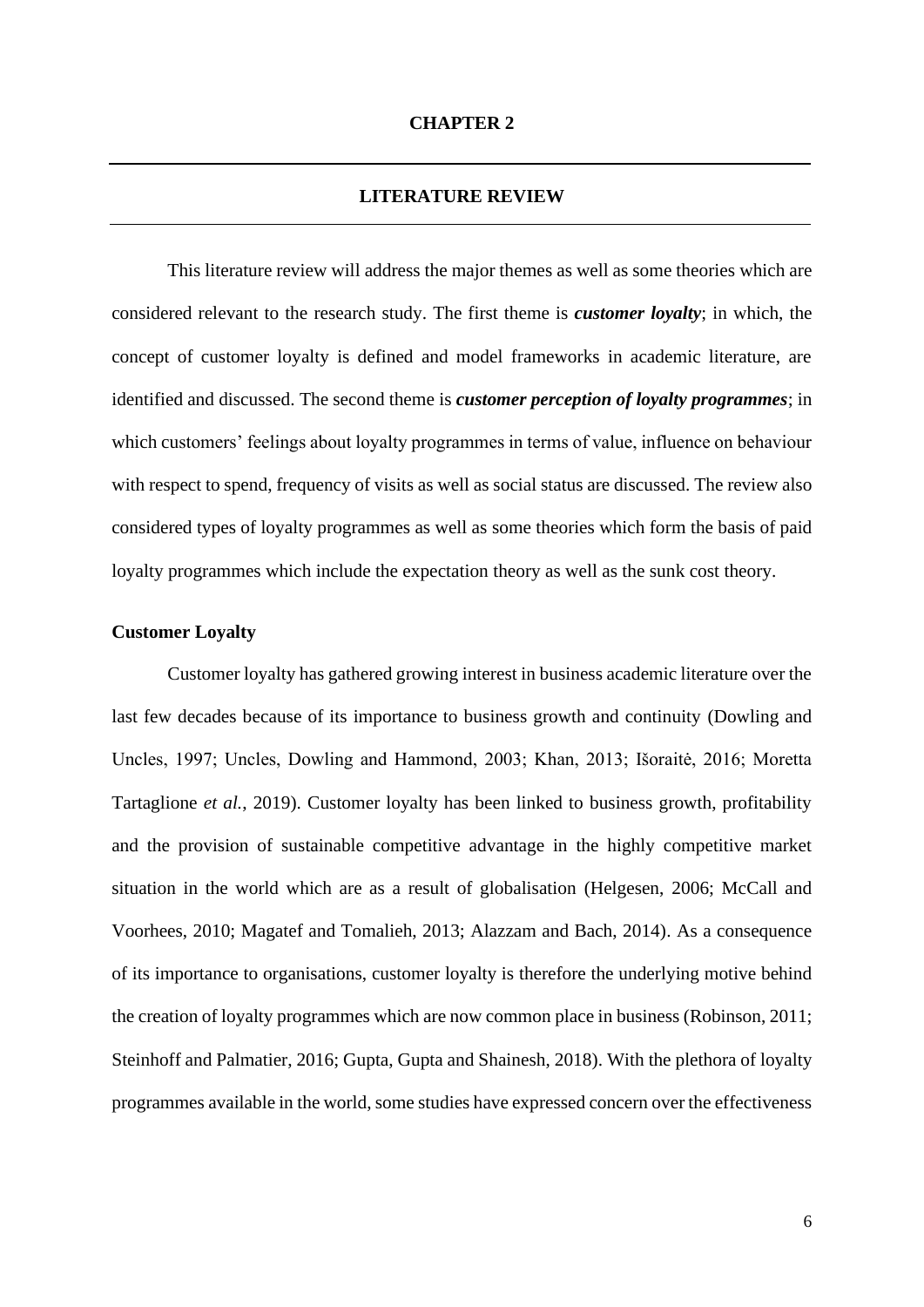# CHAPTER 2

## LITERATURE REVIEW

This literature review will address the major themes as well as some theories which are considered relevant to the research study. The first theme is ***customer loyalty***; in which, the concept of customer loyalty is defined and model frameworks in academic literature, are identified and discussed. The second theme is ***customer perception of loyalty programmes***; in which customers' feelings about loyalty programmes in terms of value, influence on behaviour with respect to spend, frequency of visits as well as social status are discussed. The review also considered types of loyalty programmes as well as some theories which form the basis of paid loyalty programmes which include the expectation theory as well as the sunk cost theory.

### Customer Loyalty

Customer loyalty has gathered growing interest in business academic literature over the last few decades because of its importance to business growth and continuity (Dowling and Uncles, 1997; Uncles, Dowling and Hammond, 2003; Khan, 2013; Išoraitė, 2016; Moretta Tartaglione *et al.*, 2019). Customer loyalty has been linked to business growth, profitability and the provision of sustainable competitive advantage in the highly competitive market situation in the world which are as a result of globalisation (Helgesen, 2006; McCall and Voorhees, 2010; Magatef and Tomalieh, 2013; Alazzam and Bach, 2014). As a consequence of its importance to organisations, customer loyalty is therefore the underlying motive behind the creation of loyalty programmes which are now common place in business (Robinson, 2011; Steinhoff and Palmatier, 2016; Gupta, Gupta and Shainesh, 2018). With the plethora of loyalty programmes available in the world, some studies have expressed concern over the effectiveness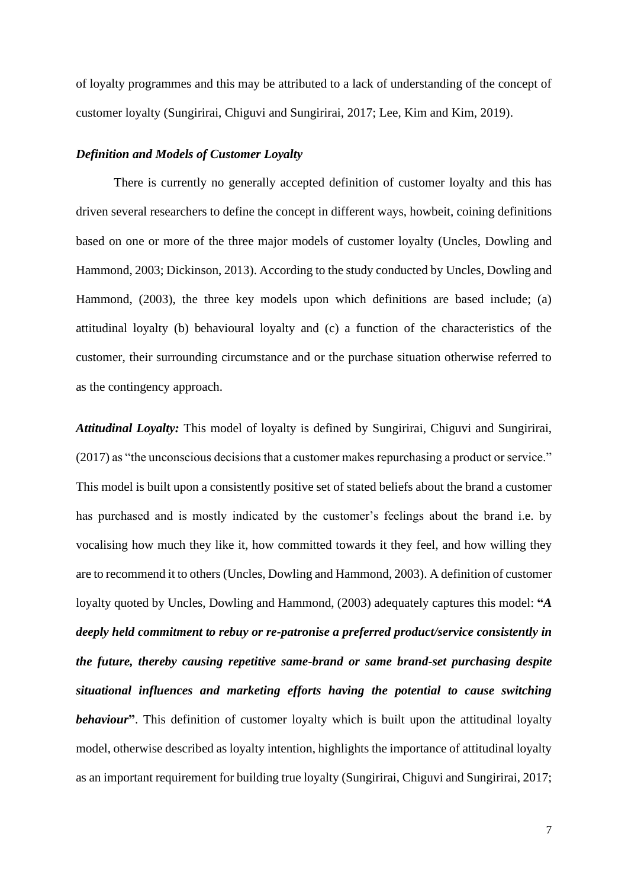of loyalty programmes and this may be attributed to a lack of understanding of the concept of customer loyalty (Sungirirai, Chiguvi and Sungirirai, 2017; Lee, Kim and Kim, 2019).

### *Definition and Models of Customer Loyalty*

There is currently no generally accepted definition of customer loyalty and this has driven several researchers to define the concept in different ways, howbeit, coining definitions based on one or more of the three major models of customer loyalty (Uncles, Dowling and Hammond, 2003; Dickinson, 2013). According to the study conducted by Uncles, Dowling and Hammond, (2003), the three key models upon which definitions are based include; (a) attitudinal loyalty (b) behavioural loyalty and (c) a function of the characteristics of the customer, their surrounding circumstance and or the purchase situation otherwise referred to as the contingency approach.

***Attitudinal Loyalty:*** This model of loyalty is defined by Sungirirai, Chiguvi and Sungirirai, (2017) as "the unconscious decisions that a customer makes repurchasing a product or service." This model is built upon a consistently positive set of stated beliefs about the brand a customer has purchased and is mostly indicated by the customer's feelings about the brand i.e. by vocalising how much they like it, how committed towards it they feel, and how willing they are to recommend it to others (Uncles, Dowling and Hammond, 2003). A definition of customer loyalty quoted by Uncles, Dowling and Hammond, (2003) adequately captures this model: **"*A deeply held commitment to rebuy or re-patronise a preferred product/service consistently in the future, thereby causing repetitive same-brand or same brand-set purchasing despite situational influences and marketing efforts having the potential to cause switching behaviour*"**. This definition of customer loyalty which is built upon the attitudinal loyalty model, otherwise described as loyalty intention, highlights the importance of attitudinal loyalty as an important requirement for building true loyalty (Sungirirai, Chiguvi and Sungirirai, 2017;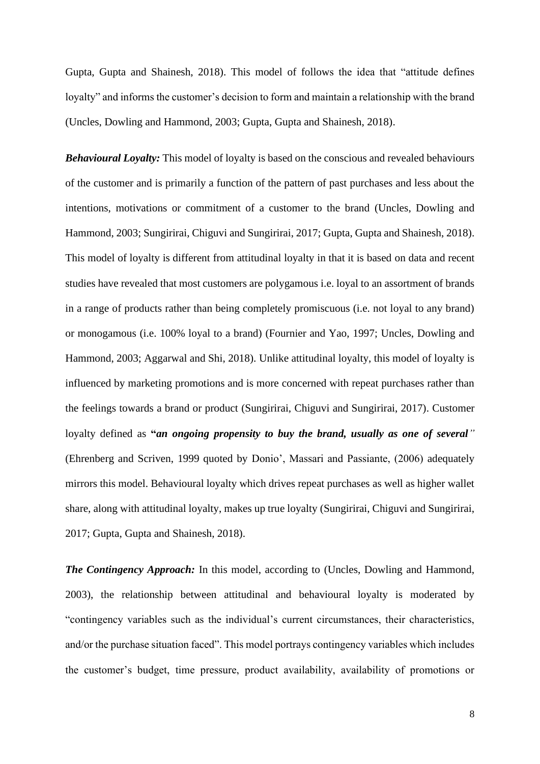Gupta, Gupta and Shainesh, 2018). This model of follows the idea that "attitude defines loyalty" and informs the customer's decision to form and maintain a relationship with the brand (Uncles, Dowling and Hammond, 2003; Gupta, Gupta and Shainesh, 2018).

***Behavioural Loyalty:*** This model of loyalty is based on the conscious and revealed behaviours of the customer and is primarily a function of the pattern of past purchases and less about the intentions, motivations or commitment of a customer to the brand (Uncles, Dowling and Hammond, 2003; Sungirirai, Chiguvi and Sungirirai, 2017; Gupta, Gupta and Shainesh, 2018). This model of loyalty is different from attitudinal loyalty in that it is based on data and recent studies have revealed that most customers are polygamous i.e. loyal to an assortment of brands in a range of products rather than being completely promiscuous (i.e. not loyal to any brand) or monogamous (i.e. 100% loyal to a brand) (Fournier and Yao, 1997; Uncles, Dowling and Hammond, 2003; Aggarwal and Shi, 2018). Unlike attitudinal loyalty, this model of loyalty is influenced by marketing promotions and is more concerned with repeat purchases rather than the feelings towards a brand or product (Sungirirai, Chiguvi and Sungirirai, 2017). Customer loyalty defined as **"*an ongoing propensity to buy the brand, usually as one of several*"** (Ehrenberg and Scriven, 1999 quoted by Donio', Massari and Passiante, (2006) adequately mirrors this model. Behavioural loyalty which drives repeat purchases as well as higher wallet share, along with attitudinal loyalty, makes up true loyalty (Sungirirai, Chiguvi and Sungirirai, 2017; Gupta, Gupta and Shainesh, 2018).

***The Contingency Approach:*** In this model, according to (Uncles, Dowling and Hammond, 2003), the relationship between attitudinal and behavioural loyalty is moderated by "contingency variables such as the individual's current circumstances, their characteristics, and/or the purchase situation faced". This model portrays contingency variables which includes the customer's budget, time pressure, product availability, availability of promotions or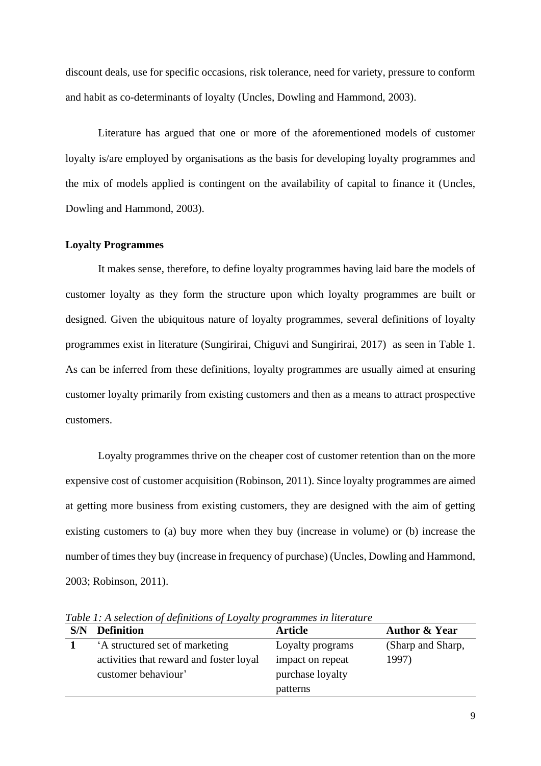discount deals, use for specific occasions, risk tolerance, need for variety, pressure to conform and habit as co-determinants of loyalty (Uncles, Dowling and Hammond, 2003).

Literature has argued that one or more of the aforementioned models of customer loyalty is/are employed by organisations as the basis for developing loyalty programmes and the mix of models applied is contingent on the availability of capital to finance it (Uncles, Dowling and Hammond, 2003).

**Loyalty Programmes**

It makes sense, therefore, to define loyalty programmes having laid bare the models of customer loyalty as they form the structure upon which loyalty programmes are built or designed. Given the ubiquitous nature of loyalty programmes, several definitions of loyalty programmes exist in literature (Sungirirai, Chiguvi and Sungirirai, 2017) as seen in Table 1. As can be inferred from these definitions, loyalty programmes are usually aimed at ensuring customer loyalty primarily from existing customers and then as a means to attract prospective customers.

Loyalty programmes thrive on the cheaper cost of customer retention than on the more expensive cost of customer acquisition (Robinson, 2011). Since loyalty programmes are aimed at getting more business from existing customers, they are designed with the aim of getting existing customers to (a) buy more when they buy (increase in volume) or (b) increase the number of times they buy (increase in frequency of purchase) (Uncles, Dowling and Hammond, 2003; Robinson, 2011).

*Table 1: A selection of definitions of Loyalty programmes in literature*

| S/N | Definition | Article | Author & Year |
|---|---|---|---|
| 1 | 'A structured set of marketing activities that reward and foster loyal customer behaviour' | Loyalty programs impact on repeat purchase loyalty patterns | (Sharp and Sharp, 1997) |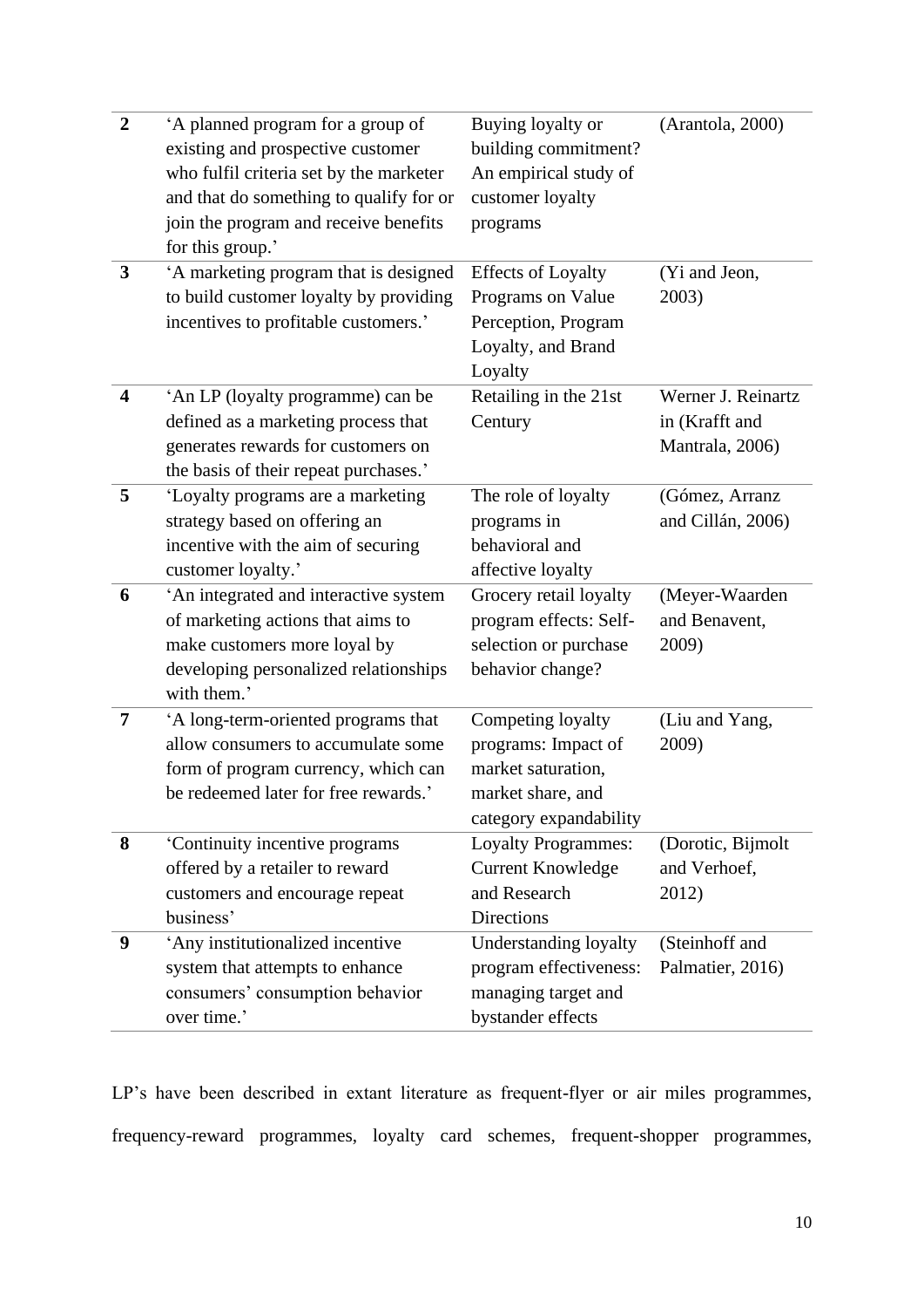| | | | |
|---|---|---|---|
| **2** | 'A planned program for a group of existing and prospective customer who fulfil criteria set by the marketer and that do something to qualify for or join the program and receive benefits for this group.' | Buying loyalty or building commitment? An empirical study of customer loyalty programs | (Arantola, 2000) |
| **3** | 'A marketing program that is designed to build customer loyalty by providing incentives to profitable customers.' | Effects of Loyalty Programs on Value Perception, Program Loyalty, and Brand Loyalty | (Yi and Jeon, 2003) |
| **4** | 'An LP (loyalty programme) can be defined as a marketing process that generates rewards for customers on the basis of their repeat purchases.' | Retailing in the 21st Century | Werner J. Reinartz in (Krafft and Mantrala, 2006) |
| **5** | 'Loyalty programs are a marketing strategy based on offering an incentive with the aim of securing customer loyalty.' | The role of loyalty programs in behavioral and affective loyalty | (Gómez, Arranz and Cillán, 2006) |
| **6** | 'An integrated and interactive system of marketing actions that aims to make customers more loyal by developing personalized relationships with them.' | Grocery retail loyalty program effects: Self-selection or purchase behavior change? | (Meyer-Waarden and Benavent, 2009) |
| **7** | 'A long-term-oriented programs that allow consumers to accumulate some form of program currency, which can be redeemed later for free rewards.' | Competing loyalty programs: Impact of market saturation, market share, and category expandability | (Liu and Yang, 2009) |
| **8** | 'Continuity incentive programs offered by a retailer to reward customers and encourage repeat business' | Loyalty Programmes: Current Knowledge and Research Directions | (Dorotic, Bijmolt and Verhoef, 2012) |
| **9** | 'Any institutionalized incentive system that attempts to enhance consumers' consumption behavior over time.' | Understanding loyalty program effectiveness: managing target and bystander effects | (Steinhoff and Palmatier, 2016) |

LP's have been described in extant literature as frequent-flyer or air miles programmes, frequency-reward programmes, loyalty card schemes, frequent-shopper programmes,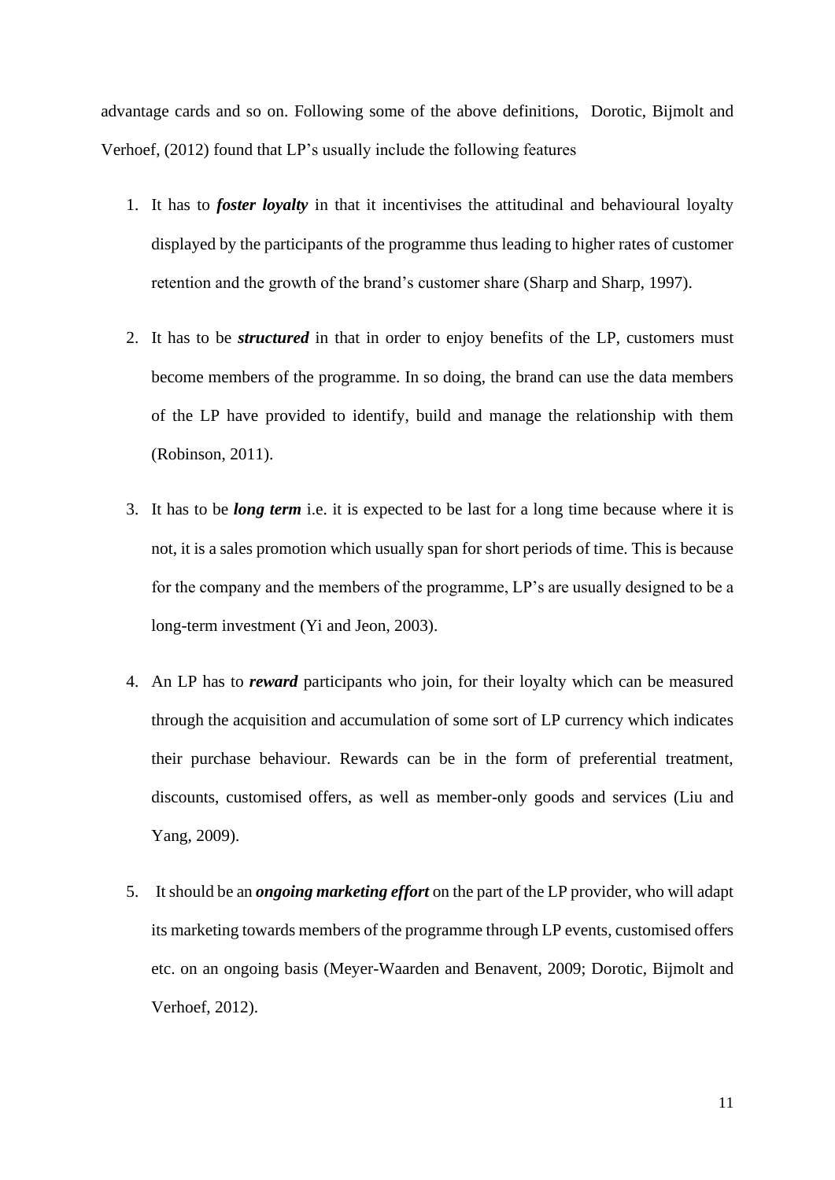advantage cards and so on. Following some of the above definitions, Dorotic, Bijmolt and Verhoef, (2012) found that LP's usually include the following features

1. It has to ***foster loyalty*** in that it incentivises the attitudinal and behavioural loyalty displayed by the participants of the programme thus leading to higher rates of customer retention and the growth of the brand's customer share (Sharp and Sharp, 1997).

2. It has to be ***structured*** in that in order to enjoy benefits of the LP, customers must become members of the programme. In so doing, the brand can use the data members of the LP have provided to identify, build and manage the relationship with them (Robinson, 2011).

3. It has to be ***long term*** i.e. it is expected to be last for a long time because where it is not, it is a sales promotion which usually span for short periods of time. This is because for the company and the members of the programme, LP's are usually designed to be a long-term investment (Yi and Jeon, 2003).

4. An LP has to ***reward*** participants who join, for their loyalty which can be measured through the acquisition and accumulation of some sort of LP currency which indicates their purchase behaviour. Rewards can be in the form of preferential treatment, discounts, customised offers, as well as member-only goods and services (Liu and Yang, 2009).

5. It should be an ***ongoing marketing effort*** on the part of the LP provider, who will adapt its marketing towards members of the programme through LP events, customised offers etc. on an ongoing basis (Meyer-Waarden and Benavent, 2009; Dorotic, Bijmolt and Verhoef, 2012).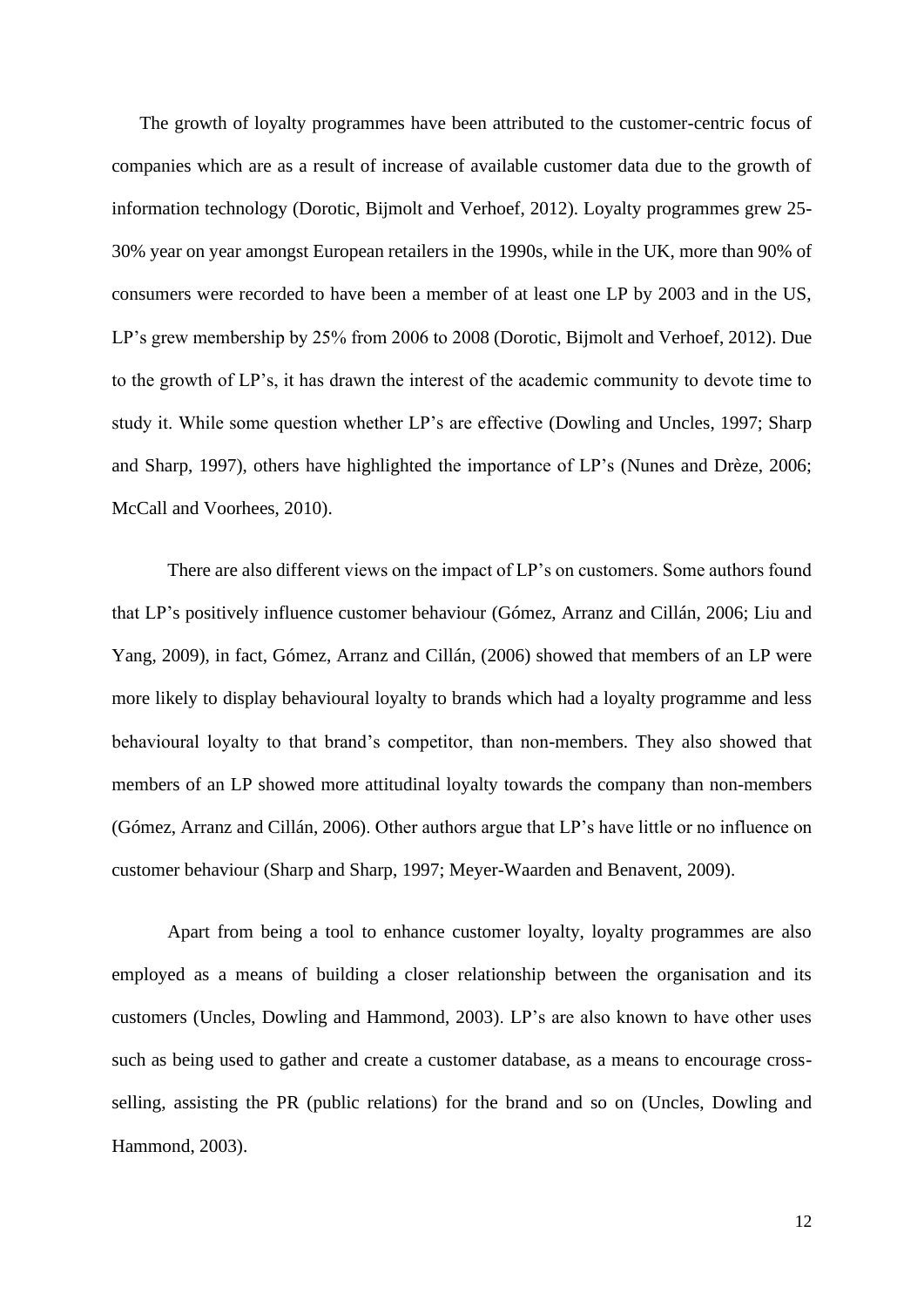The growth of loyalty programmes have been attributed to the customer-centric focus of companies which are as a result of increase of available customer data due to the growth of information technology (Dorotic, Bijmolt and Verhoef, 2012). Loyalty programmes grew 25-30% year on year amongst European retailers in the 1990s, while in the UK, more than 90% of consumers were recorded to have been a member of at least one LP by 2003 and in the US, LP's grew membership by 25% from 2006 to 2008 (Dorotic, Bijmolt and Verhoef, 2012). Due to the growth of LP's, it has drawn the interest of the academic community to devote time to study it. While some question whether LP's are effective (Dowling and Uncles, 1997; Sharp and Sharp, 1997), others have highlighted the importance of LP's (Nunes and Drèze, 2006; McCall and Voorhees, 2010).

There are also different views on the impact of LP's on customers. Some authors found that LP's positively influence customer behaviour (Gómez, Arranz and Cillán, 2006; Liu and Yang, 2009), in fact, Gómez, Arranz and Cillán, (2006) showed that members of an LP were more likely to display behavioural loyalty to brands which had a loyalty programme and less behavioural loyalty to that brand's competitor, than non-members. They also showed that members of an LP showed more attitudinal loyalty towards the company than non-members (Gómez, Arranz and Cillán, 2006). Other authors argue that LP's have little or no influence on customer behaviour (Sharp and Sharp, 1997; Meyer-Waarden and Benavent, 2009).

Apart from being a tool to enhance customer loyalty, loyalty programmes are also employed as a means of building a closer relationship between the organisation and its customers (Uncles, Dowling and Hammond, 2003). LP's are also known to have other uses such as being used to gather and create a customer database, as a means to encourage cross-selling, assisting the PR (public relations) for the brand and so on (Uncles, Dowling and Hammond, 2003).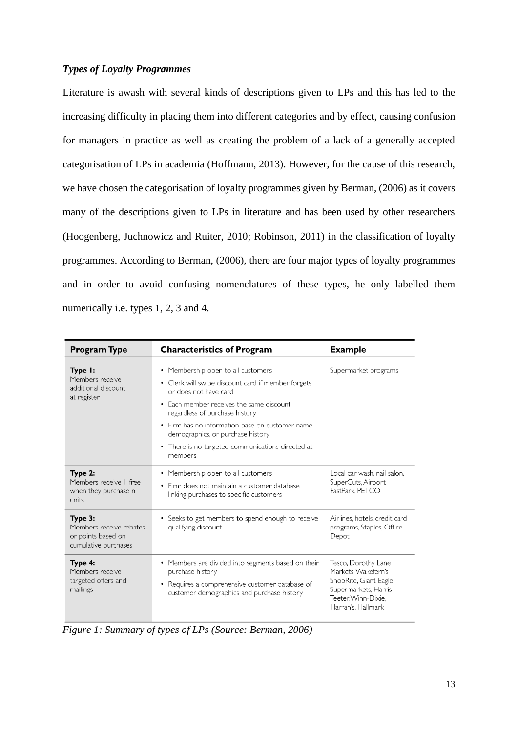***Types of Loyalty Programmes***

Literature is awash with several kinds of descriptions given to LPs and this has led to the increasing difficulty in placing them into different categories and by effect, causing confusion for managers in practice as well as creating the problem of a lack of a generally accepted categorisation of LPs in academia (Hoffmann, 2013). However, for the cause of this research, we have chosen the categorisation of loyalty programmes given by Berman, (2006) as it covers many of the descriptions given to LPs in literature and has been used by other researchers (Hoogenberg, Juchnowicz and Ruiter, 2010; Robinson, 2011) in the classification of loyalty programmes. According to Berman, (2006), there are four major types of loyalty programmes and in order to avoid confusing nomenclatures of these types, he only labelled them numerically i.e. types 1, 2, 3 and 4.

| Program Type | Characteristics of Program | Example |
|---|---|---|
| **Type 1:** Members receive additional discount at register | • Membership open to all customers<br>• Clerk will swipe discount card if member forgets or does not have card<br>• Each member receives the same discount regardless of purchase history<br>• Firm has no information base on customer name, demographics, or purchase history<br>• There is no targeted communications directed at members | Supermarket programs |
| **Type 2:** Members receive 1 free when they purchase n units | • Membership open to all customers<br>• Firm does not maintain a customer database linking purchases to specific customers | Local car wash, nail salon, SuperCuts, Airport FastPark, PETCO |
| **Type 3:** Members receive rebates or points based on cumulative purchases | • Seeks to get members to spend enough to receive qualifying discount | Airlines, hotels, credit card programs, Staples, Office Depot |
| **Type 4:** Members receive targeted offers and mailings | • Members are divided into segments based on their purchase history<br>• Requires a comprehensive customer database of customer demographics and purchase history | Tesco, Dorothy Lane Markets, Wakefern's ShopRite, Giant Eagle Supermarkets, Harris Teeter, Winn-Dixie, Harrah's, Hallmark |

*Figure 1: Summary of types of LPs (Source: Berman, 2006)*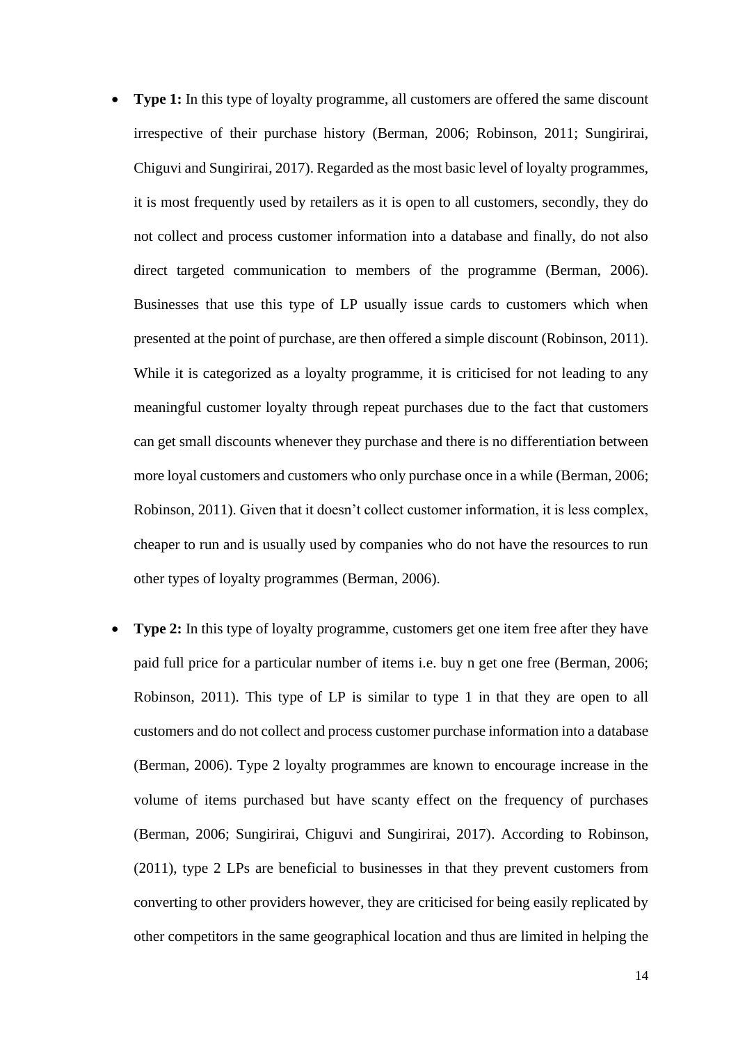- **Type 1:** In this type of loyalty programme, all customers are offered the same discount irrespective of their purchase history (Berman, 2006; Robinson, 2011; Sungirirai, Chiguvi and Sungirirai, 2017). Regarded as the most basic level of loyalty programmes, it is most frequently used by retailers as it is open to all customers, secondly, they do not collect and process customer information into a database and finally, do not also direct targeted communication to members of the programme (Berman, 2006). Businesses that use this type of LP usually issue cards to customers which when presented at the point of purchase, are then offered a simple discount (Robinson, 2011). While it is categorized as a loyalty programme, it is criticised for not leading to any meaningful customer loyalty through repeat purchases due to the fact that customers can get small discounts whenever they purchase and there is no differentiation between more loyal customers and customers who only purchase once in a while (Berman, 2006; Robinson, 2011). Given that it doesn't collect customer information, it is less complex, cheaper to run and is usually used by companies who do not have the resources to run other types of loyalty programmes (Berman, 2006).

- **Type 2:** In this type of loyalty programme, customers get one item free after they have paid full price for a particular number of items i.e. buy n get one free (Berman, 2006; Robinson, 2011). This type of LP is similar to type 1 in that they are open to all customers and do not collect and process customer purchase information into a database (Berman, 2006). Type 2 loyalty programmes are known to encourage increase in the volume of items purchased but have scanty effect on the frequency of purchases (Berman, 2006; Sungirirai, Chiguvi and Sungirirai, 2017). According to Robinson, (2011), type 2 LPs are beneficial to businesses in that they prevent customers from converting to other providers however, they are criticised for being easily replicated by other competitors in the same geographical location and thus are limited in helping the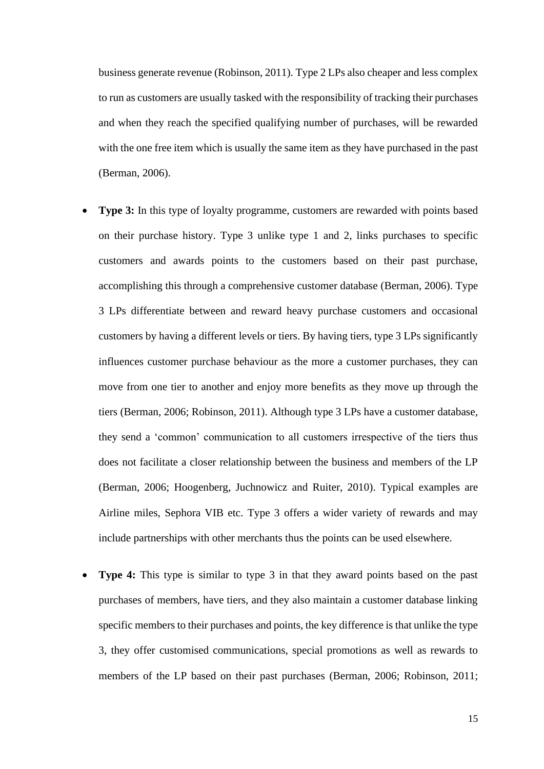business generate revenue (Robinson, 2011). Type 2 LPs also cheaper and less complex to run as customers are usually tasked with the responsibility of tracking their purchases and when they reach the specified qualifying number of purchases, will be rewarded with the one free item which is usually the same item as they have purchased in the past (Berman, 2006).

- **Type 3:** In this type of loyalty programme, customers are rewarded with points based on their purchase history. Type 3 unlike type 1 and 2, links purchases to specific customers and awards points to the customers based on their past purchase, accomplishing this through a comprehensive customer database (Berman, 2006). Type 3 LPs differentiate between and reward heavy purchase customers and occasional customers by having a different levels or tiers. By having tiers, type 3 LPs significantly influences customer purchase behaviour as the more a customer purchases, they can move from one tier to another and enjoy more benefits as they move up through the tiers (Berman, 2006; Robinson, 2011). Although type 3 LPs have a customer database, they send a 'common' communication to all customers irrespective of the tiers thus does not facilitate a closer relationship between the business and members of the LP (Berman, 2006; Hoogenberg, Juchnowicz and Ruiter, 2010). Typical examples are Airline miles, Sephora VIB etc. Type 3 offers a wider variety of rewards and may include partnerships with other merchants thus the points can be used elsewhere.

- **Type 4:** This type is similar to type 3 in that they award points based on the past purchases of members, have tiers, and they also maintain a customer database linking specific members to their purchases and points, the key difference is that unlike the type 3, they offer customised communications, special promotions as well as rewards to members of the LP based on their past purchases (Berman, 2006; Robinson, 2011;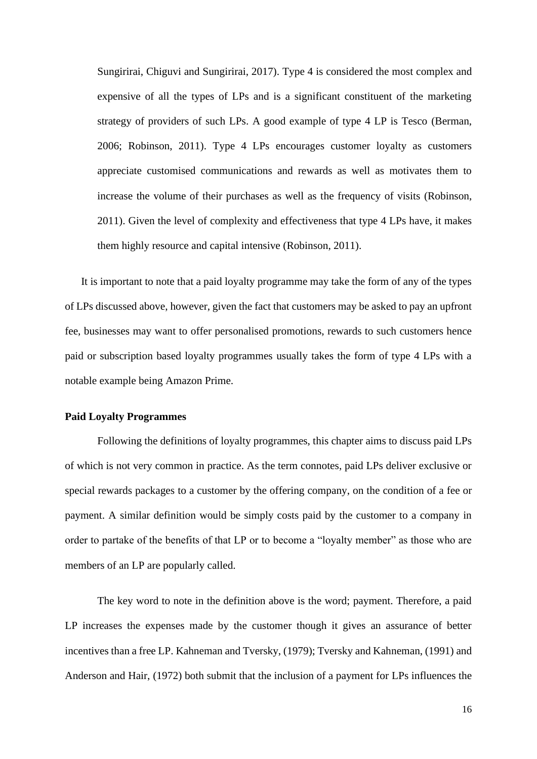Sungirirai, Chiguvi and Sungirirai, 2017). Type 4 is considered the most complex and expensive of all the types of LPs and is a significant constituent of the marketing strategy of providers of such LPs. A good example of type 4 LP is Tesco (Berman, 2006; Robinson, 2011). Type 4 LPs encourages customer loyalty as customers appreciate customised communications and rewards as well as motivates them to increase the volume of their purchases as well as the frequency of visits (Robinson, 2011). Given the level of complexity and effectiveness that type 4 LPs have, it makes them highly resource and capital intensive (Robinson, 2011).

It is important to note that a paid loyalty programme may take the form of any of the types of LPs discussed above, however, given the fact that customers may be asked to pay an upfront fee, businesses may want to offer personalised promotions, rewards to such customers hence paid or subscription based loyalty programmes usually takes the form of type 4 LPs with a notable example being Amazon Prime.

**Paid Loyalty Programmes**

Following the definitions of loyalty programmes, this chapter aims to discuss paid LPs of which is not very common in practice. As the term connotes, paid LPs deliver exclusive or special rewards packages to a customer by the offering company, on the condition of a fee or payment. A similar definition would be simply costs paid by the customer to a company in order to partake of the benefits of that LP or to become a "loyalty member" as those who are members of an LP are popularly called.

The key word to note in the definition above is the word; payment. Therefore, a paid LP increases the expenses made by the customer though it gives an assurance of better incentives than a free LP. Kahneman and Tversky, (1979); Tversky and Kahneman, (1991) and Anderson and Hair, (1972) both submit that the inclusion of a payment for LPs influences the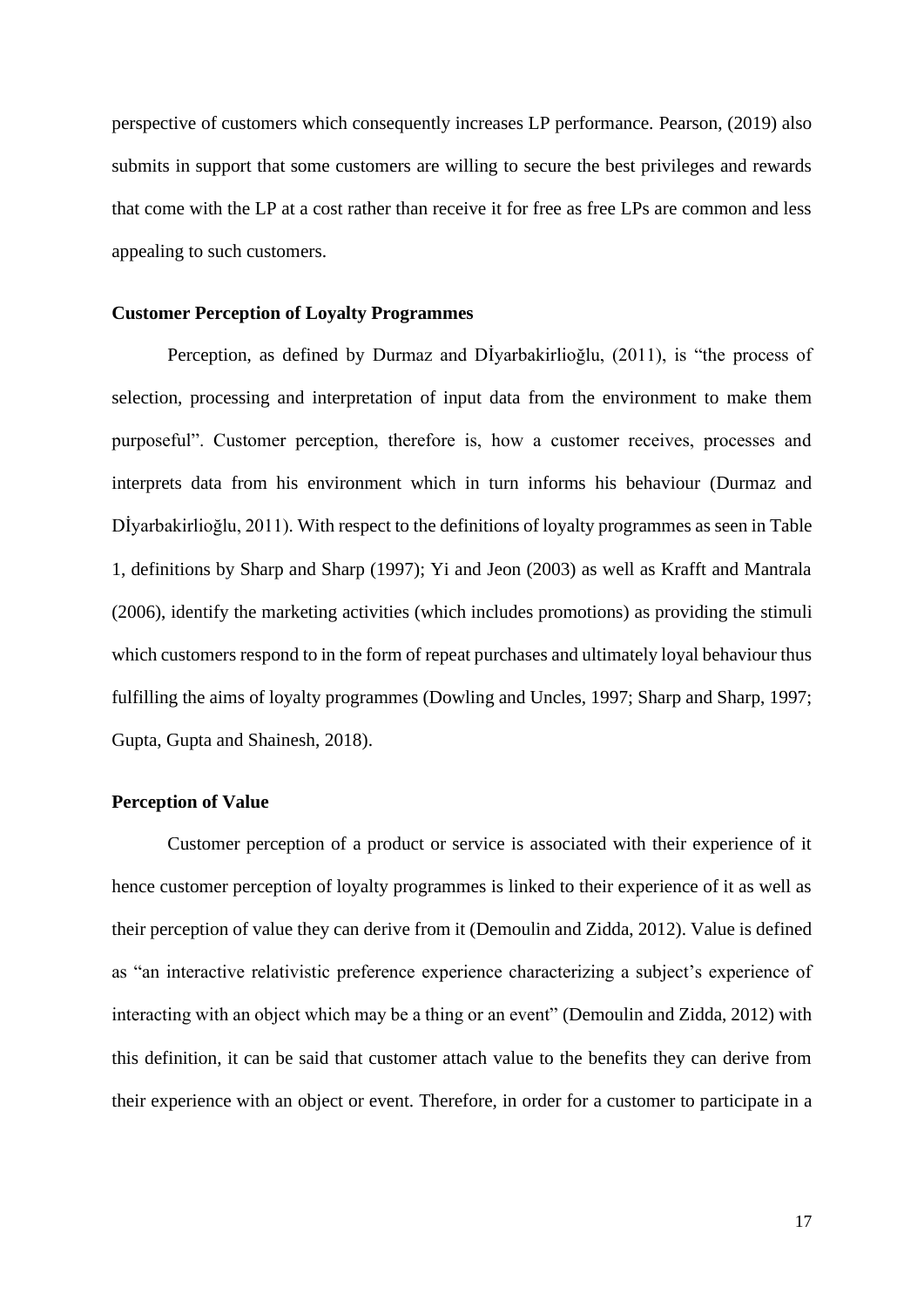perspective of customers which consequently increases LP performance. Pearson, (2019) also submits in support that some customers are willing to secure the best privileges and rewards that come with the LP at a cost rather than receive it for free as free LPs are common and less appealing to such customers.

### Customer Perception of Loyalty Programmes

Perception, as defined by Durmaz and Dİyarbakirlioğlu, (2011), is "the process of selection, processing and interpretation of input data from the environment to make them purposeful". Customer perception, therefore is, how a customer receives, processes and interprets data from his environment which in turn informs his behaviour (Durmaz and Dİyarbakirlioğlu, 2011). With respect to the definitions of loyalty programmes as seen in Table 1, definitions by Sharp and Sharp (1997); Yi and Jeon (2003) as well as Krafft and Mantrala (2006), identify the marketing activities (which includes promotions) as providing the stimuli which customers respond to in the form of repeat purchases and ultimately loyal behaviour thus fulfilling the aims of loyalty programmes (Dowling and Uncles, 1997; Sharp and Sharp, 1997; Gupta, Gupta and Shainesh, 2018).

### Perception of Value

Customer perception of a product or service is associated with their experience of it hence customer perception of loyalty programmes is linked to their experience of it as well as their perception of value they can derive from it (Demoulin and Zidda, 2012). Value is defined as "an interactive relativistic preference experience characterizing a subject's experience of interacting with an object which may be a thing or an event" (Demoulin and Zidda, 2012) with this definition, it can be said that customer attach value to the benefits they can derive from their experience with an object or event. Therefore, in order for a customer to participate in a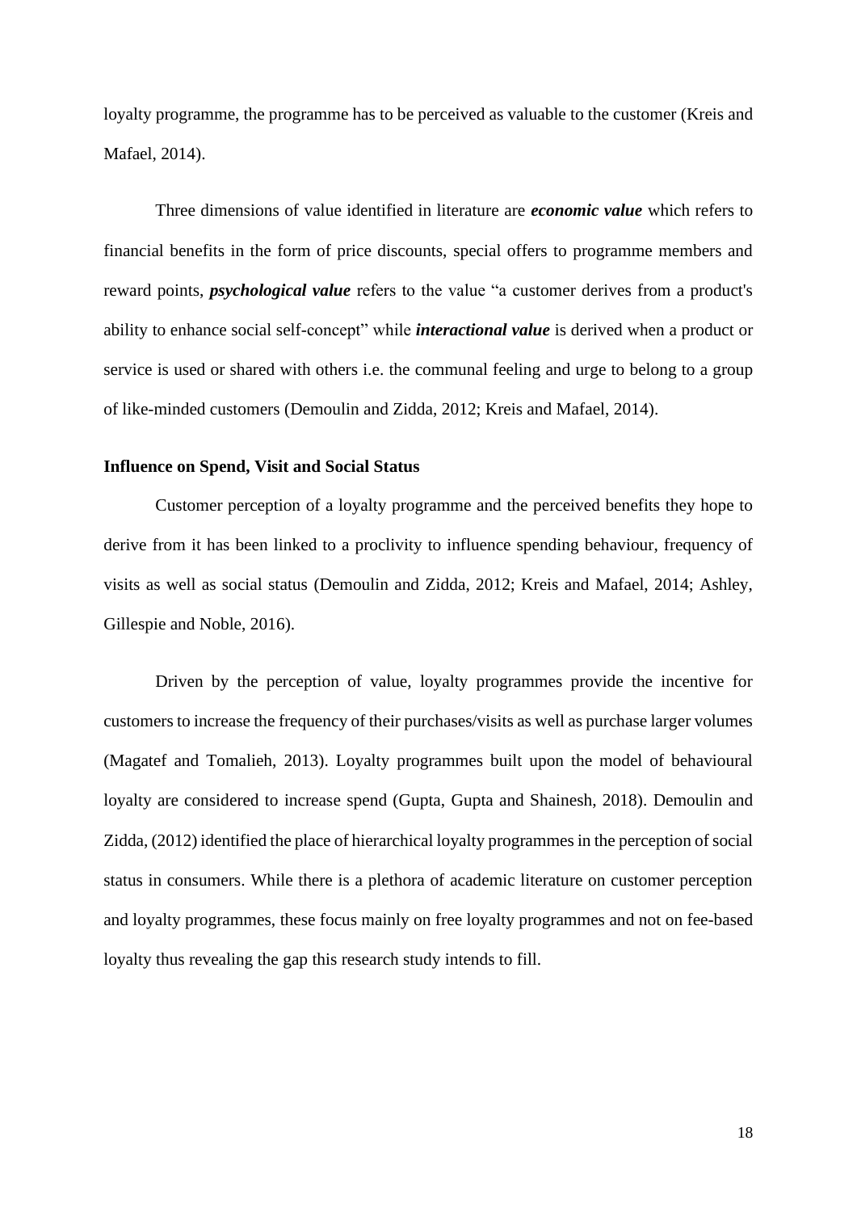loyalty programme, the programme has to be perceived as valuable to the customer (Kreis and Mafael, 2014).

Three dimensions of value identified in literature are ***economic value*** which refers to financial benefits in the form of price discounts, special offers to programme members and reward points, ***psychological value*** refers to the value "a customer derives from a product's ability to enhance social self-concept" while ***interactional value*** is derived when a product or service is used or shared with others i.e. the communal feeling and urge to belong to a group of like-minded customers (Demoulin and Zidda, 2012; Kreis and Mafael, 2014).

**Influence on Spend, Visit and Social Status**

Customer perception of a loyalty programme and the perceived benefits they hope to derive from it has been linked to a proclivity to influence spending behaviour, frequency of visits as well as social status (Demoulin and Zidda, 2012; Kreis and Mafael, 2014; Ashley, Gillespie and Noble, 2016).

Driven by the perception of value, loyalty programmes provide the incentive for customers to increase the frequency of their purchases/visits as well as purchase larger volumes (Magatef and Tomalieh, 2013). Loyalty programmes built upon the model of behavioural loyalty are considered to increase spend (Gupta, Gupta and Shainesh, 2018). Demoulin and Zidda, (2012) identified the place of hierarchical loyalty programmes in the perception of social status in consumers. While there is a plethora of academic literature on customer perception and loyalty programmes, these focus mainly on free loyalty programmes and not on fee-based loyalty thus revealing the gap this research study intends to fill.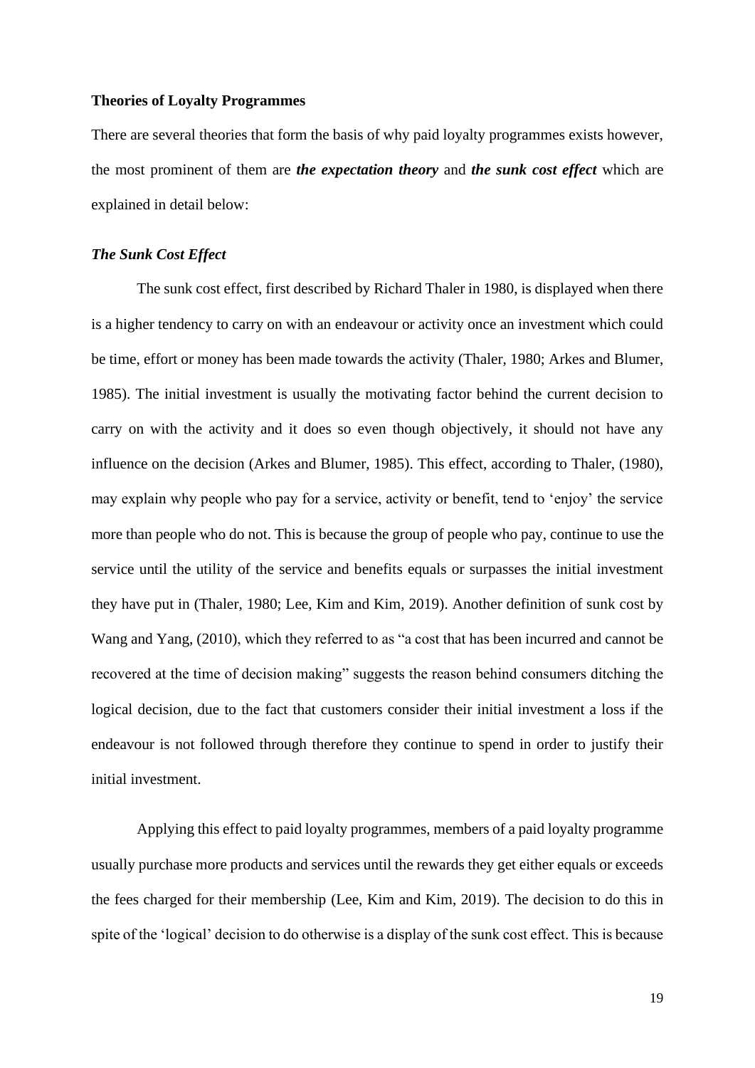## Theories of Loyalty Programmes

There are several theories that form the basis of why paid loyalty programmes exists however, the most prominent of them are ***the expectation theory*** and ***the sunk cost effect*** which are explained in detail below:

### *The Sunk Cost Effect*

The sunk cost effect, first described by Richard Thaler in 1980, is displayed when there is a higher tendency to carry on with an endeavour or activity once an investment which could be time, effort or money has been made towards the activity (Thaler, 1980; Arkes and Blumer, 1985). The initial investment is usually the motivating factor behind the current decision to carry on with the activity and it does so even though objectively, it should not have any influence on the decision (Arkes and Blumer, 1985). This effect, according to Thaler, (1980), may explain why people who pay for a service, activity or benefit, tend to 'enjoy' the service more than people who do not. This is because the group of people who pay, continue to use the service until the utility of the service and benefits equals or surpasses the initial investment they have put in (Thaler, 1980; Lee, Kim and Kim, 2019). Another definition of sunk cost by Wang and Yang, (2010), which they referred to as "a cost that has been incurred and cannot be recovered at the time of decision making" suggests the reason behind consumers ditching the logical decision, due to the fact that customers consider their initial investment a loss if the endeavour is not followed through therefore they continue to spend in order to justify their initial investment.

Applying this effect to paid loyalty programmes, members of a paid loyalty programme usually purchase more products and services until the rewards they get either equals or exceeds the fees charged for their membership (Lee, Kim and Kim, 2019). The decision to do this in spite of the 'logical' decision to do otherwise is a display of the sunk cost effect. This is because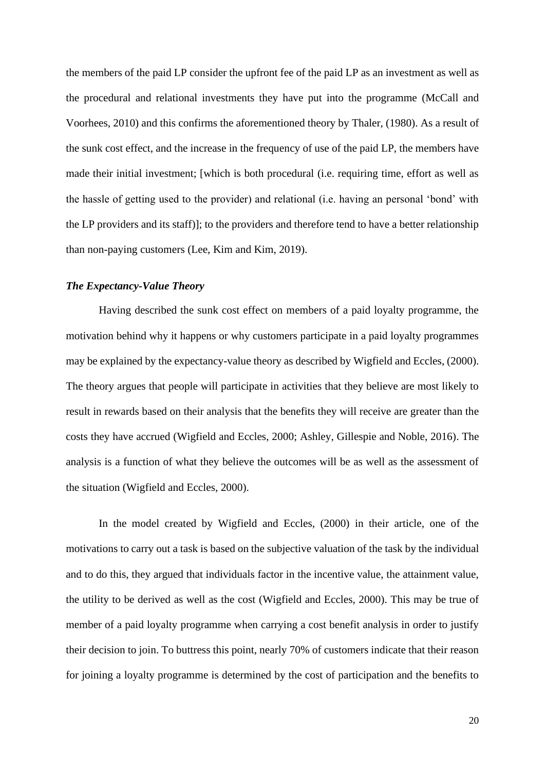the members of the paid LP consider the upfront fee of the paid LP as an investment as well as the procedural and relational investments they have put into the programme (McCall and Voorhees, 2010) and this confirms the aforementioned theory by Thaler, (1980). As a result of the sunk cost effect, and the increase in the frequency of use of the paid LP, the members have made their initial investment; [which is both procedural (i.e. requiring time, effort as well as the hassle of getting used to the provider) and relational (i.e. having an personal 'bond' with the LP providers and its staff)]; to the providers and therefore tend to have a better relationship than non-paying customers (Lee, Kim and Kim, 2019).

***The Expectancy-Value Theory***

Having described the sunk cost effect on members of a paid loyalty programme, the motivation behind why it happens or why customers participate in a paid loyalty programmes may be explained by the expectancy-value theory as described by Wigfield and Eccles, (2000). The theory argues that people will participate in activities that they believe are most likely to result in rewards based on their analysis that the benefits they will receive are greater than the costs they have accrued (Wigfield and Eccles, 2000; Ashley, Gillespie and Noble, 2016). The analysis is a function of what they believe the outcomes will be as well as the assessment of the situation (Wigfield and Eccles, 2000).

In the model created by Wigfield and Eccles, (2000) in their article, one of the motivations to carry out a task is based on the subjective valuation of the task by the individual and to do this, they argued that individuals factor in the incentive value, the attainment value, the utility to be derived as well as the cost (Wigfield and Eccles, 2000). This may be true of member of a paid loyalty programme when carrying a cost benefit analysis in order to justify their decision to join. To buttress this point, nearly 70% of customers indicate that their reason for joining a loyalty programme is determined by the cost of participation and the benefits to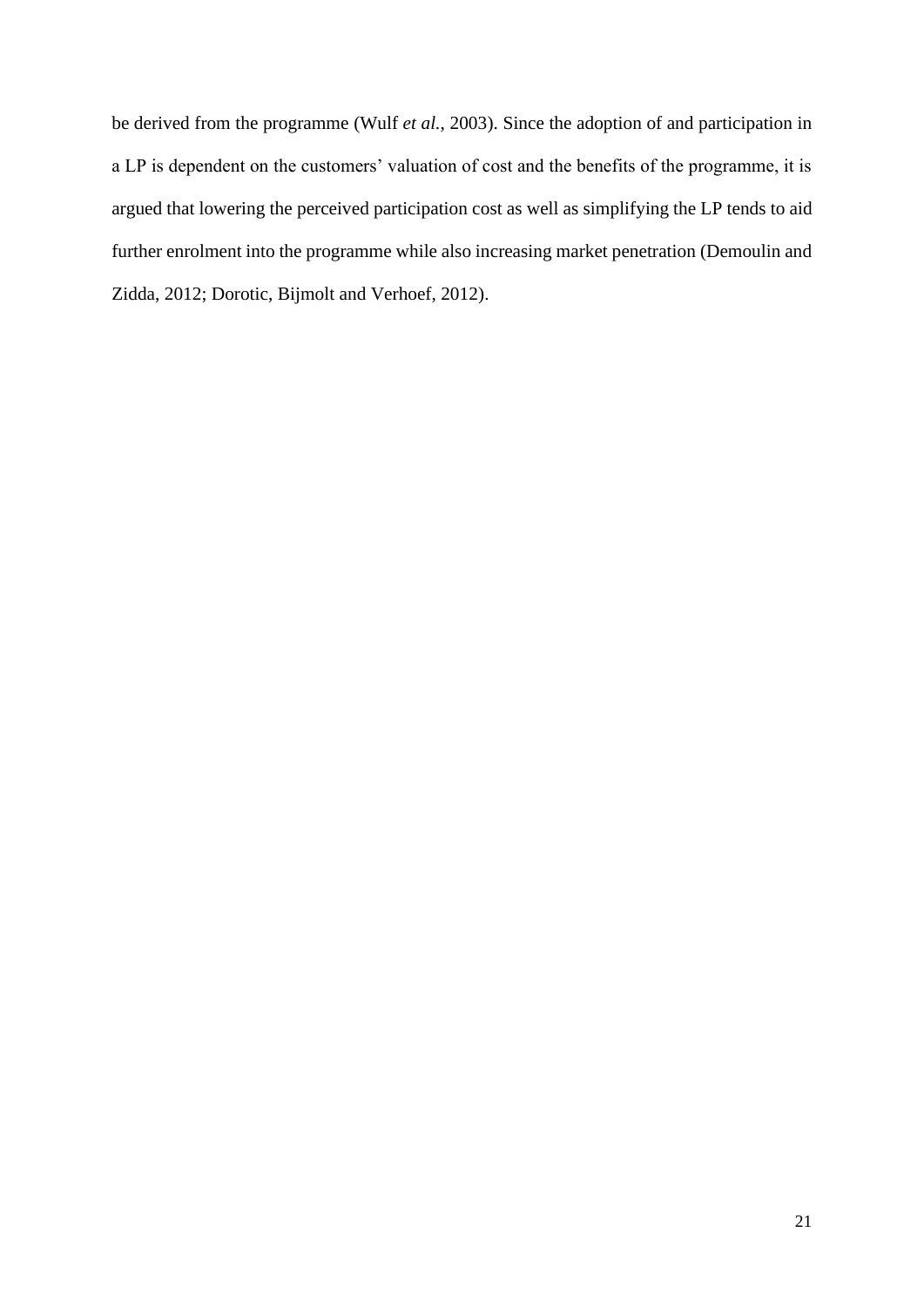be derived from the programme (Wulf *et al.*, 2003). Since the adoption of and participation in a LP is dependent on the customers' valuation of cost and the benefits of the programme, it is argued that lowering the perceived participation cost as well as simplifying the LP tends to aid further enrolment into the programme while also increasing market penetration (Demoulin and Zidda, 2012; Dorotic, Bijmolt and Verhoef, 2012).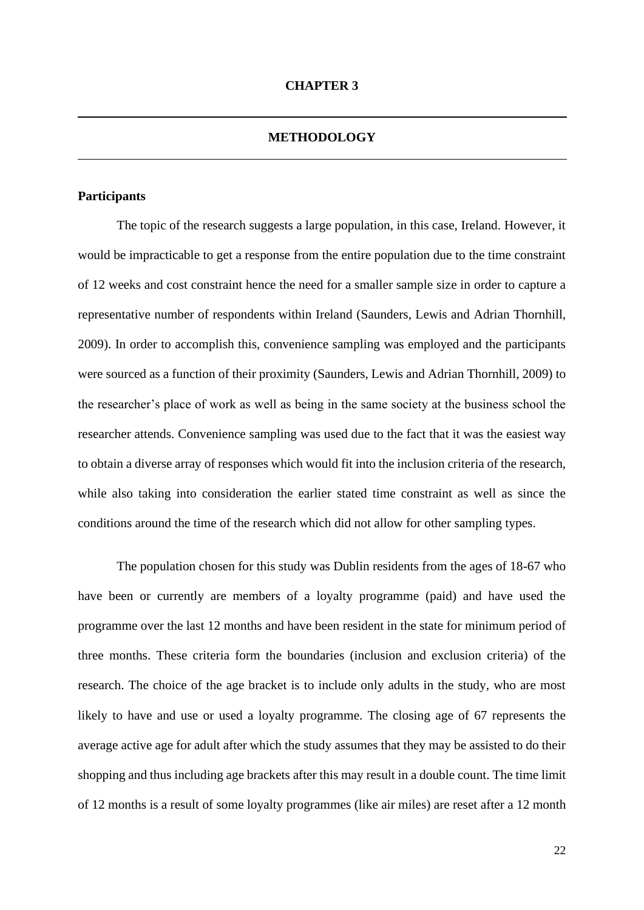# CHAPTER 3

## METHODOLOGY

### Participants

The topic of the research suggests a large population, in this case, Ireland. However, it would be impracticable to get a response from the entire population due to the time constraint of 12 weeks and cost constraint hence the need for a smaller sample size in order to capture a representative number of respondents within Ireland (Saunders, Lewis and Adrian Thornhill, 2009). In order to accomplish this, convenience sampling was employed and the participants were sourced as a function of their proximity (Saunders, Lewis and Adrian Thornhill, 2009) to the researcher's place of work as well as being in the same society at the business school the researcher attends. Convenience sampling was used due to the fact that it was the easiest way to obtain a diverse array of responses which would fit into the inclusion criteria of the research, while also taking into consideration the earlier stated time constraint as well as since the conditions around the time of the research which did not allow for other sampling types.

The population chosen for this study was Dublin residents from the ages of 18-67 who have been or currently are members of a loyalty programme (paid) and have used the programme over the last 12 months and have been resident in the state for minimum period of three months. These criteria form the boundaries (inclusion and exclusion criteria) of the research. The choice of the age bracket is to include only adults in the study, who are most likely to have and use or used a loyalty programme. The closing age of 67 represents the average active age for adult after which the study assumes that they may be assisted to do their shopping and thus including age brackets after this may result in a double count. The time limit of 12 months is a result of some loyalty programmes (like air miles) are reset after a 12 month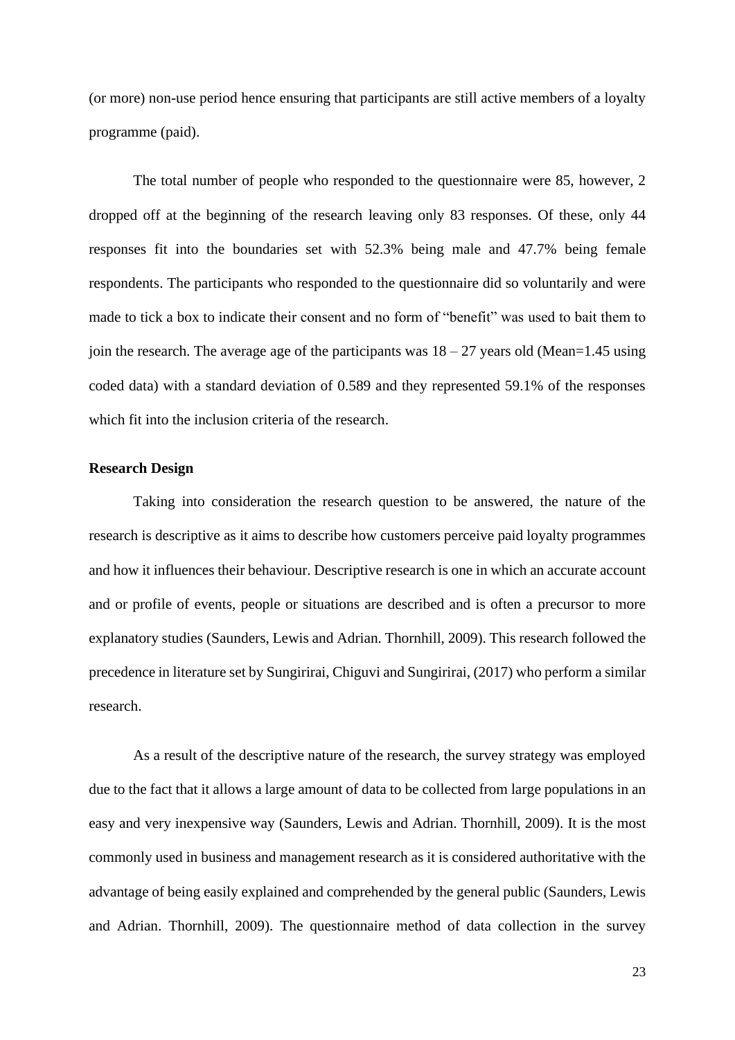(or more) non-use period hence ensuring that participants are still active members of a loyalty programme (paid).

The total number of people who responded to the questionnaire were 85, however, 2 dropped off at the beginning of the research leaving only 83 responses. Of these, only 44 responses fit into the boundaries set with 52.3% being male and 47.7% being female respondents. The participants who responded to the questionnaire did so voluntarily and were made to tick a box to indicate their consent and no form of "benefit" was used to bait them to join the research. The average age of the participants was 18 – 27 years old (Mean=1.45 using coded data) with a standard deviation of 0.589 and they represented 59.1% of the responses which fit into the inclusion criteria of the research.

**Research Design**

Taking into consideration the research question to be answered, the nature of the research is descriptive as it aims to describe how customers perceive paid loyalty programmes and how it influences their behaviour. Descriptive research is one in which an accurate account and or profile of events, people or situations are described and is often a precursor to more explanatory studies (Saunders, Lewis and Adrian. Thornhill, 2009). This research followed the precedence in literature set by Sungirirai, Chiguvi and Sungirirai, (2017) who perform a similar research.

As a result of the descriptive nature of the research, the survey strategy was employed due to the fact that it allows a large amount of data to be collected from large populations in an easy and very inexpensive way (Saunders, Lewis and Adrian. Thornhill, 2009). It is the most commonly used in business and management research as it is considered authoritative with the advantage of being easily explained and comprehended by the general public (Saunders, Lewis and Adrian. Thornhill, 2009). The questionnaire method of data collection in the survey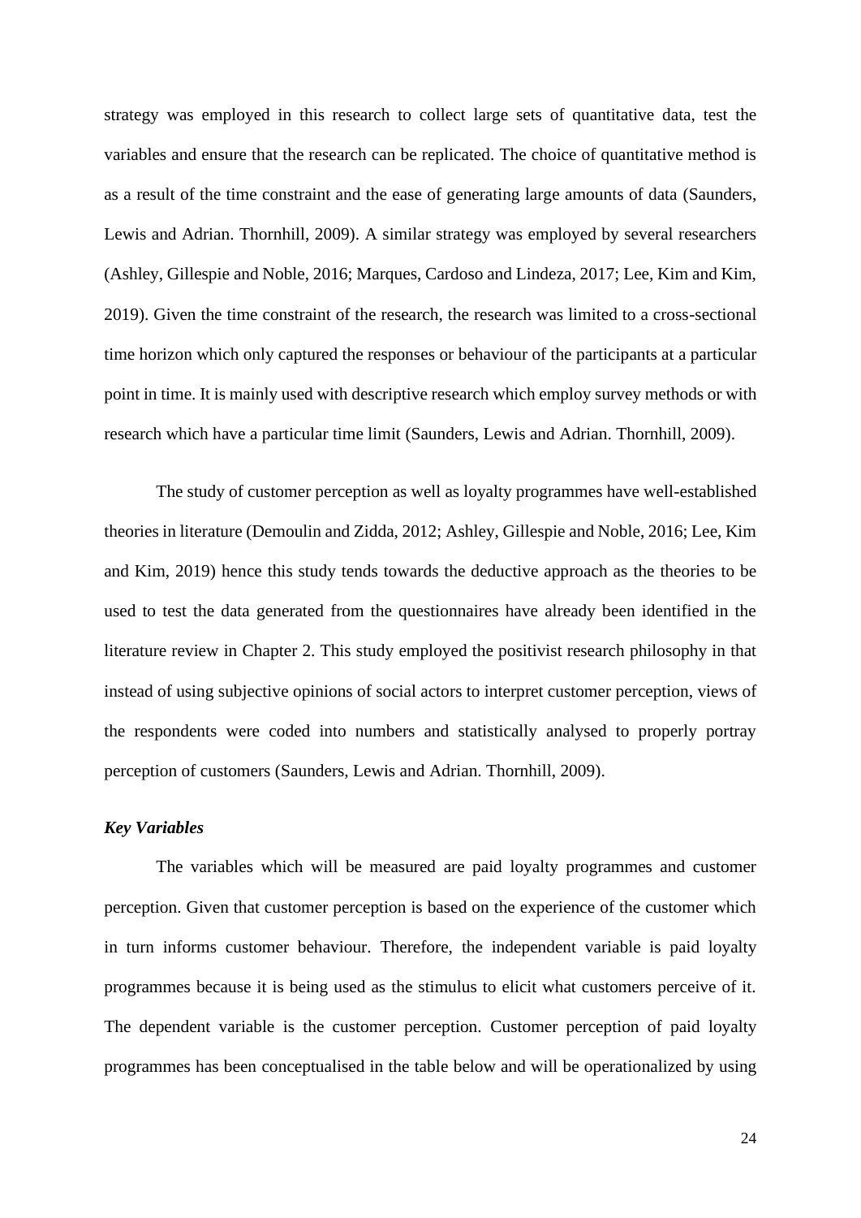strategy was employed in this research to collect large sets of quantitative data, test the variables and ensure that the research can be replicated. The choice of quantitative method is as a result of the time constraint and the ease of generating large amounts of data (Saunders, Lewis and Adrian. Thornhill, 2009). A similar strategy was employed by several researchers (Ashley, Gillespie and Noble, 2016; Marques, Cardoso and Lindeza, 2017; Lee, Kim and Kim, 2019). Given the time constraint of the research, the research was limited to a cross-sectional time horizon which only captured the responses or behaviour of the participants at a particular point in time. It is mainly used with descriptive research which employ survey methods or with research which have a particular time limit (Saunders, Lewis and Adrian. Thornhill, 2009).

The study of customer perception as well as loyalty programmes have well-established theories in literature (Demoulin and Zidda, 2012; Ashley, Gillespie and Noble, 2016; Lee, Kim and Kim, 2019) hence this study tends towards the deductive approach as the theories to be used to test the data generated from the questionnaires have already been identified in the literature review in Chapter 2. This study employed the positivist research philosophy in that instead of using subjective opinions of social actors to interpret customer perception, views of the respondents were coded into numbers and statistically analysed to properly portray perception of customers (Saunders, Lewis and Adrian. Thornhill, 2009).

***Key Variables***

The variables which will be measured are paid loyalty programmes and customer perception. Given that customer perception is based on the experience of the customer which in turn informs customer behaviour. Therefore, the independent variable is paid loyalty programmes because it is being used as the stimulus to elicit what customers perceive of it. The dependent variable is the customer perception. Customer perception of paid loyalty programmes has been conceptualised in the table below and will be operationalized by using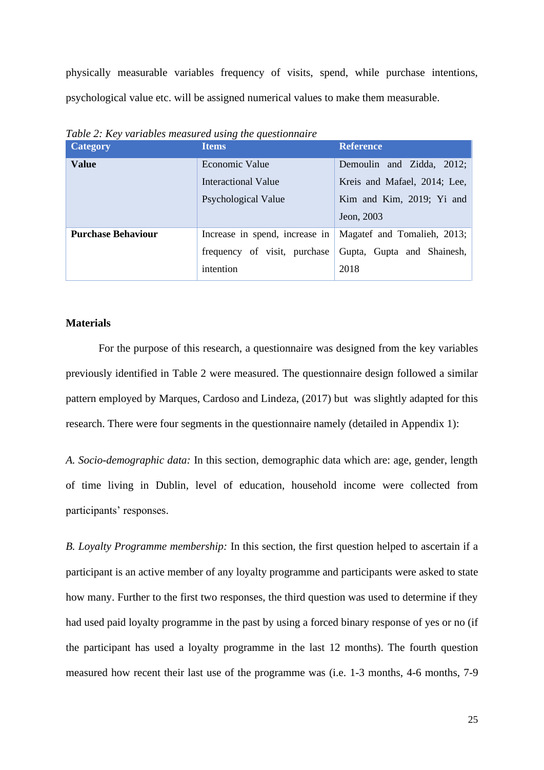physically measurable variables frequency of visits, spend, while purchase intentions, psychological value etc. will be assigned numerical values to make them measurable.

*Table 2: Key variables measured using the questionnaire*

| Category | Items | Reference |
|---|---|---|
| **Value** | Economic Value<br>Interactional Value<br>Psychological Value | Demoulin and Zidda, 2012; Kreis and Mafael, 2014; Lee, Kim and Kim, 2019; Yi and Jeon, 2003 |
| **Purchase Behaviour** | Increase in spend, increase in frequency of visit, purchase intention | Magatef and Tomalieh, 2013; Gupta, Gupta and Shainesh, 2018 |

**Materials**

For the purpose of this research, a questionnaire was designed from the key variables previously identified in Table 2 were measured. The questionnaire design followed a similar pattern employed by Marques, Cardoso and Lindeza, (2017) but was slightly adapted for this research. There were four segments in the questionnaire namely (detailed in Appendix 1):

*A. Socio-demographic data:* In this section, demographic data which are: age, gender, length of time living in Dublin, level of education, household income were collected from participants' responses.

*B. Loyalty Programme membership:* In this section, the first question helped to ascertain if a participant is an active member of any loyalty programme and participants were asked to state how many. Further to the first two responses, the third question was used to determine if they had used paid loyalty programme in the past by using a forced binary response of yes or no (if the participant has used a loyalty programme in the last 12 months). The fourth question measured how recent their last use of the programme was (i.e. 1-3 months, 4-6 months, 7-9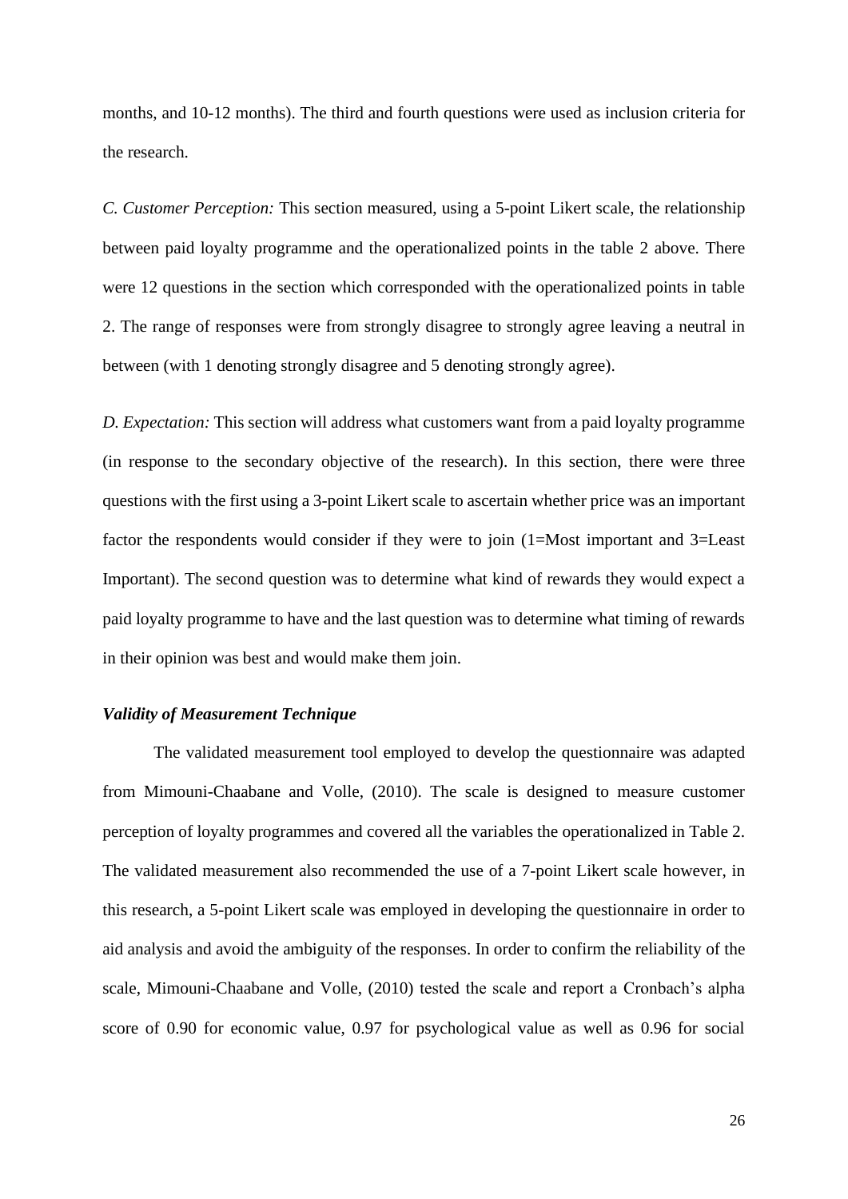months, and 10-12 months). The third and fourth questions were used as inclusion criteria for the research.

*C. Customer Perception:* This section measured, using a 5-point Likert scale, the relationship between paid loyalty programme and the operationalized points in the table 2 above. There were 12 questions in the section which corresponded with the operationalized points in table 2. The range of responses were from strongly disagree to strongly agree leaving a neutral in between (with 1 denoting strongly disagree and 5 denoting strongly agree).

*D. Expectation:* This section will address what customers want from a paid loyalty programme (in response to the secondary objective of the research). In this section, there were three questions with the first using a 3-point Likert scale to ascertain whether price was an important factor the respondents would consider if they were to join (1=Most important and 3=Least Important). The second question was to determine what kind of rewards they would expect a paid loyalty programme to have and the last question was to determine what timing of rewards in their opinion was best and would make them join.

***Validity of Measurement Technique***

The validated measurement tool employed to develop the questionnaire was adapted from Mimouni-Chaabane and Volle, (2010). The scale is designed to measure customer perception of loyalty programmes and covered all the variables the operationalized in Table 2. The validated measurement also recommended the use of a 7-point Likert scale however, in this research, a 5-point Likert scale was employed in developing the questionnaire in order to aid analysis and avoid the ambiguity of the responses. In order to confirm the reliability of the scale, Mimouni-Chaabane and Volle, (2010) tested the scale and report a Cronbach's alpha score of 0.90 for economic value, 0.97 for psychological value as well as 0.96 for social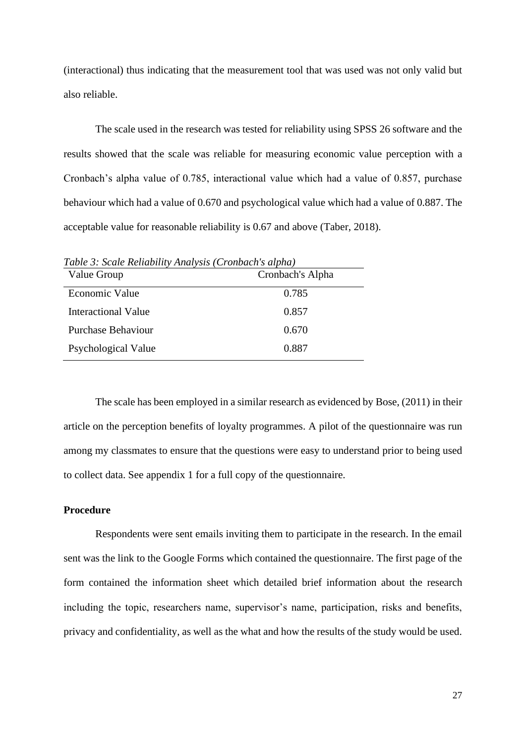(interactional) thus indicating that the measurement tool that was used was not only valid but also reliable.

The scale used in the research was tested for reliability using SPSS 26 software and the results showed that the scale was reliable for measuring economic value perception with a Cronbach's alpha value of 0.785, interactional value which had a value of 0.857, purchase behaviour which had a value of 0.670 and psychological value which had a value of 0.887. The acceptable value for reasonable reliability is 0.67 and above (Taber, 2018).

*Table 3: Scale Reliability Analysis (Cronbach's alpha)*

| Value Group | Cronbach's Alpha |
|---|---|
| Economic Value | 0.785 |
| Interactional Value | 0.857 |
| Purchase Behaviour | 0.670 |
| Psychological Value | 0.887 |

The scale has been employed in a similar research as evidenced by Bose, (2011) in their article on the perception benefits of loyalty programmes. A pilot of the questionnaire was run among my classmates to ensure that the questions were easy to understand prior to being used to collect data. See appendix 1 for a full copy of the questionnaire.

**Procedure**

Respondents were sent emails inviting them to participate in the research. In the email sent was the link to the Google Forms which contained the questionnaire. The first page of the form contained the information sheet which detailed brief information about the research including the topic, researchers name, supervisor's name, participation, risks and benefits, privacy and confidentiality, as well as the what and how the results of the study would be used.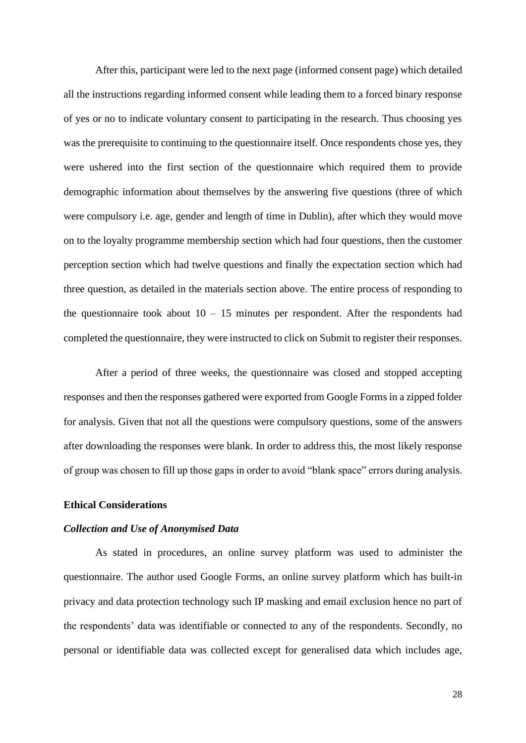After this, participant were led to the next page (informed consent page) which detailed all the instructions regarding informed consent while leading them to a forced binary response of yes or no to indicate voluntary consent to participating in the research. Thus choosing yes was the prerequisite to continuing to the questionnaire itself. Once respondents chose yes, they were ushered into the first section of the questionnaire which required them to provide demographic information about themselves by the answering five questions (three of which were compulsory i.e. age, gender and length of time in Dublin), after which they would move on to the loyalty programme membership section which had four questions, then the customer perception section which had twelve questions and finally the expectation section which had three question, as detailed in the materials section above. The entire process of responding to the questionnaire took about 10 – 15 minutes per respondent. After the respondents had completed the questionnaire, they were instructed to click on Submit to register their responses.

After a period of three weeks, the questionnaire was closed and stopped accepting responses and then the responses gathered were exported from Google Forms in a zipped folder for analysis. Given that not all the questions were compulsory questions, some of the answers after downloading the responses were blank. In order to address this, the most likely response of group was chosen to fill up those gaps in order to avoid "blank space" errors during analysis.

### Ethical Considerations

#### *Collection and Use of Anonymised Data*

As stated in procedures, an online survey platform was used to administer the questionnaire. The author used Google Forms, an online survey platform which has built-in privacy and data protection technology such IP masking and email exclusion hence no part of the respondents' data was identifiable or connected to any of the respondents. Secondly, no personal or identifiable data was collected except for generalised data which includes age,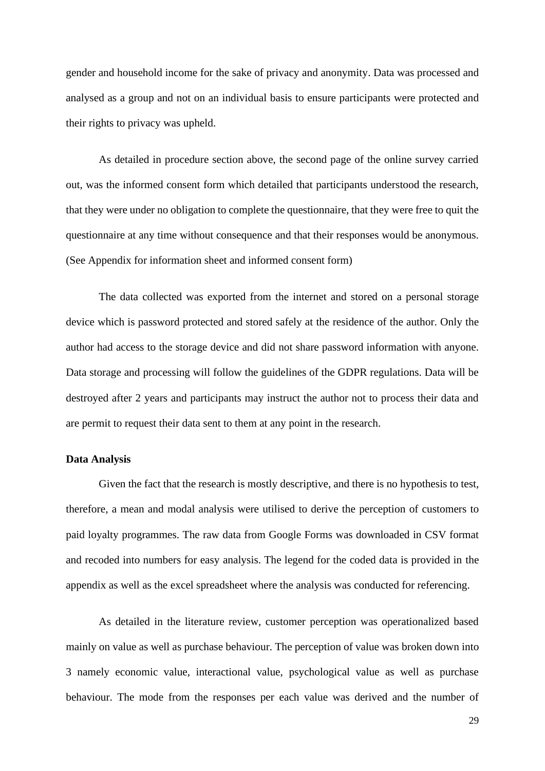gender and household income for the sake of privacy and anonymity. Data was processed and analysed as a group and not on an individual basis to ensure participants were protected and their rights to privacy was upheld.

As detailed in procedure section above, the second page of the online survey carried out, was the informed consent form which detailed that participants understood the research, that they were under no obligation to complete the questionnaire, that they were free to quit the questionnaire at any time without consequence and that their responses would be anonymous. (See Appendix for information sheet and informed consent form)

The data collected was exported from the internet and stored on a personal storage device which is password protected and stored safely at the residence of the author. Only the author had access to the storage device and did not share password information with anyone. Data storage and processing will follow the guidelines of the GDPR regulations. Data will be destroyed after 2 years and participants may instruct the author not to process their data and are permit to request their data sent to them at any point in the research.

**Data Analysis**

Given the fact that the research is mostly descriptive, and there is no hypothesis to test, therefore, a mean and modal analysis were utilised to derive the perception of customers to paid loyalty programmes. The raw data from Google Forms was downloaded in CSV format and recoded into numbers for easy analysis. The legend for the coded data is provided in the appendix as well as the excel spreadsheet where the analysis was conducted for referencing.

As detailed in the literature review, customer perception was operationalized based mainly on value as well as purchase behaviour. The perception of value was broken down into 3 namely economic value, interactional value, psychological value as well as purchase behaviour. The mode from the responses per each value was derived and the number of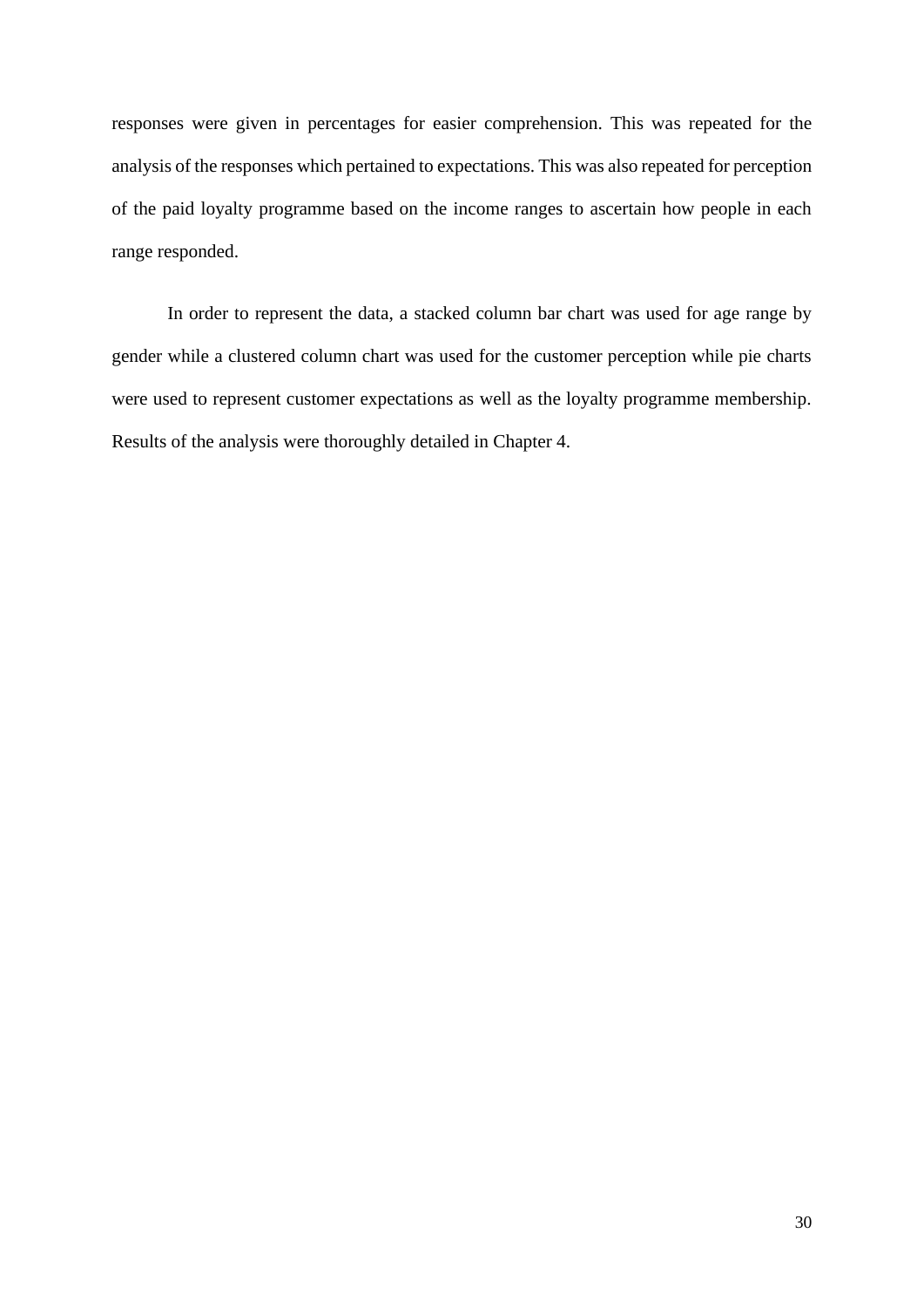responses were given in percentages for easier comprehension. This was repeated for the analysis of the responses which pertained to expectations. This was also repeated for perception of the paid loyalty programme based on the income ranges to ascertain how people in each range responded.

In order to represent the data, a stacked column bar chart was used for age range by gender while a clustered column chart was used for the customer perception while pie charts were used to represent customer expectations as well as the loyalty programme membership. Results of the analysis were thoroughly detailed in Chapter 4.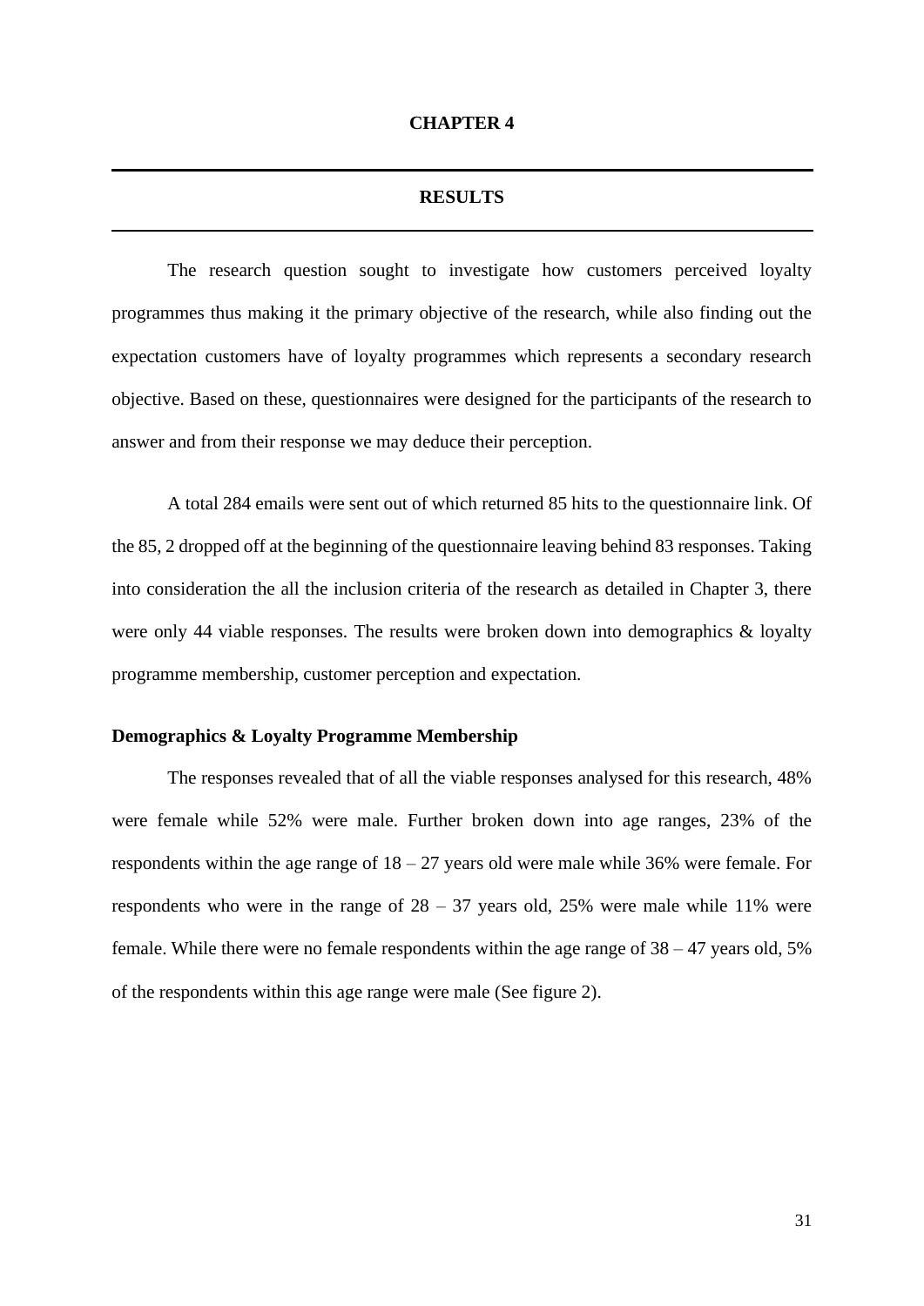# CHAPTER 4

## RESULTS

The research question sought to investigate how customers perceived loyalty programmes thus making it the primary objective of the research, while also finding out the expectation customers have of loyalty programmes which represents a secondary research objective. Based on these, questionnaires were designed for the participants of the research to answer and from their response we may deduce their perception.

A total 284 emails were sent out of which returned 85 hits to the questionnaire link. Of the 85, 2 dropped off at the beginning of the questionnaire leaving behind 83 responses. Taking into consideration the all the inclusion criteria of the research as detailed in Chapter 3, there were only 44 viable responses. The results were broken down into demographics & loyalty programme membership, customer perception and expectation.

### Demographics & Loyalty Programme Membership

The responses revealed that of all the viable responses analysed for this research, 48% were female while 52% were male. Further broken down into age ranges, 23% of the respondents within the age range of 18 – 27 years old were male while 36% were female. For respondents who were in the range of 28 – 37 years old, 25% were male while 11% were female. While there were no female respondents within the age range of 38 – 47 years old, 5% of the respondents within this age range were male (See figure 2).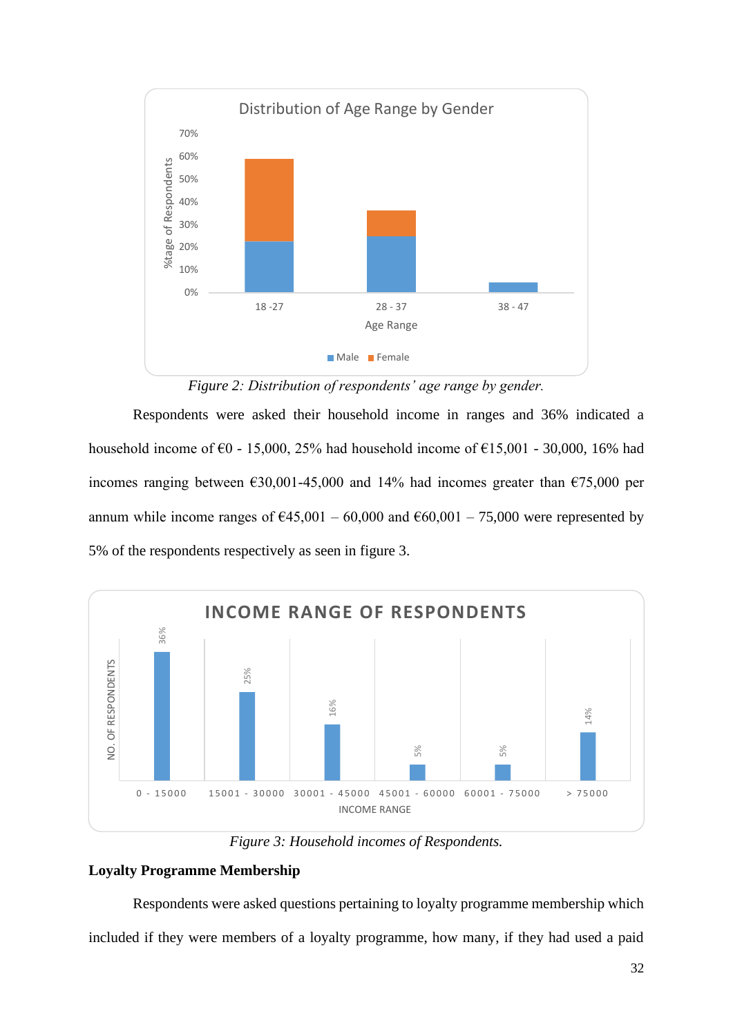*Figure 2: Distribution of respondents' age range by gender.*

Respondents were asked their household income in ranges and 36% indicated a household income of €0 - 15,000, 25% had household income of €15,001 - 30,000, 16% had incomes ranging between €30,001-45,000 and 14% had incomes greater than €75,000 per annum while income ranges of €45,001 – 60,000 and €60,001 – 75,000 were represented by 5% of the respondents respectively as seen in figure 3.

*Figure 3: Household incomes of Respondents.*

**Loyalty Programme Membership**

Respondents were asked questions pertaining to loyalty programme membership which included if they were members of a loyalty programme, how many, if they had used a paid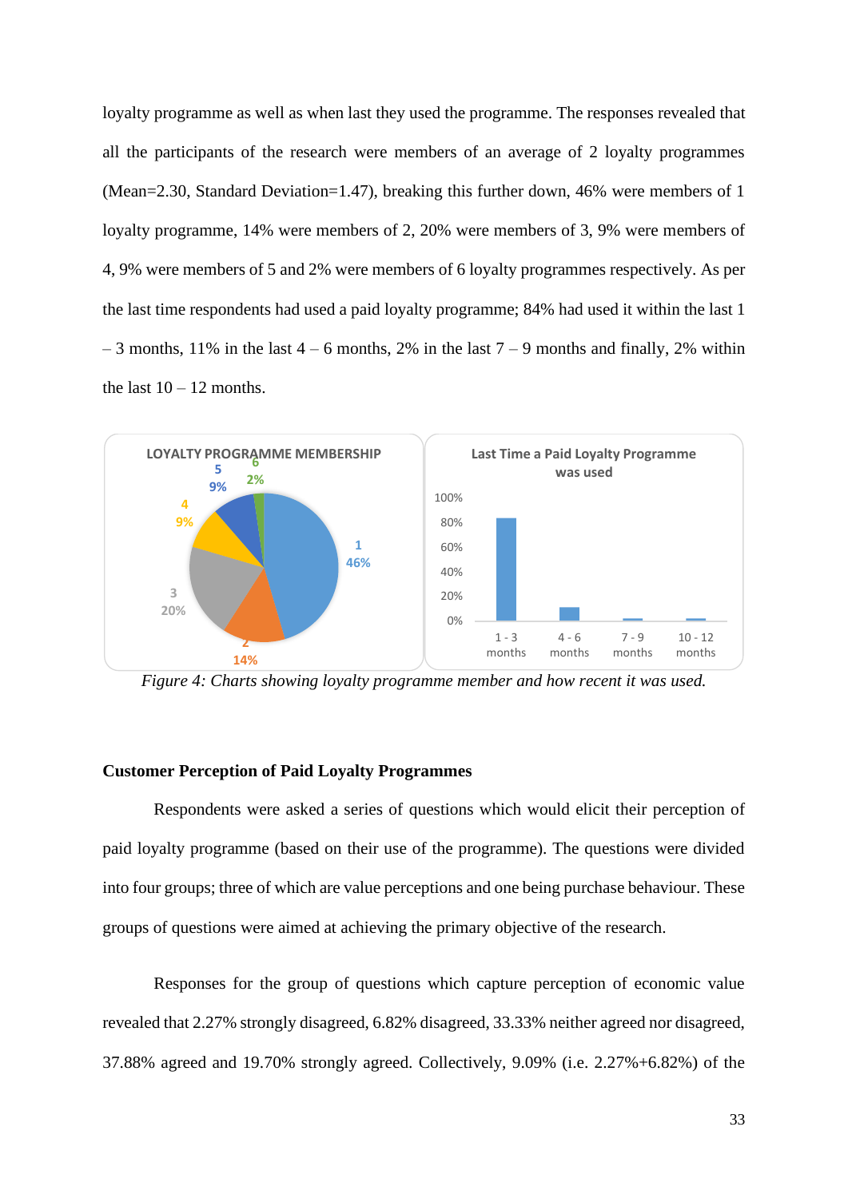loyalty programme as well as when last they used the programme. The responses revealed that all the participants of the research were members of an average of 2 loyalty programmes (Mean=2.30, Standard Deviation=1.47), breaking this further down, 46% were members of 1 loyalty programme, 14% were members of 2, 20% were members of 3, 9% were members of 4, 9% were members of 5 and 2% were members of 6 loyalty programmes respectively. As per the last time respondents had used a paid loyalty programme; 84% had used it within the last 1 – 3 months, 11% in the last 4 – 6 months, 2% in the last 7 – 9 months and finally, 2% within the last 10 – 12 months.

*Figure 4: Charts showing loyalty programme member and how recent it was used.*

**Customer Perception of Paid Loyalty Programmes**

Respondents were asked a series of questions which would elicit their perception of paid loyalty programme (based on their use of the programme). The questions were divided into four groups; three of which are value perceptions and one being purchase behaviour. These groups of questions were aimed at achieving the primary objective of the research.

Responses for the group of questions which capture perception of economic value revealed that 2.27% strongly disagreed, 6.82% disagreed, 33.33% neither agreed nor disagreed, 37.88% agreed and 19.70% strongly agreed. Collectively, 9.09% (i.e. 2.27%+6.82%) of the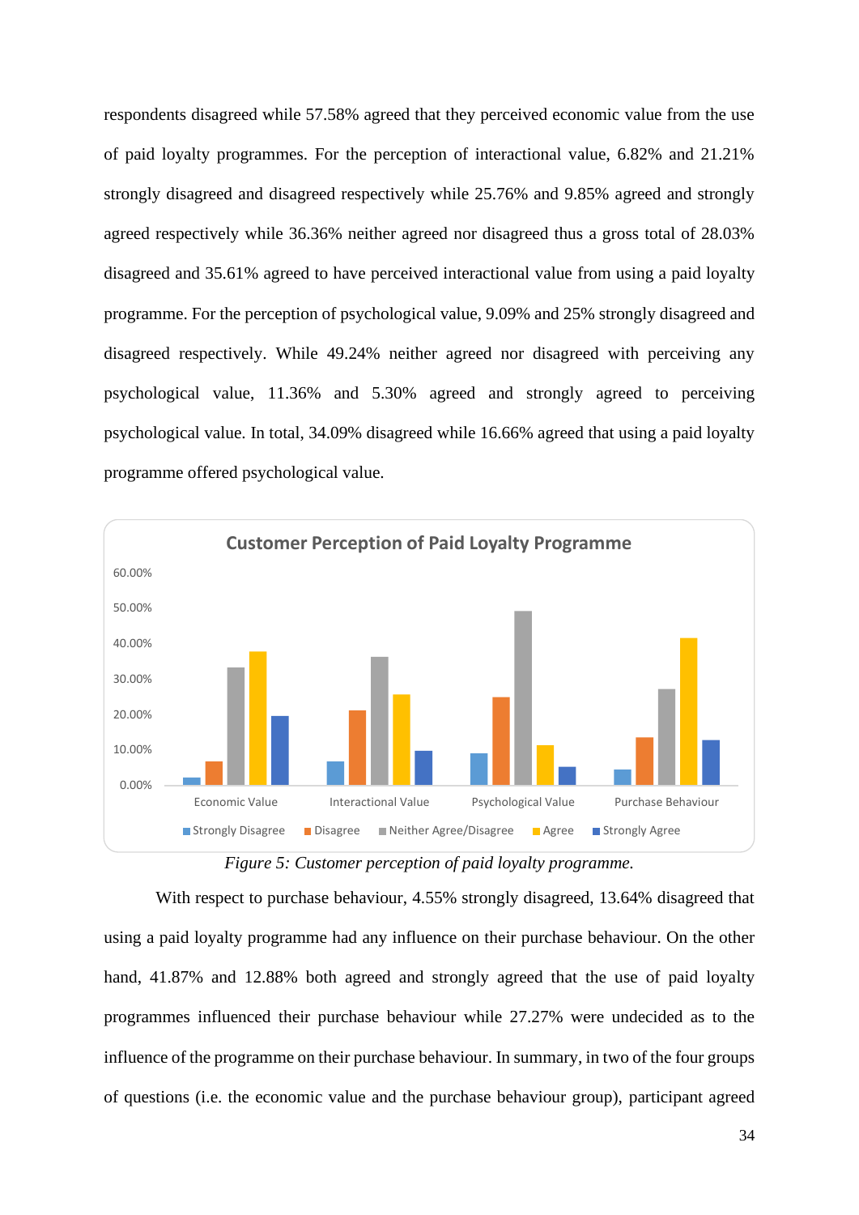respondents disagreed while 57.58% agreed that they perceived economic value from the use of paid loyalty programmes. For the perception of interactional value, 6.82% and 21.21% strongly disagreed and disagreed respectively while 25.76% and 9.85% agreed and strongly agreed respectively while 36.36% neither agreed nor disagreed thus a gross total of 28.03% disagreed and 35.61% agreed to have perceived interactional value from using a paid loyalty programme. For the perception of psychological value, 9.09% and 25% strongly disagreed and disagreed respectively. While 49.24% neither agreed nor disagreed with perceiving any psychological value, 11.36% and 5.30% agreed and strongly agreed to perceiving psychological value. In total, 34.09% disagreed while 16.66% agreed that using a paid loyalty programme offered psychological value.

*Figure 5: Customer perception of paid loyalty programme.*

With respect to purchase behaviour, 4.55% strongly disagreed, 13.64% disagreed that using a paid loyalty programme had any influence on their purchase behaviour. On the other hand, 41.87% and 12.88% both agreed and strongly agreed that the use of paid loyalty programmes influenced their purchase behaviour while 27.27% were undecided as to the influence of the programme on their purchase behaviour. In summary, in two of the four groups of questions (i.e. the economic value and the purchase behaviour group), participant agreed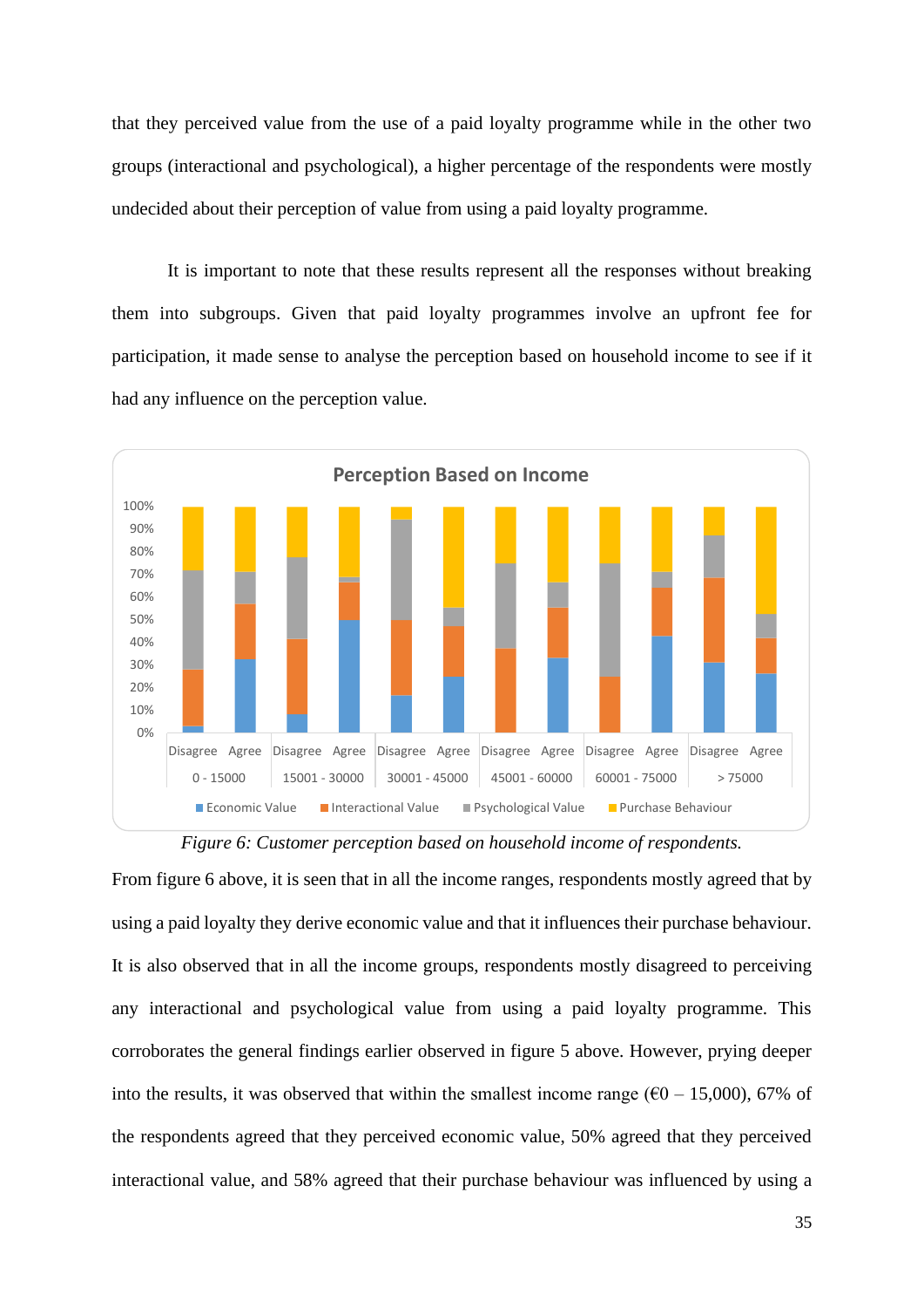that they perceived value from the use of a paid loyalty programme while in the other two groups (interactional and psychological), a higher percentage of the respondents were mostly undecided about their perception of value from using a paid loyalty programme.

It is important to note that these results represent all the responses without breaking them into subgroups. Given that paid loyalty programmes involve an upfront fee for participation, it made sense to analyse the perception based on household income to see if it had any influence on the perception value.

*Figure 6: Customer perception based on household income of respondents.*

From figure 6 above, it is seen that in all the income ranges, respondents mostly agreed that by using a paid loyalty they derive economic value and that it influences their purchase behaviour. It is also observed that in all the income groups, respondents mostly disagreed to perceiving any interactional and psychological value from using a paid loyalty programme. This corroborates the general findings earlier observed in figure 5 above. However, prying deeper into the results, it was observed that within the smallest income range (€0 – 15,000), 67% of the respondents agreed that they perceived economic value, 50% agreed that they perceived interactional value, and 58% agreed that their purchase behaviour was influenced by using a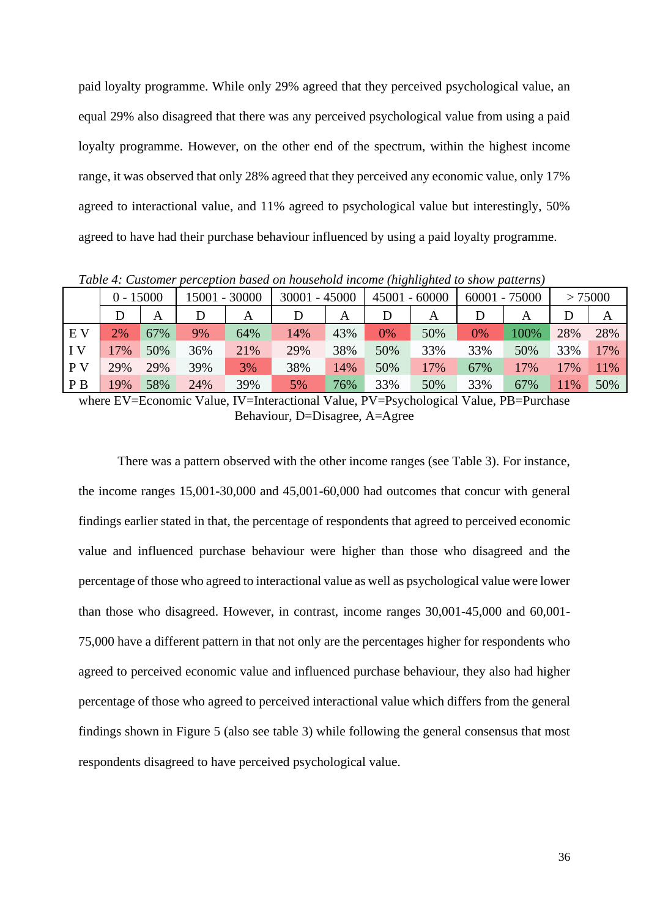paid loyalty programme. While only 29% agreed that they perceived psychological value, an equal 29% also disagreed that there was any perceived psychological value from using a paid loyalty programme. However, on the other end of the spectrum, within the highest income range, it was observed that only 28% agreed that they perceived any economic value, only 17% agreed to interactional value, and 11% agreed to psychological value but interestingly, 50% agreed to have had their purchase behaviour influenced by using a paid loyalty programme.

*Table 4: Customer perception based on household income (highlighted to show patterns)*

| | 0 - 15000 | | 15001 - 30000 | | 30001 - 45000 | | 45001 - 60000 | | 60001 - 75000 | | > 75000 | |
|---|---|---|---|---|---|---|---|---|---|---|---|---|
| | D | A | D | A | D | A | D | A | D | A | D | A |
| E V | 2% | 67% | 9% | 64% | 14% | 43% | 0% | 50% | 0% | 100% | 28% | 28% |
| I V | 17% | 50% | 36% | 21% | 29% | 38% | 50% | 33% | 33% | 50% | 33% | 17% |
| P V | 29% | 29% | 39% | 3% | 38% | 14% | 50% | 17% | 67% | 17% | 17% | 11% |
| P B | 19% | 58% | 24% | 39% | 5% | 76% | 33% | 50% | 33% | 67% | 11% | 50% |

where EV=Economic Value, IV=Interactional Value, PV=Psychological Value, PB=Purchase Behaviour, D=Disagree, A=Agree

There was a pattern observed with the other income ranges (see Table 3). For instance, the income ranges 15,001-30,000 and 45,001-60,000 had outcomes that concur with general findings earlier stated in that, the percentage of respondents that agreed to perceived economic value and influenced purchase behaviour were higher than those who disagreed and the percentage of those who agreed to interactional value as well as psychological value were lower than those who disagreed. However, in contrast, income ranges 30,001-45,000 and 60,001-75,000 have a different pattern in that not only are the percentages higher for respondents who agreed to perceived economic value and influenced purchase behaviour, they also had higher percentage of those who agreed to perceived interactional value which differs from the general findings shown in Figure 5 (also see table 3) while following the general consensus that most respondents disagreed to have perceived psychological value.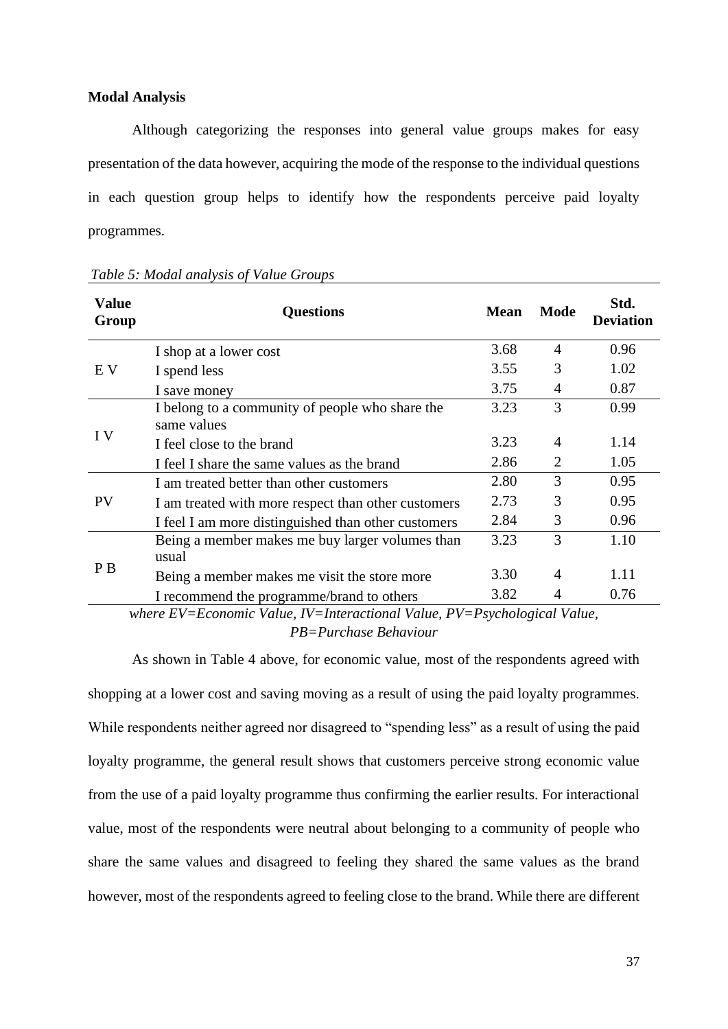**Modal Analysis**

Although categorizing the responses into general value groups makes for easy presentation of the data however, acquiring the mode of the response to the individual questions in each question group helps to identify how the respondents perceive paid loyalty programmes.

*Table 5: Modal analysis of Value Groups*

| Value Group | Questions | Mean | Mode | Std. Deviation |
|---|---|---|---|---|
| E V | I shop at a lower cost | 3.68 | 4 | 0.96 |
| | I spend less | 3.55 | 3 | 1.02 |
| | I save money | 3.75 | 4 | 0.87 |
| I V | I belong to a community of people who share the same values | 3.23 | 3 | 0.99 |
| | I feel close to the brand | 3.23 | 4 | 1.14 |
| | I feel I share the same values as the brand | 2.86 | 2 | 1.05 |
| PV | I am treated better than other customers | 2.80 | 3 | 0.95 |
| | I am treated with more respect than other customers | 2.73 | 3 | 0.95 |
| | I feel I am more distinguished than other customers | 2.84 | 3 | 0.96 |
| P B | Being a member makes me buy larger volumes than usual | 3.23 | 3 | 1.10 |
| | Being a member makes me visit the store more | 3.30 | 4 | 1.11 |
| | I recommend the programme/brand to others | 3.82 | 4 | 0.76 |

*where EV=Economic Value, IV=Interactional Value, PV=Psychological Value, PB=Purchase Behaviour*

As shown in Table 4 above, for economic value, most of the respondents agreed with shopping at a lower cost and saving moving as a result of using the paid loyalty programmes. While respondents neither agreed nor disagreed to "spending less" as a result of using the paid loyalty programme, the general result shows that customers perceive strong economic value from the use of a paid loyalty programme thus confirming the earlier results. For interactional value, most of the respondents were neutral about belonging to a community of people who share the same values and disagreed to feeling they shared the same values as the brand however, most of the respondents agreed to feeling close to the brand. While there are different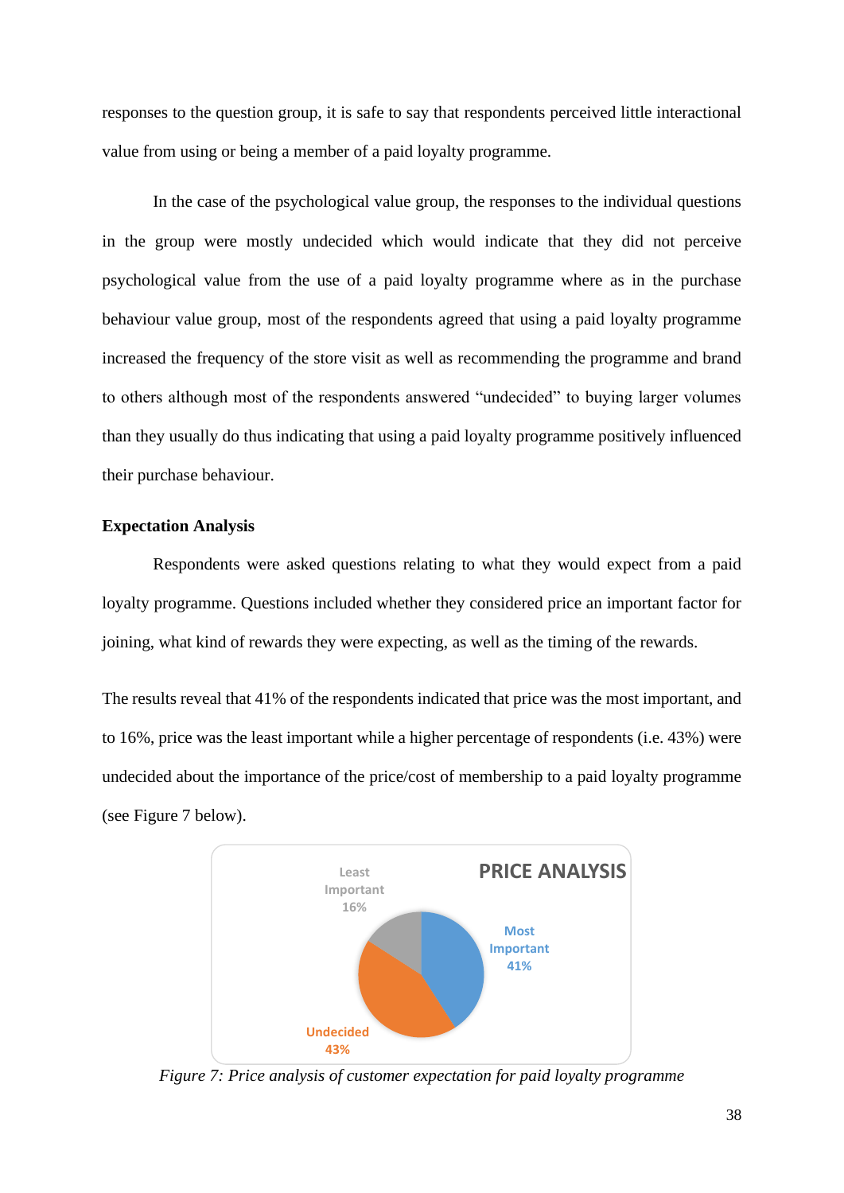responses to the question group, it is safe to say that respondents perceived little interactional value from using or being a member of a paid loyalty programme.

In the case of the psychological value group, the responses to the individual questions in the group were mostly undecided which would indicate that they did not perceive psychological value from the use of a paid loyalty programme where as in the purchase behaviour value group, most of the respondents agreed that using a paid loyalty programme increased the frequency of the store visit as well as recommending the programme and brand to others although most of the respondents answered "undecided" to buying larger volumes than they usually do thus indicating that using a paid loyalty programme positively influenced their purchase behaviour.

**Expectation Analysis**

Respondents were asked questions relating to what they would expect from a paid loyalty programme. Questions included whether they considered price an important factor for joining, what kind of rewards they were expecting, as well as the timing of the rewards.

The results reveal that 41% of the respondents indicated that price was the most important, and to 16%, price was the least important while a higher percentage of respondents (i.e. 43%) were undecided about the importance of the price/cost of membership to a paid loyalty programme (see Figure 7 below).

PRICE ANALYSIS

Least Important 16%

Most Important 41%

Undecided 43%

*Figure 7: Price analysis of customer expectation for paid loyalty programme*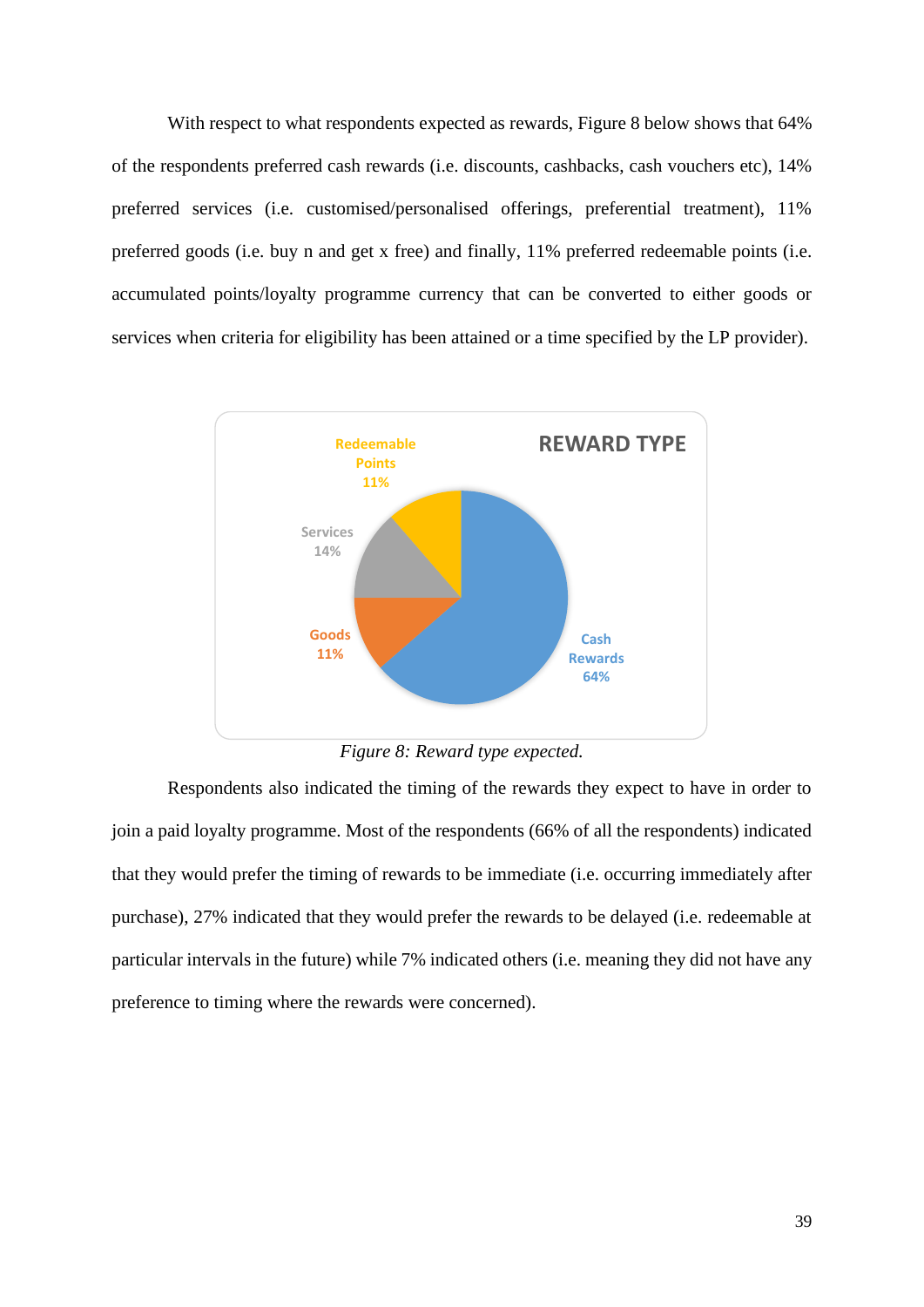With respect to what respondents expected as rewards, Figure 8 below shows that 64% of the respondents preferred cash rewards (i.e. discounts, cashbacks, cash vouchers etc), 14% preferred services (i.e. customised/personalised offerings, preferential treatment), 11% preferred goods (i.e. buy n and get x free) and finally, 11% preferred redeemable points (i.e. accumulated points/loyalty programme currency that can be converted to either goods or services when criteria for eligibility has been attained or a time specified by the LP provider).

*Figure 8: Reward type expected.*

Respondents also indicated the timing of the rewards they expect to have in order to join a paid loyalty programme. Most of the respondents (66% of all the respondents) indicated that they would prefer the timing of rewards to be immediate (i.e. occurring immediately after purchase), 27% indicated that they would prefer the rewards to be delayed (i.e. redeemable at particular intervals in the future) while 7% indicated others (i.e. meaning they did not have any preference to timing where the rewards were concerned).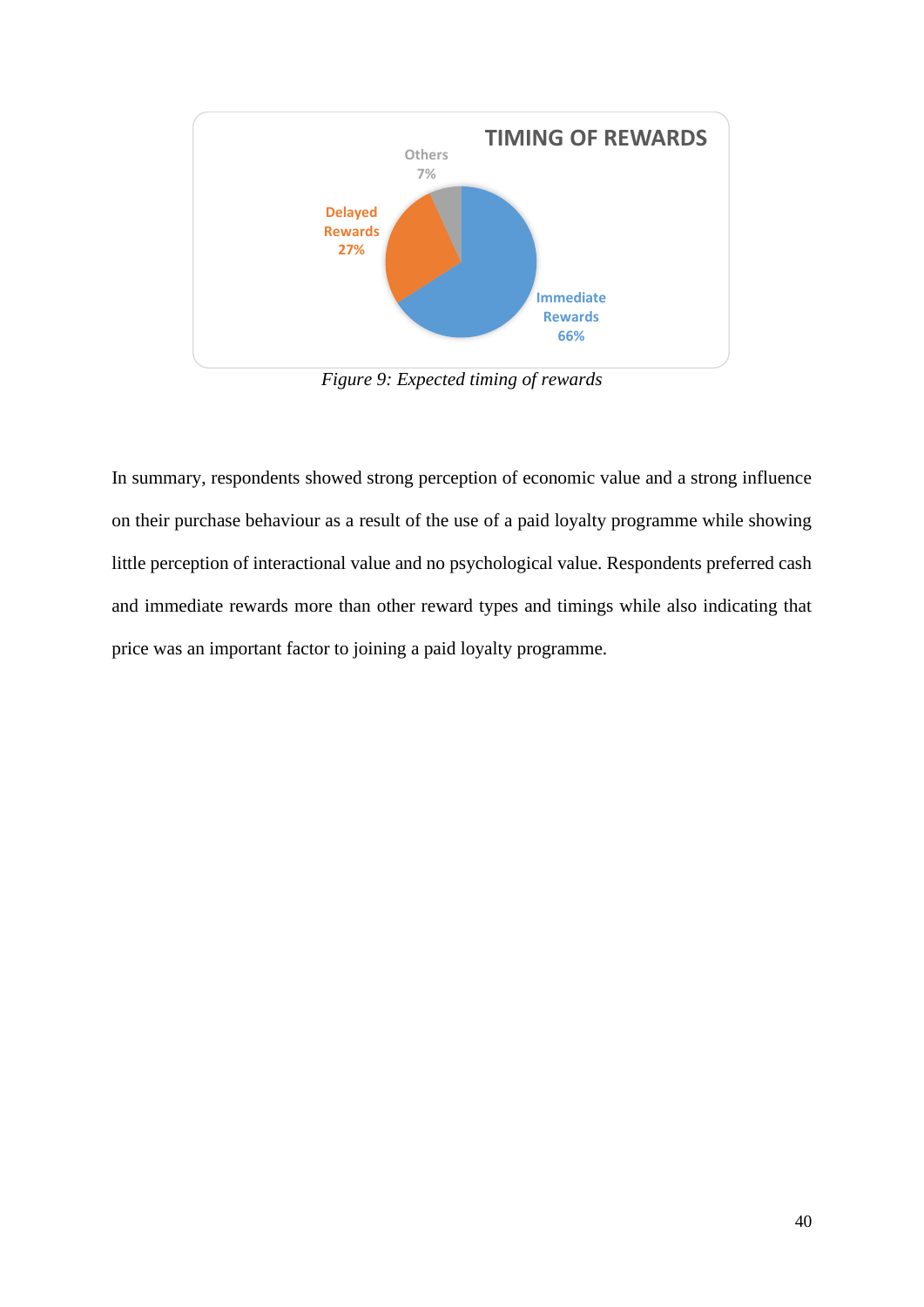Figure 9: Expected timing of rewards

In summary, respondents showed strong perception of economic value and a strong influence on their purchase behaviour as a result of the use of a paid loyalty programme while showing little perception of interactional value and no psychological value. Respondents preferred cash and immediate rewards more than other reward types and timings while also indicating that price was an important factor to joining a paid loyalty programme.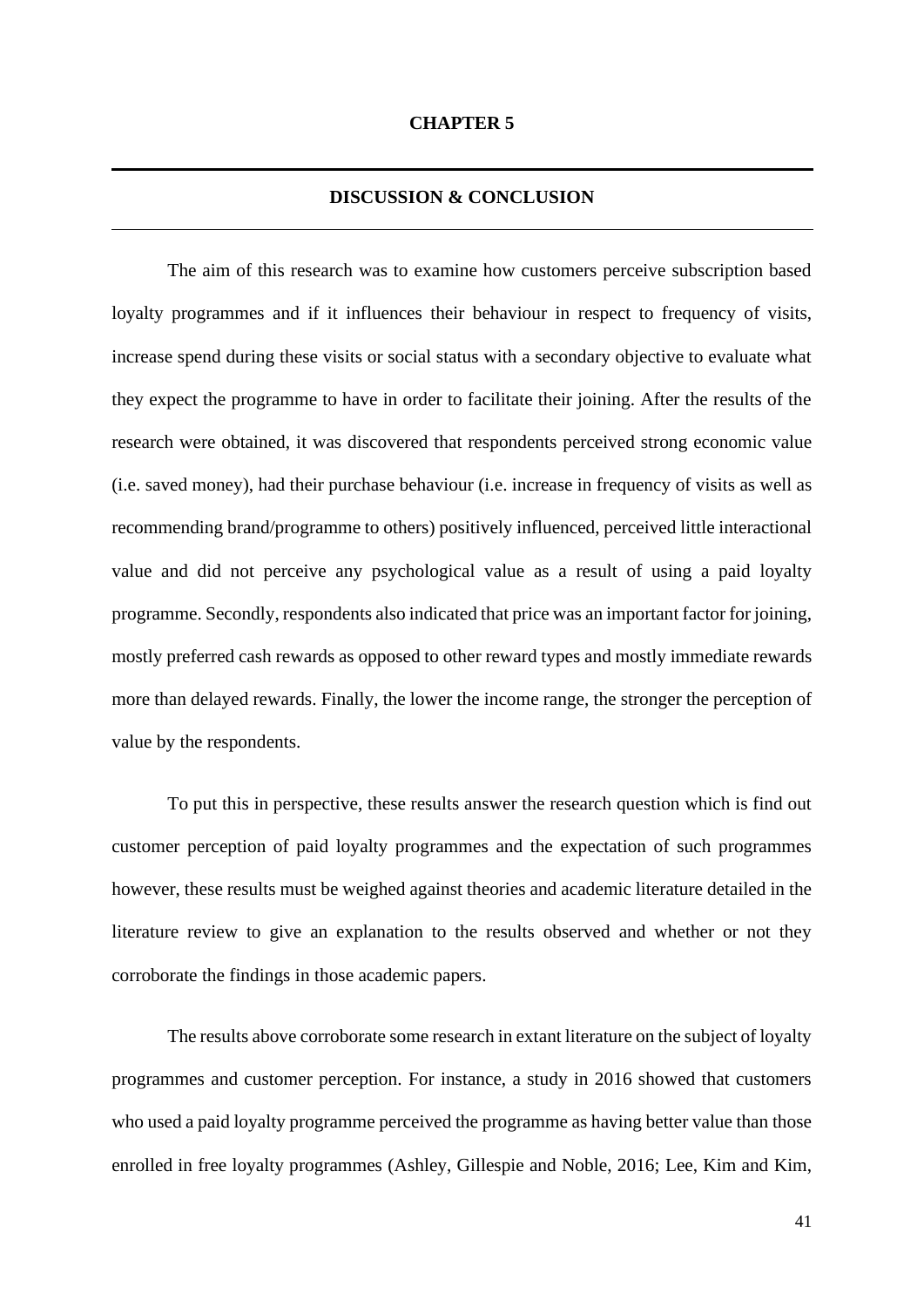# CHAPTER 5

## DISCUSSION & CONCLUSION

The aim of this research was to examine how customers perceive subscription based loyalty programmes and if it influences their behaviour in respect to frequency of visits, increase spend during these visits or social status with a secondary objective to evaluate what they expect the programme to have in order to facilitate their joining. After the results of the research were obtained, it was discovered that respondents perceived strong economic value (i.e. saved money), had their purchase behaviour (i.e. increase in frequency of visits as well as recommending brand/programme to others) positively influenced, perceived little interactional value and did not perceive any psychological value as a result of using a paid loyalty programme. Secondly, respondents also indicated that price was an important factor for joining, mostly preferred cash rewards as opposed to other reward types and mostly immediate rewards more than delayed rewards. Finally, the lower the income range, the stronger the perception of value by the respondents.

To put this in perspective, these results answer the research question which is find out customer perception of paid loyalty programmes and the expectation of such programmes however, these results must be weighed against theories and academic literature detailed in the literature review to give an explanation to the results observed and whether or not they corroborate the findings in those academic papers.

The results above corroborate some research in extant literature on the subject of loyalty programmes and customer perception. For instance, a study in 2016 showed that customers who used a paid loyalty programme perceived the programme as having better value than those enrolled in free loyalty programmes (Ashley, Gillespie and Noble, 2016; Lee, Kim and Kim,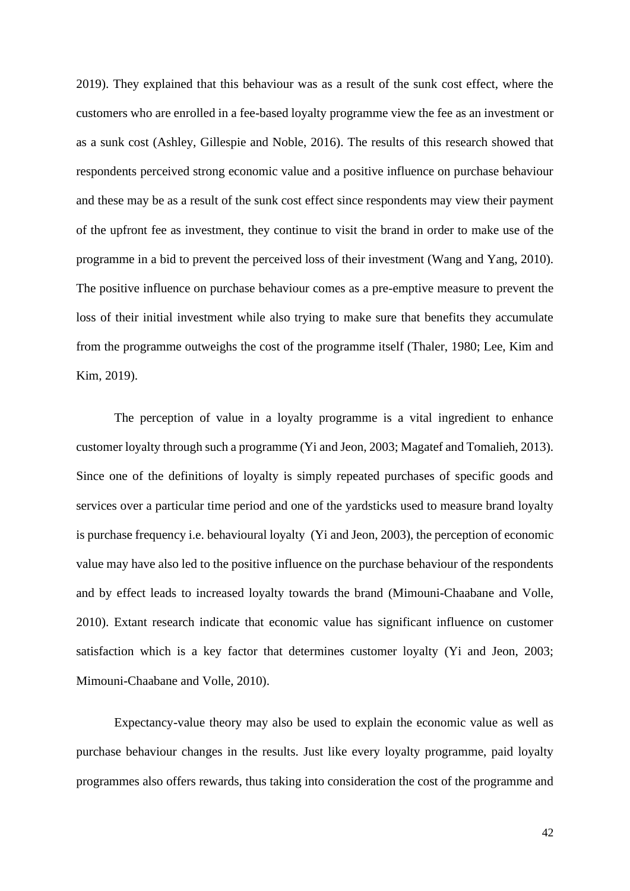2019). They explained that this behaviour was as a result of the sunk cost effect, where the customers who are enrolled in a fee-based loyalty programme view the fee as an investment or as a sunk cost (Ashley, Gillespie and Noble, 2016). The results of this research showed that respondents perceived strong economic value and a positive influence on purchase behaviour and these may be as a result of the sunk cost effect since respondents may view their payment of the upfront fee as investment, they continue to visit the brand in order to make use of the programme in a bid to prevent the perceived loss of their investment (Wang and Yang, 2010). The positive influence on purchase behaviour comes as a pre-emptive measure to prevent the loss of their initial investment while also trying to make sure that benefits they accumulate from the programme outweighs the cost of the programme itself (Thaler, 1980; Lee, Kim and Kim, 2019).

The perception of value in a loyalty programme is a vital ingredient to enhance customer loyalty through such a programme (Yi and Jeon, 2003; Magatef and Tomalieh, 2013). Since one of the definitions of loyalty is simply repeated purchases of specific goods and services over a particular time period and one of the yardsticks used to measure brand loyalty is purchase frequency i.e. behavioural loyalty (Yi and Jeon, 2003), the perception of economic value may have also led to the positive influence on the purchase behaviour of the respondents and by effect leads to increased loyalty towards the brand (Mimouni-Chaabane and Volle, 2010). Extant research indicate that economic value has significant influence on customer satisfaction which is a key factor that determines customer loyalty (Yi and Jeon, 2003; Mimouni-Chaabane and Volle, 2010).

Expectancy-value theory may also be used to explain the economic value as well as purchase behaviour changes in the results. Just like every loyalty programme, paid loyalty programmes also offers rewards, thus taking into consideration the cost of the programme and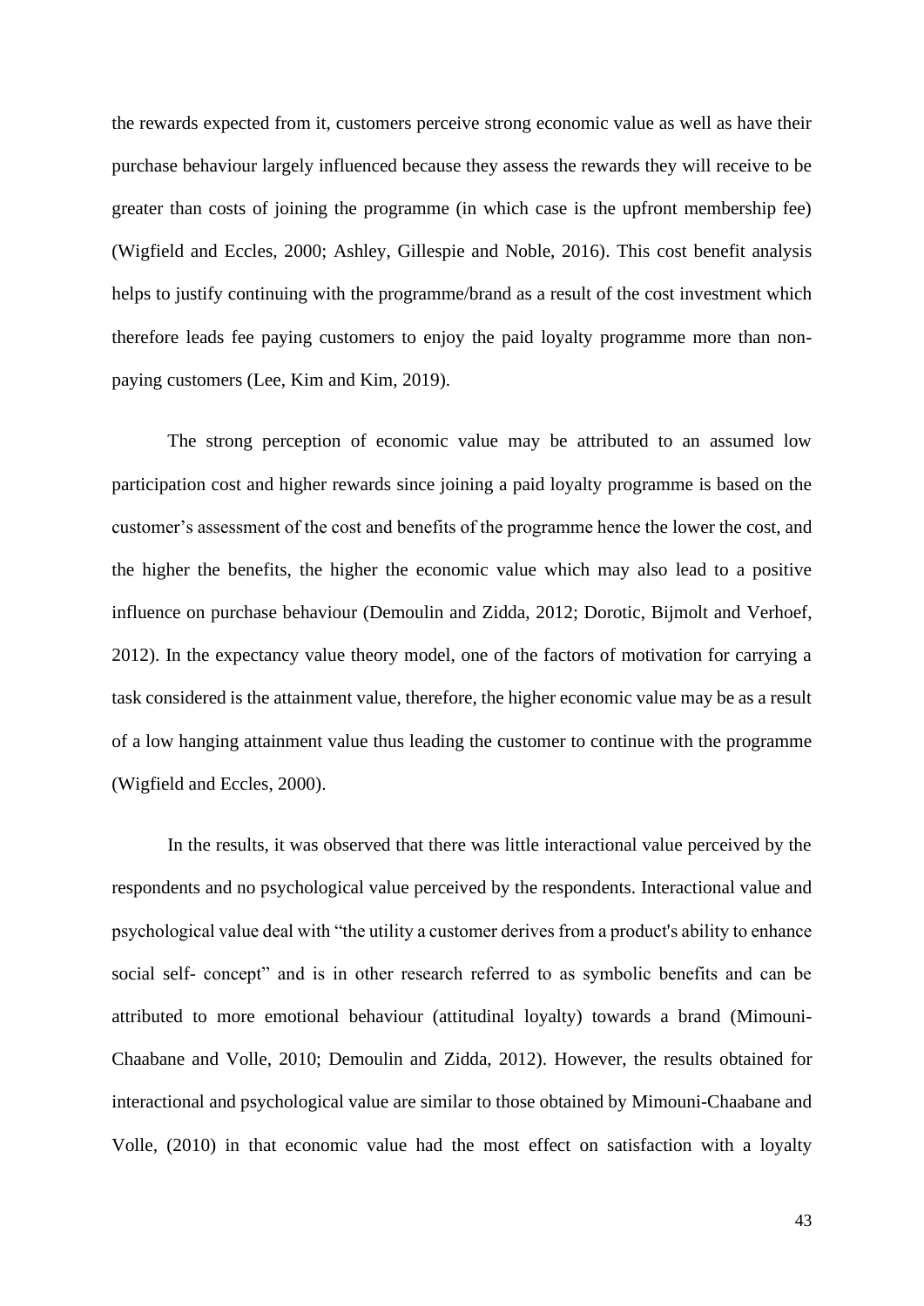the rewards expected from it, customers perceive strong economic value as well as have their purchase behaviour largely influenced because they assess the rewards they will receive to be greater than costs of joining the programme (in which case is the upfront membership fee) (Wigfield and Eccles, 2000; Ashley, Gillespie and Noble, 2016). This cost benefit analysis helps to justify continuing with the programme/brand as a result of the cost investment which therefore leads fee paying customers to enjoy the paid loyalty programme more than non-paying customers (Lee, Kim and Kim, 2019).

The strong perception of economic value may be attributed to an assumed low participation cost and higher rewards since joining a paid loyalty programme is based on the customer's assessment of the cost and benefits of the programme hence the lower the cost, and the higher the benefits, the higher the economic value which may also lead to a positive influence on purchase behaviour (Demoulin and Zidda, 2012; Dorotic, Bijmolt and Verhoef, 2012). In the expectancy value theory model, one of the factors of motivation for carrying a task considered is the attainment value, therefore, the higher economic value may be as a result of a low hanging attainment value thus leading the customer to continue with the programme (Wigfield and Eccles, 2000).

In the results, it was observed that there was little interactional value perceived by the respondents and no psychological value perceived by the respondents. Interactional value and psychological value deal with "the utility a customer derives from a product's ability to enhance social self- concept" and is in other research referred to as symbolic benefits and can be attributed to more emotional behaviour (attitudinal loyalty) towards a brand (Mimouni-Chaabane and Volle, 2010; Demoulin and Zidda, 2012). However, the results obtained for interactional and psychological value are similar to those obtained by Mimouni-Chaabane and Volle, (2010) in that economic value had the most effect on satisfaction with a loyalty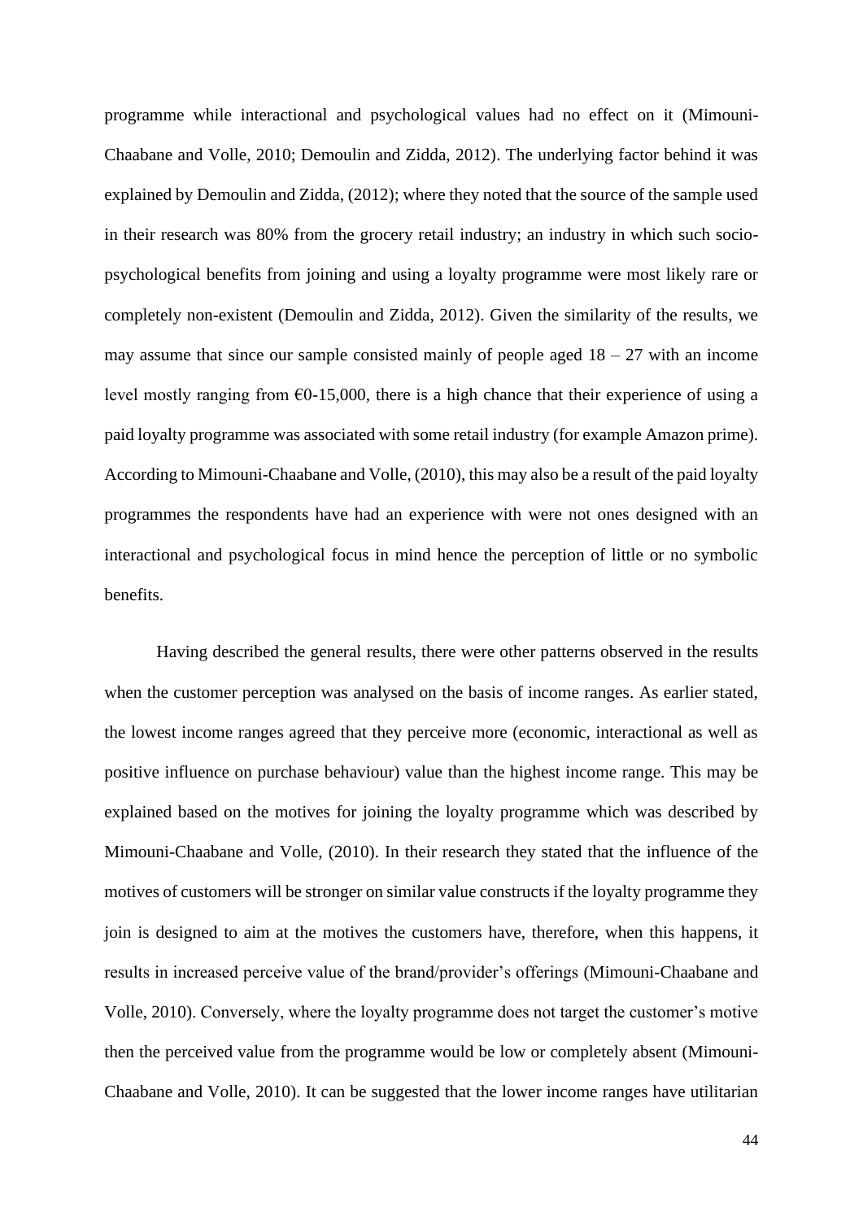programme while interactional and psychological values had no effect on it (Mimouni-Chaabane and Volle, 2010; Demoulin and Zidda, 2012). The underlying factor behind it was explained by Demoulin and Zidda, (2012); where they noted that the source of the sample used in their research was 80% from the grocery retail industry; an industry in which such socio-psychological benefits from joining and using a loyalty programme were most likely rare or completely non-existent (Demoulin and Zidda, 2012). Given the similarity of the results, we may assume that since our sample consisted mainly of people aged 18 – 27 with an income level mostly ranging from €0-15,000, there is a high chance that their experience of using a paid loyalty programme was associated with some retail industry (for example Amazon prime). According to Mimouni-Chaabane and Volle, (2010), this may also be a result of the paid loyalty programmes the respondents have had an experience with were not ones designed with an interactional and psychological focus in mind hence the perception of little or no symbolic benefits.

Having described the general results, there were other patterns observed in the results when the customer perception was analysed on the basis of income ranges. As earlier stated, the lowest income ranges agreed that they perceive more (economic, interactional as well as positive influence on purchase behaviour) value than the highest income range. This may be explained based on the motives for joining the loyalty programme which was described by Mimouni-Chaabane and Volle, (2010). In their research they stated that the influence of the motives of customers will be stronger on similar value constructs if the loyalty programme they join is designed to aim at the motives the customers have, therefore, when this happens, it results in increased perceive value of the brand/provider's offerings (Mimouni-Chaabane and Volle, 2010). Conversely, where the loyalty programme does not target the customer's motive then the perceived value from the programme would be low or completely absent (Mimouni-Chaabane and Volle, 2010). It can be suggested that the lower income ranges have utilitarian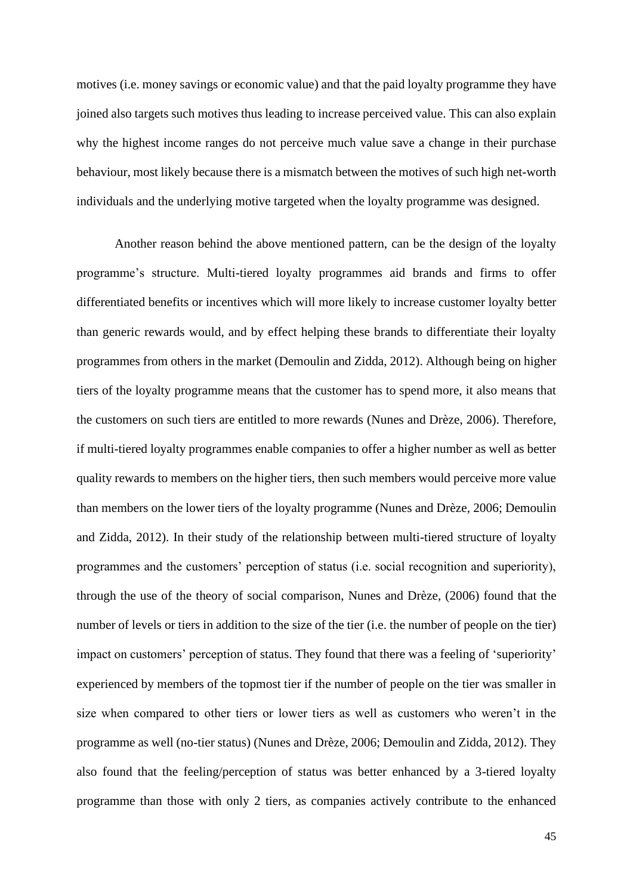motives (i.e. money savings or economic value) and that the paid loyalty programme they have joined also targets such motives thus leading to increase perceived value. This can also explain why the highest income ranges do not perceive much value save a change in their purchase behaviour, most likely because there is a mismatch between the motives of such high net-worth individuals and the underlying motive targeted when the loyalty programme was designed.

Another reason behind the above mentioned pattern, can be the design of the loyalty programme's structure. Multi-tiered loyalty programmes aid brands and firms to offer differentiated benefits or incentives which will more likely to increase customer loyalty better than generic rewards would, and by effect helping these brands to differentiate their loyalty programmes from others in the market (Demoulin and Zidda, 2012). Although being on higher tiers of the loyalty programme means that the customer has to spend more, it also means that the customers on such tiers are entitled to more rewards (Nunes and Drèze, 2006). Therefore, if multi-tiered loyalty programmes enable companies to offer a higher number as well as better quality rewards to members on the higher tiers, then such members would perceive more value than members on the lower tiers of the loyalty programme (Nunes and Drèze, 2006; Demoulin and Zidda, 2012). In their study of the relationship between multi-tiered structure of loyalty programmes and the customers' perception of status (i.e. social recognition and superiority), through the use of the theory of social comparison, Nunes and Drèze, (2006) found that the number of levels or tiers in addition to the size of the tier (i.e. the number of people on the tier) impact on customers' perception of status. They found that there was a feeling of 'superiority' experienced by members of the topmost tier if the number of people on the tier was smaller in size when compared to other tiers or lower tiers as well as customers who weren't in the programme as well (no-tier status) (Nunes and Drèze, 2006; Demoulin and Zidda, 2012). They also found that the feeling/perception of status was better enhanced by a 3-tiered loyalty programme than those with only 2 tiers, as companies actively contribute to the enhanced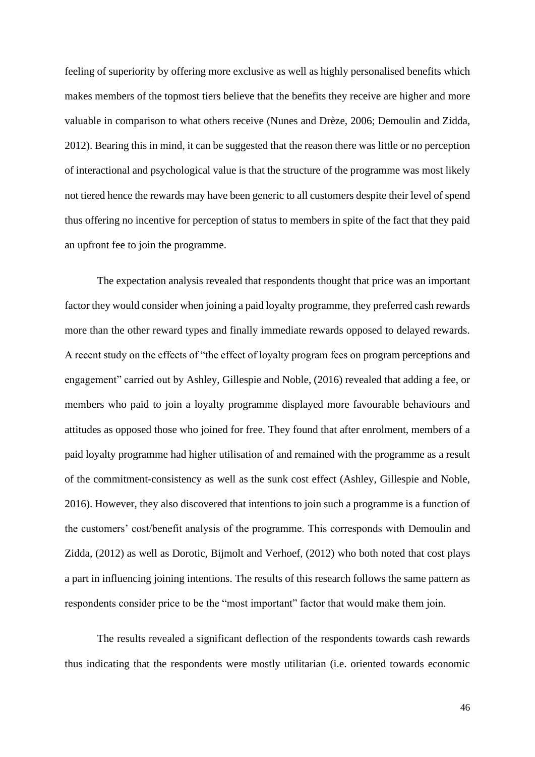feeling of superiority by offering more exclusive as well as highly personalised benefits which makes members of the topmost tiers believe that the benefits they receive are higher and more valuable in comparison to what others receive (Nunes and Drèze, 2006; Demoulin and Zidda, 2012). Bearing this in mind, it can be suggested that the reason there was little or no perception of interactional and psychological value is that the structure of the programme was most likely not tiered hence the rewards may have been generic to all customers despite their level of spend thus offering no incentive for perception of status to members in spite of the fact that they paid an upfront fee to join the programme.

The expectation analysis revealed that respondents thought that price was an important factor they would consider when joining a paid loyalty programme, they preferred cash rewards more than the other reward types and finally immediate rewards opposed to delayed rewards. A recent study on the effects of "the effect of loyalty program fees on program perceptions and engagement" carried out by Ashley, Gillespie and Noble, (2016) revealed that adding a fee, or members who paid to join a loyalty programme displayed more favourable behaviours and attitudes as opposed those who joined for free. They found that after enrolment, members of a paid loyalty programme had higher utilisation of and remained with the programme as a result of the commitment-consistency as well as the sunk cost effect (Ashley, Gillespie and Noble, 2016). However, they also discovered that intentions to join such a programme is a function of the customers' cost/benefit analysis of the programme. This corresponds with Demoulin and Zidda, (2012) as well as Dorotic, Bijmolt and Verhoef, (2012) who both noted that cost plays a part in influencing joining intentions. The results of this research follows the same pattern as respondents consider price to be the "most important" factor that would make them join.

The results revealed a significant deflection of the respondents towards cash rewards thus indicating that the respondents were mostly utilitarian (i.e. oriented towards economic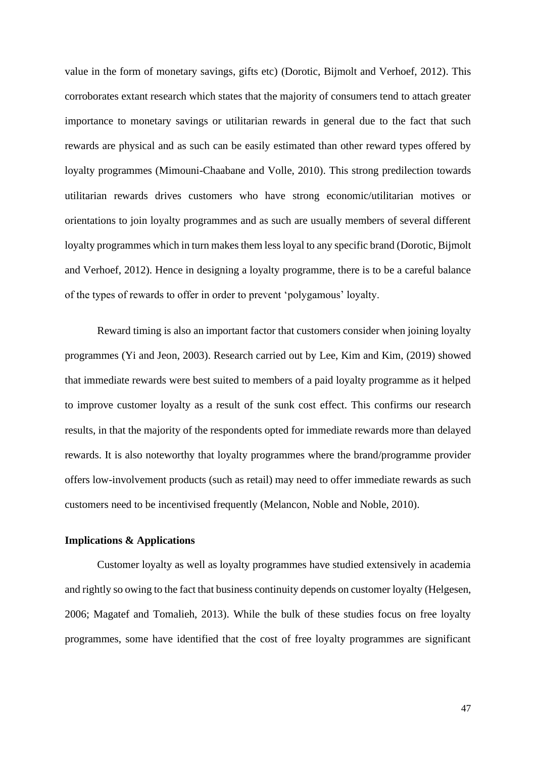value in the form of monetary savings, gifts etc) (Dorotic, Bijmolt and Verhoef, 2012). This corroborates extant research which states that the majority of consumers tend to attach greater importance to monetary savings or utilitarian rewards in general due to the fact that such rewards are physical and as such can be easily estimated than other reward types offered by loyalty programmes (Mimouni-Chaabane and Volle, 2010). This strong predilection towards utilitarian rewards drives customers who have strong economic/utilitarian motives or orientations to join loyalty programmes and as such are usually members of several different loyalty programmes which in turn makes them less loyal to any specific brand (Dorotic, Bijmolt and Verhoef, 2012). Hence in designing a loyalty programme, there is to be a careful balance of the types of rewards to offer in order to prevent 'polygamous' loyalty.

Reward timing is also an important factor that customers consider when joining loyalty programmes (Yi and Jeon, 2003). Research carried out by Lee, Kim and Kim, (2019) showed that immediate rewards were best suited to members of a paid loyalty programme as it helped to improve customer loyalty as a result of the sunk cost effect. This confirms our research results, in that the majority of the respondents opted for immediate rewards more than delayed rewards. It is also noteworthy that loyalty programmes where the brand/programme provider offers low-involvement products (such as retail) may need to offer immediate rewards as such customers need to be incentivised frequently (Melancon, Noble and Noble, 2010).

**Implications & Applications**

Customer loyalty as well as loyalty programmes have studied extensively in academia and rightly so owing to the fact that business continuity depends on customer loyalty (Helgesen, 2006; Magatef and Tomalieh, 2013). While the bulk of these studies focus on free loyalty programmes, some have identified that the cost of free loyalty programmes are significant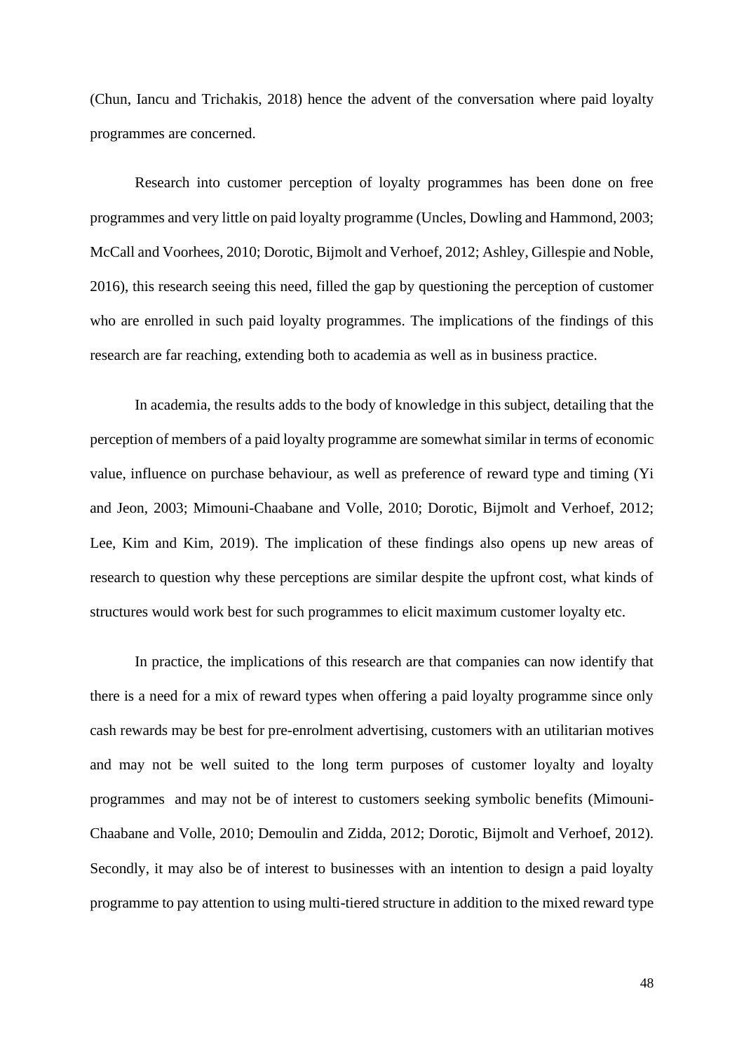(Chun, Iancu and Trichakis, 2018) hence the advent of the conversation where paid loyalty programmes are concerned.

Research into customer perception of loyalty programmes has been done on free programmes and very little on paid loyalty programme (Uncles, Dowling and Hammond, 2003; McCall and Voorhees, 2010; Dorotic, Bijmolt and Verhoef, 2012; Ashley, Gillespie and Noble, 2016), this research seeing this need, filled the gap by questioning the perception of customer who are enrolled in such paid loyalty programmes. The implications of the findings of this research are far reaching, extending both to academia as well as in business practice.

In academia, the results adds to the body of knowledge in this subject, detailing that the perception of members of a paid loyalty programme are somewhat similar in terms of economic value, influence on purchase behaviour, as well as preference of reward type and timing (Yi and Jeon, 2003; Mimouni-Chaabane and Volle, 2010; Dorotic, Bijmolt and Verhoef, 2012; Lee, Kim and Kim, 2019). The implication of these findings also opens up new areas of research to question why these perceptions are similar despite the upfront cost, what kinds of structures would work best for such programmes to elicit maximum customer loyalty etc.

In practice, the implications of this research are that companies can now identify that there is a need for a mix of reward types when offering a paid loyalty programme since only cash rewards may be best for pre-enrolment advertising, customers with an utilitarian motives and may not be well suited to the long term purposes of customer loyalty and loyalty programmes and may not be of interest to customers seeking symbolic benefits (Mimouni-Chaabane and Volle, 2010; Demoulin and Zidda, 2012; Dorotic, Bijmolt and Verhoef, 2012). Secondly, it may also be of interest to businesses with an intention to design a paid loyalty programme to pay attention to using multi-tiered structure in addition to the mixed reward type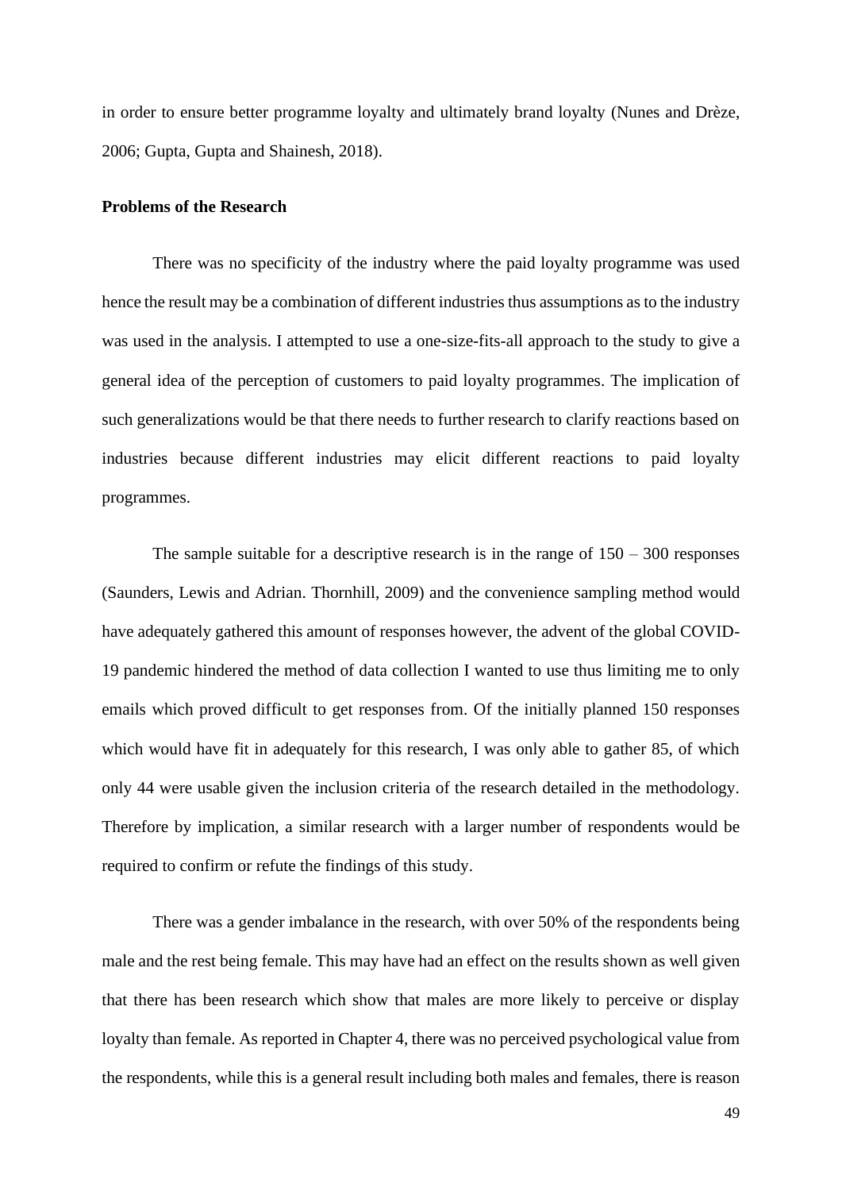in order to ensure better programme loyalty and ultimately brand loyalty (Nunes and Drèze, 2006; Gupta, Gupta and Shainesh, 2018).

**Problems of the Research**

There was no specificity of the industry where the paid loyalty programme was used hence the result may be a combination of different industries thus assumptions as to the industry was used in the analysis. I attempted to use a one-size-fits-all approach to the study to give a general idea of the perception of customers to paid loyalty programmes. The implication of such generalizations would be that there needs to further research to clarify reactions based on industries because different industries may elicit different reactions to paid loyalty programmes.

The sample suitable for a descriptive research is in the range of 150 – 300 responses (Saunders, Lewis and Adrian. Thornhill, 2009) and the convenience sampling method would have adequately gathered this amount of responses however, the advent of the global COVID-19 pandemic hindered the method of data collection I wanted to use thus limiting me to only emails which proved difficult to get responses from. Of the initially planned 150 responses which would have fit in adequately for this research, I was only able to gather 85, of which only 44 were usable given the inclusion criteria of the research detailed in the methodology. Therefore by implication, a similar research with a larger number of respondents would be required to confirm or refute the findings of this study.

There was a gender imbalance in the research, with over 50% of the respondents being male and the rest being female. This may have had an effect on the results shown as well given that there has been research which show that males are more likely to perceive or display loyalty than female. As reported in Chapter 4, there was no perceived psychological value from the respondents, while this is a general result including both males and females, there is reason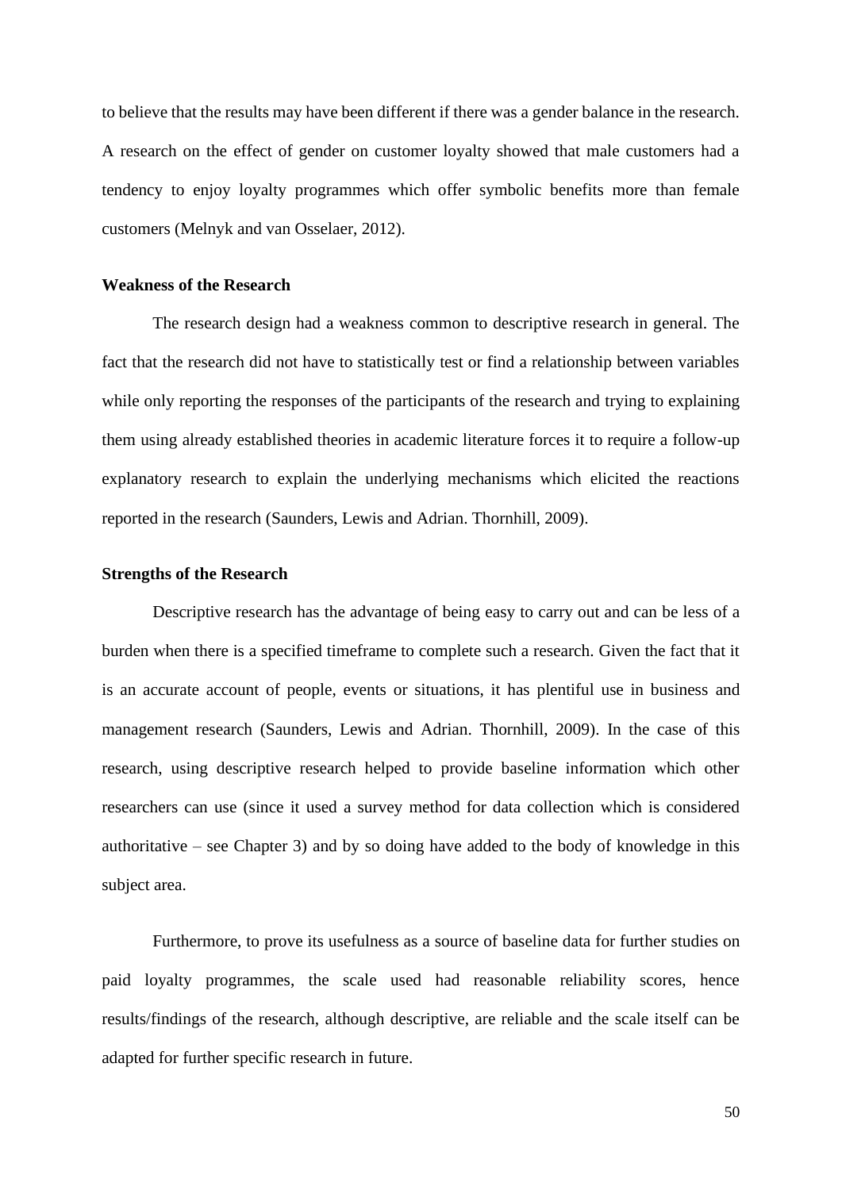to believe that the results may have been different if there was a gender balance in the research. A research on the effect of gender on customer loyalty showed that male customers had a tendency to enjoy loyalty programmes which offer symbolic benefits more than female customers (Melnyk and van Osselaer, 2012).

**Weakness of the Research**

The research design had a weakness common to descriptive research in general. The fact that the research did not have to statistically test or find a relationship between variables while only reporting the responses of the participants of the research and trying to explaining them using already established theories in academic literature forces it to require a follow-up explanatory research to explain the underlying mechanisms which elicited the reactions reported in the research (Saunders, Lewis and Adrian. Thornhill, 2009).

**Strengths of the Research**

Descriptive research has the advantage of being easy to carry out and can be less of a burden when there is a specified timeframe to complete such a research. Given the fact that it is an accurate account of people, events or situations, it has plentiful use in business and management research (Saunders, Lewis and Adrian. Thornhill, 2009). In the case of this research, using descriptive research helped to provide baseline information which other researchers can use (since it used a survey method for data collection which is considered authoritative – see Chapter 3) and by so doing have added to the body of knowledge in this subject area.

Furthermore, to prove its usefulness as a source of baseline data for further studies on paid loyalty programmes, the scale used had reasonable reliability scores, hence results/findings of the research, although descriptive, are reliable and the scale itself can be adapted for further specific research in future.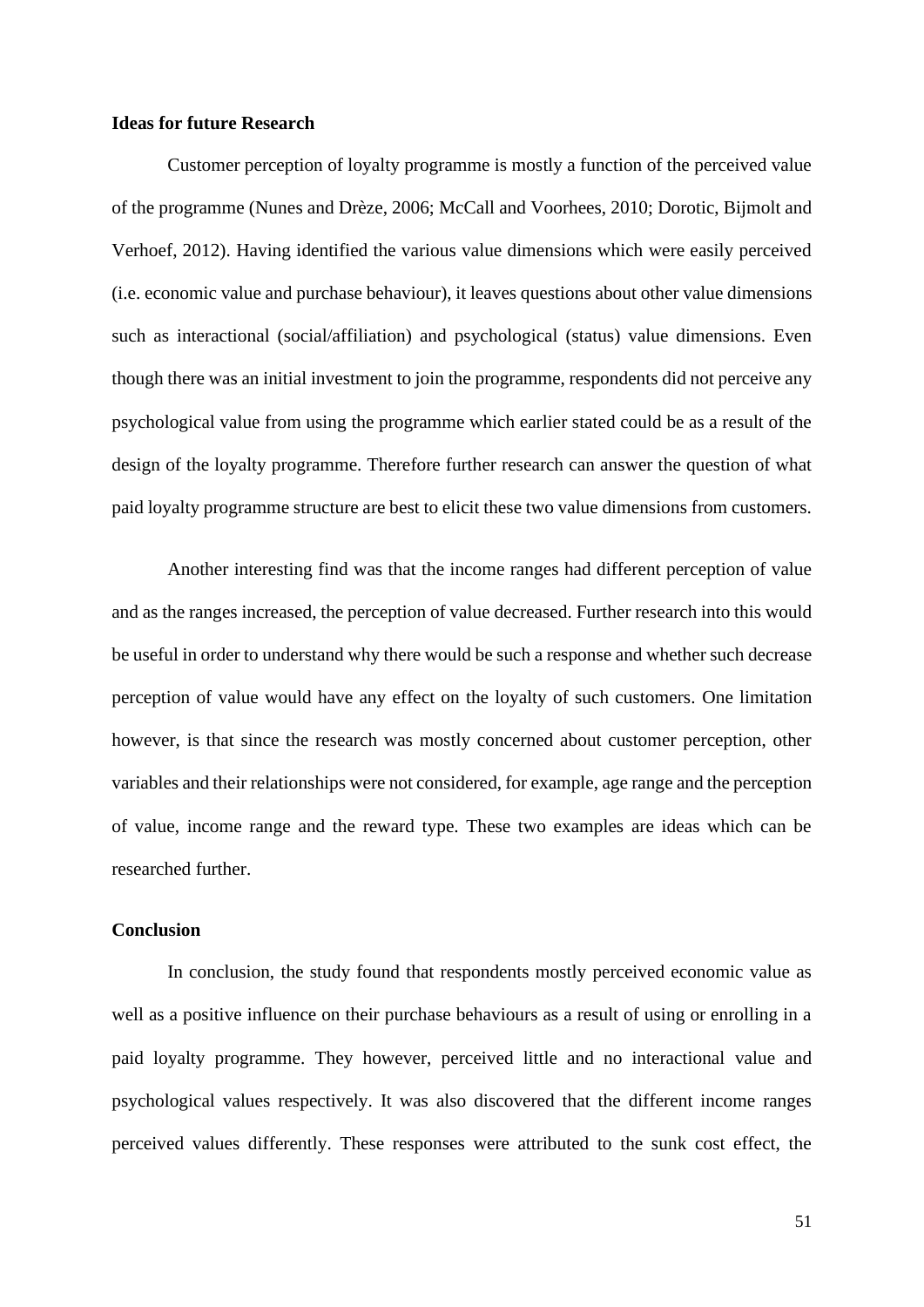**Ideas for future Research**

Customer perception of loyalty programme is mostly a function of the perceived value of the programme (Nunes and Drèze, 2006; McCall and Voorhees, 2010; Dorotic, Bijmolt and Verhoef, 2012). Having identified the various value dimensions which were easily perceived (i.e. economic value and purchase behaviour), it leaves questions about other value dimensions such as interactional (social/affiliation) and psychological (status) value dimensions. Even though there was an initial investment to join the programme, respondents did not perceive any psychological value from using the programme which earlier stated could be as a result of the design of the loyalty programme. Therefore further research can answer the question of what paid loyalty programme structure are best to elicit these two value dimensions from customers.

Another interesting find was that the income ranges had different perception of value and as the ranges increased, the perception of value decreased. Further research into this would be useful in order to understand why there would be such a response and whether such decrease perception of value would have any effect on the loyalty of such customers. One limitation however, is that since the research was mostly concerned about customer perception, other variables and their relationships were not considered, for example, age range and the perception of value, income range and the reward type. These two examples are ideas which can be researched further.

**Conclusion**

In conclusion, the study found that respondents mostly perceived economic value as well as a positive influence on their purchase behaviours as a result of using or enrolling in a paid loyalty programme. They however, perceived little and no interactional value and psychological values respectively. It was also discovered that the different income ranges perceived values differently. These responses were attributed to the sunk cost effect, the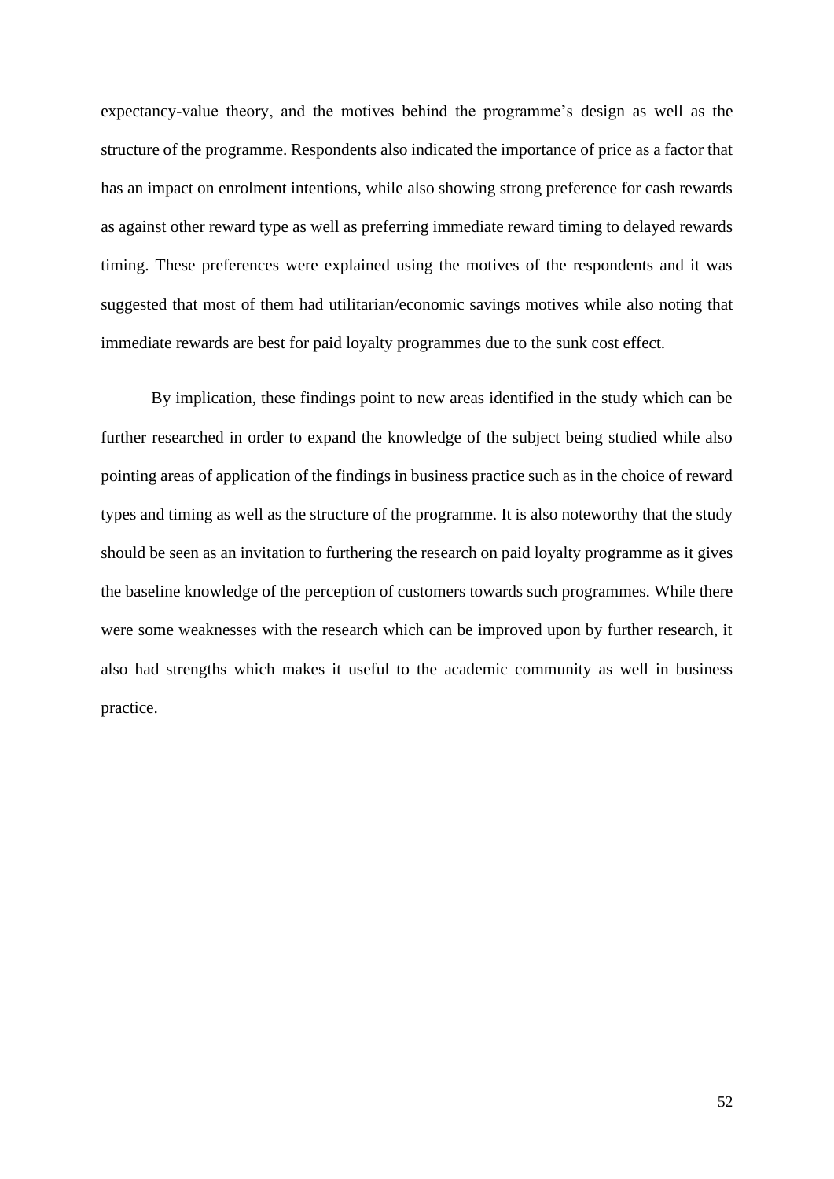expectancy-value theory, and the motives behind the programme's design as well as the structure of the programme. Respondents also indicated the importance of price as a factor that has an impact on enrolment intentions, while also showing strong preference for cash rewards as against other reward type as well as preferring immediate reward timing to delayed rewards timing. These preferences were explained using the motives of the respondents and it was suggested that most of them had utilitarian/economic savings motives while also noting that immediate rewards are best for paid loyalty programmes due to the sunk cost effect.

By implication, these findings point to new areas identified in the study which can be further researched in order to expand the knowledge of the subject being studied while also pointing areas of application of the findings in business practice such as in the choice of reward types and timing as well as the structure of the programme. It is also noteworthy that the study should be seen as an invitation to furthering the research on paid loyalty programme as it gives the baseline knowledge of the perception of customers towards such programmes. While there were some weaknesses with the research which can be improved upon by further research, it also had strengths which makes it useful to the academic community as well in business practice.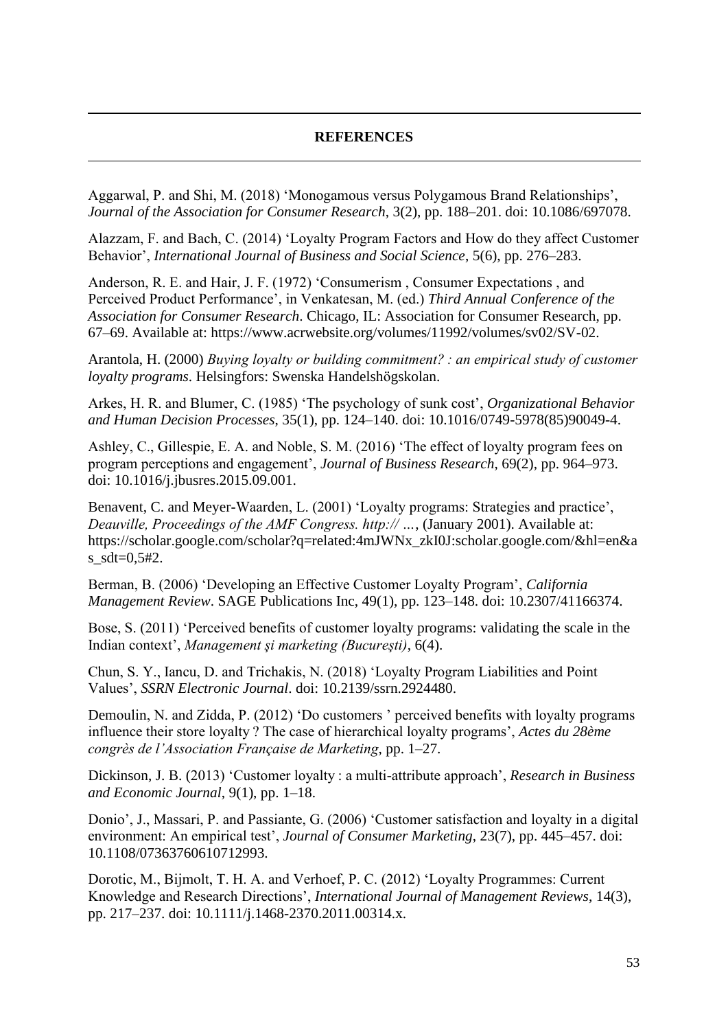## REFERENCES

Aggarwal, P. and Shi, M. (2018) 'Monogamous versus Polygamous Brand Relationships', *Journal of the Association for Consumer Research*, 3(2), pp. 188–201. doi: 10.1086/697078.

Alazzam, F. and Bach, C. (2014) 'Loyalty Program Factors and How do they affect Customer Behavior', *International Journal of Business and Social Science*, 5(6), pp. 276–283.

Anderson, R. E. and Hair, J. F. (1972) 'Consumerism , Consumer Expectations , and Perceived Product Performance', in Venkatesan, M. (ed.) *Third Annual Conference of the Association for Consumer Research*. Chicago, IL: Association for Consumer Research, pp. 67–69. Available at: https://www.acrwebsite.org/volumes/11992/volumes/sv02/SV-02.

Arantola, H. (2000) *Buying loyalty or building commitment? : an empirical study of customer loyalty programs*. Helsingfors: Swenska Handelshögskolan.

Arkes, H. R. and Blumer, C. (1985) 'The psychology of sunk cost', *Organizational Behavior and Human Decision Processes*, 35(1), pp. 124–140. doi: 10.1016/0749-5978(85)90049-4.

Ashley, C., Gillespie, E. A. and Noble, S. M. (2016) 'The effect of loyalty program fees on program perceptions and engagement', *Journal of Business Research*, 69(2), pp. 964–973. doi: 10.1016/j.jbusres.2015.09.001.

Benavent, C. and Meyer-Waarden, L. (2001) 'Loyalty programs: Strategies and practice', *Deauville, Proceedings of the AMF Congress. http:// …*, (January 2001). Available at: https://scholar.google.com/scholar?q=related:4mJWNx_zkI0J:scholar.google.com/&hl=en&as_sdt=0,5#2.

Berman, B. (2006) 'Developing an Effective Customer Loyalty Program', *California Management Review*. SAGE Publications Inc, 49(1), pp. 123–148. doi: 10.2307/41166374.

Bose, S. (2011) 'Perceived benefits of customer loyalty programs: validating the scale in the Indian context', *Management şi marketing (Bucureşti)*, 6(4).

Chun, S. Y., Iancu, D. and Trichakis, N. (2018) 'Loyalty Program Liabilities and Point Values', *SSRN Electronic Journal*. doi: 10.2139/ssrn.2924480.

Demoulin, N. and Zidda, P. (2012) 'Do customers ' perceived benefits with loyalty programs influence their store loyalty ? The case of hierarchical loyalty programs', *Actes du 28ème congrès de l'Association Française de Marketing*, pp. 1–27.

Dickinson, J. B. (2013) 'Customer loyalty : a multi-attribute approach', *Research in Business and Economic Journal*, 9(1), pp. 1–18.

Donio', J., Massari, P. and Passiante, G. (2006) 'Customer satisfaction and loyalty in a digital environment: An empirical test', *Journal of Consumer Marketing*, 23(7), pp. 445–457. doi: 10.1108/07363760610712993.

Dorotic, M., Bijmolt, T. H. A. and Verhoef, P. C. (2012) 'Loyalty Programmes: Current Knowledge and Research Directions', *International Journal of Management Reviews*, 14(3), pp. 217–237. doi: 10.1111/j.1468-2370.2011.00314.x.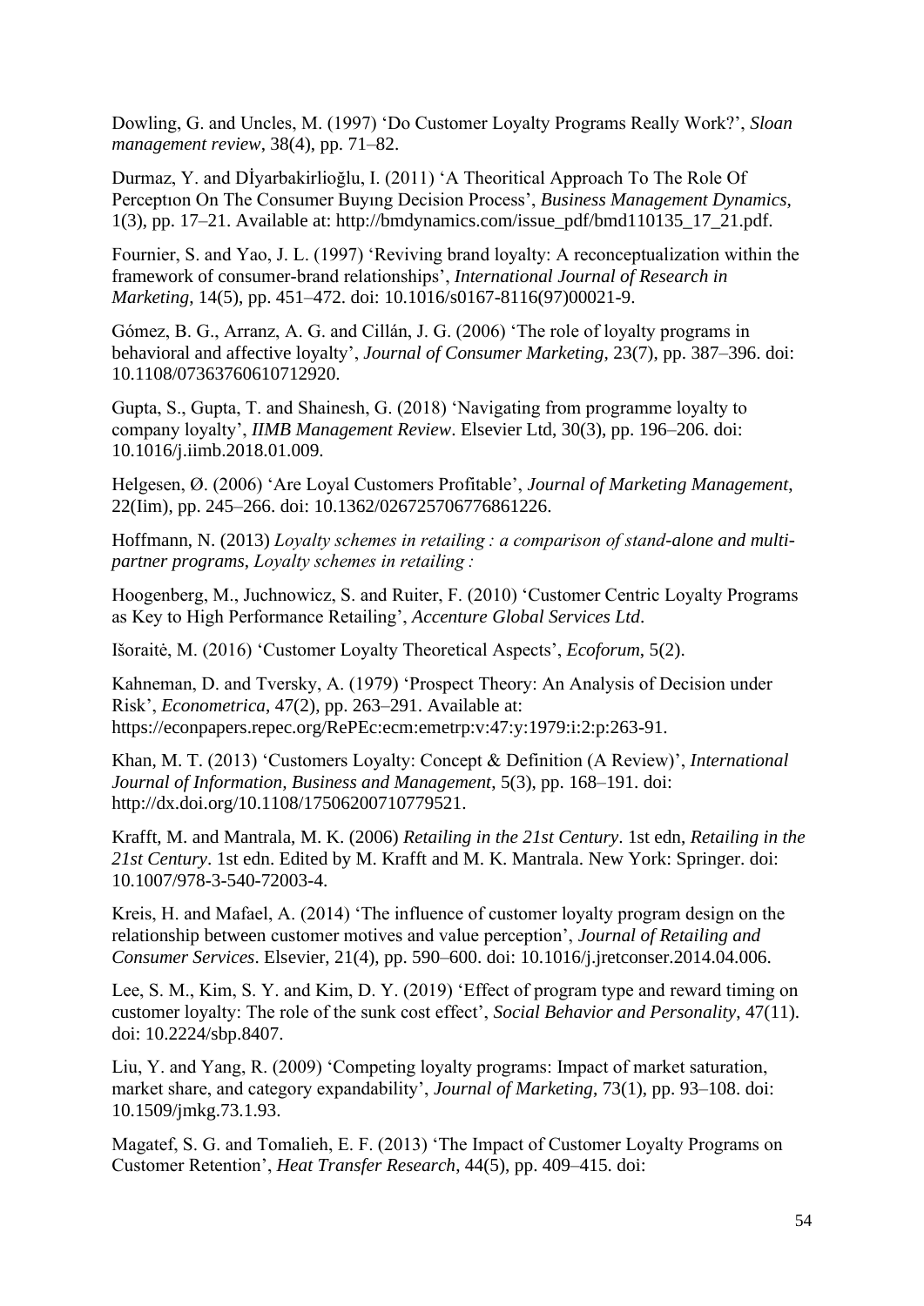Dowling, G. and Uncles, M. (1997) ‘Do Customer Loyalty Programs Really Work?’, *Sloan management review*, 38(4), pp. 71–82.

Durmaz, Y. and Dİyarbakirlioğlu, I. (2011) ‘A Theoritical Approach To The Role Of Perceptıon On The Consumer Buyıng Decision Process’, *Business Management Dynamics*, 1(3), pp. 17–21. Available at: http://bmdynamics.com/issue_pdf/bmd110135_17_21.pdf.

Fournier, S. and Yao, J. L. (1997) ‘Reviving brand loyalty: A reconceptualization within the framework of consumer-brand relationships’, *International Journal of Research in Marketing*, 14(5), pp. 451–472. doi: 10.1016/s0167-8116(97)00021-9.

Gómez, B. G., Arranz, A. G. and Cillán, J. G. (2006) ‘The role of loyalty programs in behavioral and affective loyalty’, *Journal of Consumer Marketing*, 23(7), pp. 387–396. doi: 10.1108/07363760610712920.

Gupta, S., Gupta, T. and Shainesh, G. (2018) ‘Navigating from programme loyalty to company loyalty’, *IIMB Management Review*. Elsevier Ltd, 30(3), pp. 196–206. doi: 10.1016/j.iimb.2018.01.009.

Helgesen, Ø. (2006) ‘Are Loyal Customers Profitable’, *Journal of Marketing Management*, 22(Iim), pp. 245–266. doi: 10.1362/026725706776861226.

Hoffmann, N. (2013) *Loyalty schemes in retailing : a comparison of stand-alone and multi-partner programs*, *Loyalty schemes in retailing :*

Hoogenberg, M., Juchnowicz, S. and Ruiter, F. (2010) ‘Customer Centric Loyalty Programs as Key to High Performance Retailing’, *Accenture Global Services Ltd*.

Išoraitė, M. (2016) ‘Customer Loyalty Theoretical Aspects’, *Ecoforum*, 5(2).

Kahneman, D. and Tversky, A. (1979) ‘Prospect Theory: An Analysis of Decision under Risk’, *Econometrica*, 47(2), pp. 263–291. Available at: https://econpapers.repec.org/RePEc:ecm:emetrp:v:47:y:1979:i:2:p:263-91.

Khan, M. T. (2013) ‘Customers Loyalty: Concept & Definition (A Review)’, *International Journal of Information, Business and Management*, 5(3), pp. 168–191. doi: http://dx.doi.org/10.1108/17506200710779521.

Krafft, M. and Mantrala, M. K. (2006) *Retailing in the 21st Century*. 1st edn, *Retailing in the 21st Century*. 1st edn. Edited by M. Krafft and M. K. Mantrala. New York: Springer. doi: 10.1007/978-3-540-72003-4.

Kreis, H. and Mafael, A. (2014) ‘The influence of customer loyalty program design on the relationship between customer motives and value perception’, *Journal of Retailing and Consumer Services*. Elsevier, 21(4), pp. 590–600. doi: 10.1016/j.jretconser.2014.04.006.

Lee, S. M., Kim, S. Y. and Kim, D. Y. (2019) ‘Effect of program type and reward timing on customer loyalty: The role of the sunk cost effect’, *Social Behavior and Personality*, 47(11). doi: 10.2224/sbp.8407.

Liu, Y. and Yang, R. (2009) ‘Competing loyalty programs: Impact of market saturation, market share, and category expandability’, *Journal of Marketing*, 73(1), pp. 93–108. doi: 10.1509/jmkg.73.1.93.

Magatef, S. G. and Tomalieh, E. F. (2013) ‘The Impact of Customer Loyalty Programs on Customer Retention’, *Heat Transfer Research*, 44(5), pp. 409–415. doi: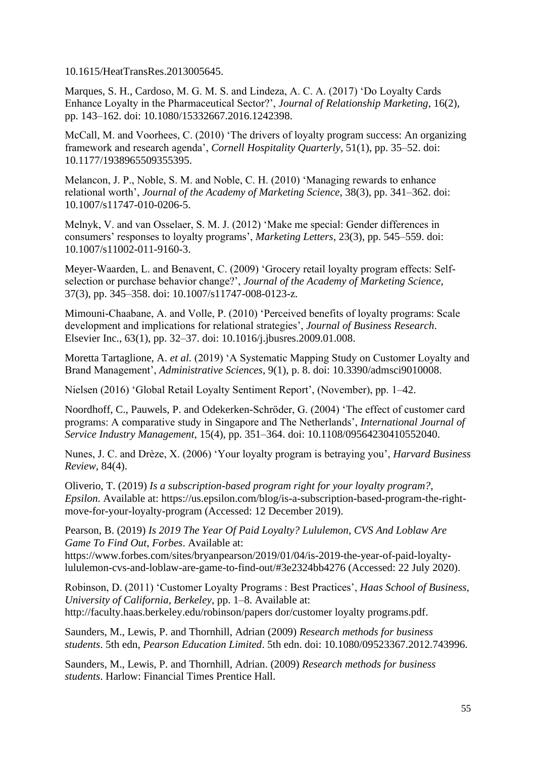10.1615/HeatTransRes.2013005645.

Marques, S. H., Cardoso, M. G. M. S. and Lindeza, A. C. A. (2017) 'Do Loyalty Cards Enhance Loyalty in the Pharmaceutical Sector?', *Journal of Relationship Marketing*, 16(2), pp. 143–162. doi: 10.1080/15332667.2016.1242398.

McCall, M. and Voorhees, C. (2010) 'The drivers of loyalty program success: An organizing framework and research agenda', *Cornell Hospitality Quarterly*, 51(1), pp. 35–52. doi: 10.1177/1938965509355395.

Melancon, J. P., Noble, S. M. and Noble, C. H. (2010) 'Managing rewards to enhance relational worth', *Journal of the Academy of Marketing Science*, 38(3), pp. 341–362. doi: 10.1007/s11747-010-0206-5.

Melnyk, V. and van Osselaer, S. M. J. (2012) 'Make me special: Gender differences in consumers' responses to loyalty programs', *Marketing Letters*, 23(3), pp. 545–559. doi: 10.1007/s11002-011-9160-3.

Meyer-Waarden, L. and Benavent, C. (2009) 'Grocery retail loyalty program effects: Self-selection or purchase behavior change?', *Journal of the Academy of Marketing Science*, 37(3), pp. 345–358. doi: 10.1007/s11747-008-0123-z.

Mimouni-Chaabane, A. and Volle, P. (2010) 'Perceived benefits of loyalty programs: Scale development and implications for relational strategies', *Journal of Business Research*. Elsevier Inc., 63(1), pp. 32–37. doi: 10.1016/j.jbusres.2009.01.008.

Moretta Tartaglione, A. *et al.* (2019) 'A Systematic Mapping Study on Customer Loyalty and Brand Management', *Administrative Sciences*, 9(1), p. 8. doi: 10.3390/admsci9010008.

Nielsen (2016) 'Global Retail Loyalty Sentiment Report', (November), pp. 1–42.

Noordhoff, C., Pauwels, P. and Odekerken-Schröder, G. (2004) 'The effect of customer card programs: A comparative study in Singapore and The Netherlands', *International Journal of Service Industry Management*, 15(4), pp. 351–364. doi: 10.1108/09564230410552040.

Nunes, J. C. and Drèze, X. (2006) 'Your loyalty program is betraying you', *Harvard Business Review*, 84(4).

Oliverio, T. (2019) *Is a subscription-based program right for your loyalty program?*, *Epsilon*. Available at: https://us.epsilon.com/blog/is-a-subscription-based-program-the-right-move-for-your-loyalty-program (Accessed: 12 December 2019).

Pearson, B. (2019) *Is 2019 The Year Of Paid Loyalty? Lululemon, CVS And Loblaw Are Game To Find Out*, *Forbes*. Available at: https://www.forbes.com/sites/bryanpearson/2019/01/04/is-2019-the-year-of-paid-loyalty-lululemon-cvs-and-loblaw-are-game-to-find-out/#3e2324bb4276 (Accessed: 22 July 2020).

Robinson, D. (2011) 'Customer Loyalty Programs : Best Practices', *Haas School of Business, University of California, Berkeley*, pp. 1–8. Available at: http://faculty.haas.berkeley.edu/robinson/papers dor/customer loyalty programs.pdf.

Saunders, M., Lewis, P. and Thornhill, Adrian (2009) *Research methods for business students*. 5th edn, *Pearson Education Limited*. 5th edn. doi: 10.1080/09523367.2012.743996.

Saunders, M., Lewis, P. and Thornhill, Adrian. (2009) *Research methods for business students*. Harlow: Financial Times Prentice Hall.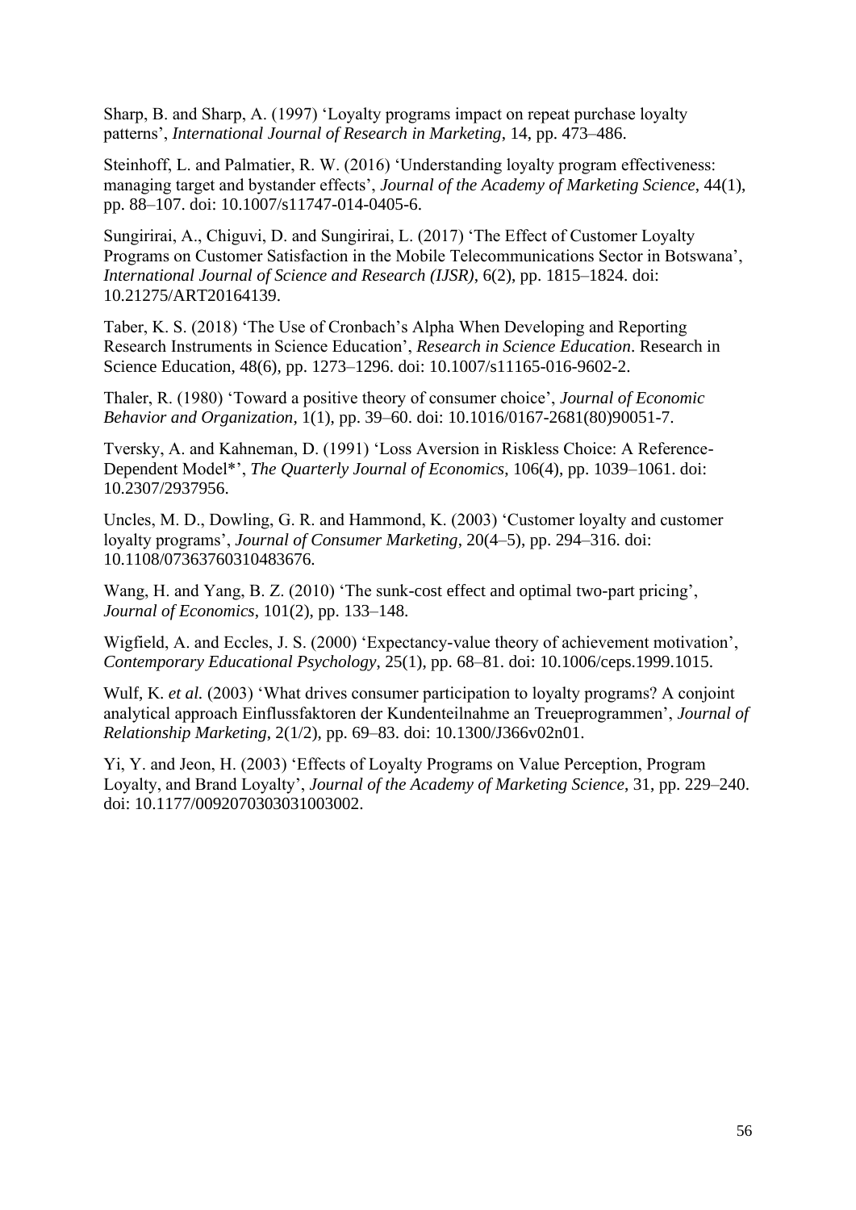Sharp, B. and Sharp, A. (1997) ‘Loyalty programs impact on repeat purchase loyalty patterns’, *International Journal of Research in Marketing*, 14, pp. 473–486.

Steinhoff, L. and Palmatier, R. W. (2016) ‘Understanding loyalty program effectiveness: managing target and bystander effects’, *Journal of the Academy of Marketing Science*, 44(1), pp. 88–107. doi: 10.1007/s11747-014-0405-6.

Sungirirai, A., Chiguvi, D. and Sungirirai, L. (2017) ‘The Effect of Customer Loyalty Programs on Customer Satisfaction in the Mobile Telecommunications Sector in Botswana’, *International Journal of Science and Research (IJSR)*, 6(2), pp. 1815–1824. doi: 10.21275/ART20164139.

Taber, K. S. (2018) ‘The Use of Cronbach’s Alpha When Developing and Reporting Research Instruments in Science Education’, *Research in Science Education*. Research in Science Education, 48(6), pp. 1273–1296. doi: 10.1007/s11165-016-9602-2.

Thaler, R. (1980) ‘Toward a positive theory of consumer choice’, *Journal of Economic Behavior and Organization*, 1(1), pp. 39–60. doi: 10.1016/0167-2681(80)90051-7.

Tversky, A. and Kahneman, D. (1991) ‘Loss Aversion in Riskless Choice: A Reference-Dependent Model*’, *The Quarterly Journal of Economics*, 106(4), pp. 1039–1061. doi: 10.2307/2937956.

Uncles, M. D., Dowling, G. R. and Hammond, K. (2003) ‘Customer loyalty and customer loyalty programs’, *Journal of Consumer Marketing*, 20(4–5), pp. 294–316. doi: 10.1108/07363760310483676.

Wang, H. and Yang, B. Z. (2010) ‘The sunk-cost effect and optimal two-part pricing’, *Journal of Economics*, 101(2), pp. 133–148.

Wigfield, A. and Eccles, J. S. (2000) ‘Expectancy-value theory of achievement motivation’, *Contemporary Educational Psychology*, 25(1), pp. 68–81. doi: 10.1006/ceps.1999.1015.

Wulf, K. *et al.* (2003) ‘What drives consumer participation to loyalty programs? A conjoint analytical approach Einflussfaktoren der Kundenteilnahme an Treueprogrammen’, *Journal of Relationship Marketing*, 2(1/2), pp. 69–83. doi: 10.1300/J366v02n01.

Yi, Y. and Jeon, H. (2003) ‘Effects of Loyalty Programs on Value Perception, Program Loyalty, and Brand Loyalty’, *Journal of the Academy of Marketing Science*, 31, pp. 229–240. doi: 10.1177/0092070303031003002.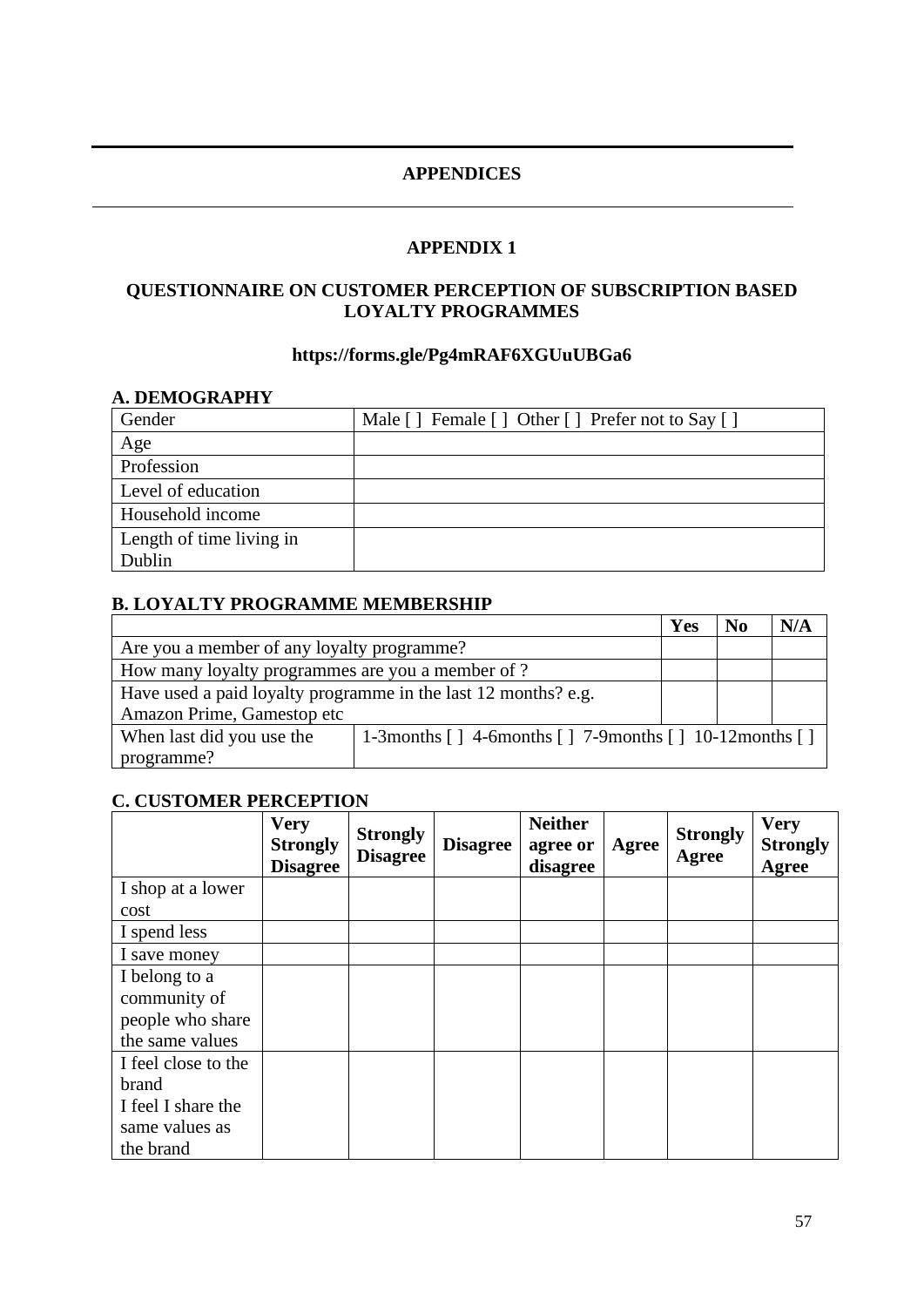# APPENDICES

## APPENDIX 1

### QUESTIONNAIRE ON CUSTOMER PERCEPTION OF SUBSCRIPTION BASED LOYALTY PROGRAMMES

**https://forms.gle/Pg4mRAF6XGUuUBGa6**

**A. DEMOGRAPHY**

| Gender | Male [ ] Female [ ] Other [ ] Prefer not to Say [ ] |
|---|---|
| Age | |
| Profession | |
| Level of education | |
| Household income | |
| Length of time living in Dublin | |

**B. LOYALTY PROGRAMME MEMBERSHIP**

| | Yes | No | N/A |
|---|---|---|---|
| Are you a member of any loyalty programme? | | | |
| How many loyalty programmes are you a member of ? | | | |
| Have used a paid loyalty programme in the last 12 months? e.g. Amazon Prime, Gamestop etc | | | |
| When last did you use the programme? | 1-3months [ ] 4-6months [ ] 7-9months [ ] 10-12months [ ] | | |

**C. CUSTOMER PERCEPTION**

| | Very Strongly Disagree | Strongly Disagree | Disagree | Neither agree or disagree | Agree | Strongly Agree | Very Strongly Agree |
|---|---|---|---|---|---|---|---|
| I shop at a lower cost | | | | | | | |
| I spend less | | | | | | | |
| I save money | | | | | | | |
| I belong to a community of people who share the same values | | | | | | | |
| I feel close to the brand I feel I share the same values as the brand | | | | | | | |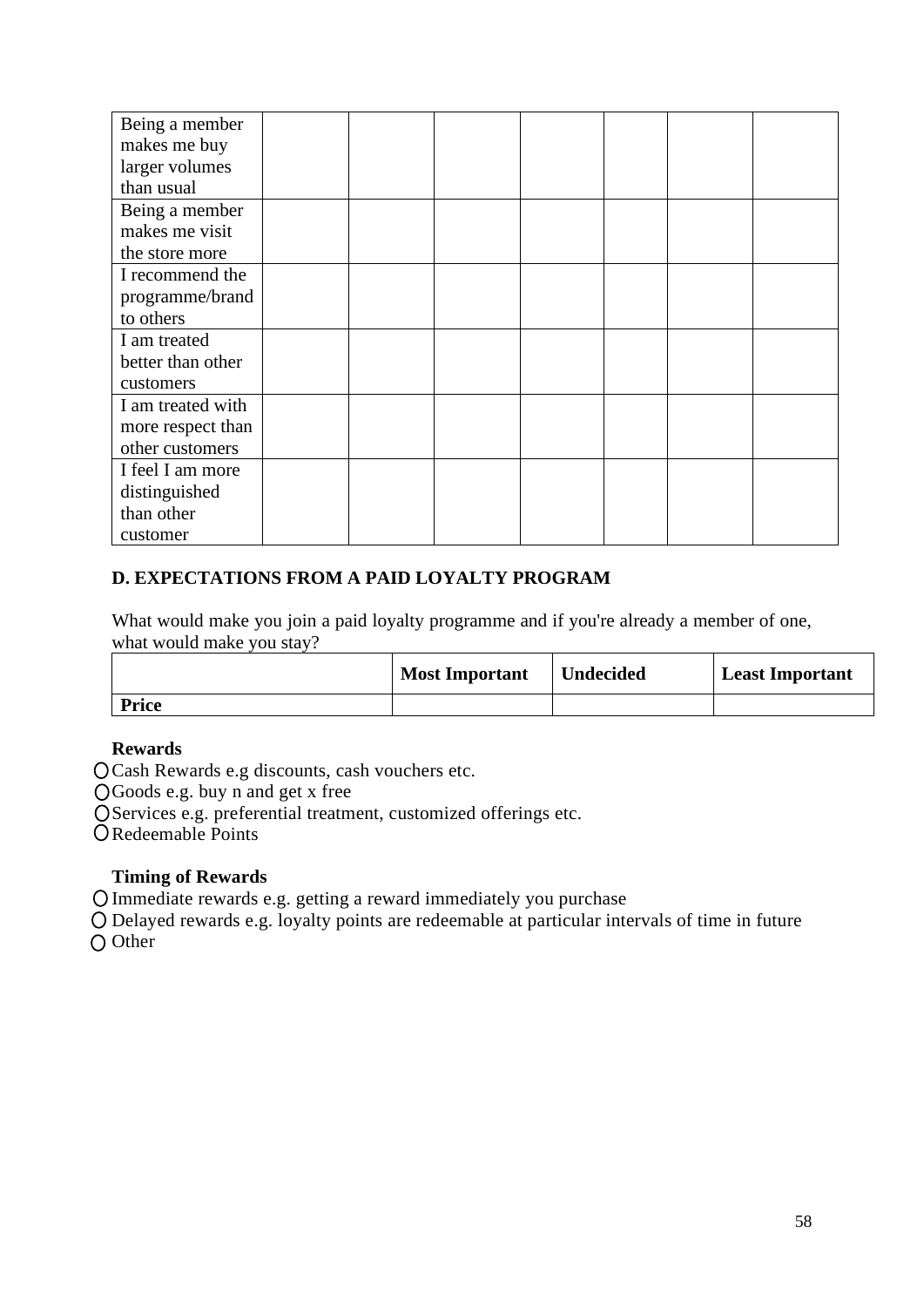| | | | | | | | |
|---|---|---|---|---|---|---|---|
| Being a member makes me buy larger volumes than usual | | | | | | | |
| Being a member makes me visit the store more | | | | | | | |
| I recommend the programme/brand to others | | | | | | | |
| I am treated better than other customers | | | | | | | |
| I am treated with more respect than other customers | | | | | | | |
| I feel I am more distinguished than other customer | | | | | | | |

**D. EXPECTATIONS FROM A PAID LOYALTY PROGRAM**

What would make you join a paid loyalty programme and if you're already a member of one, what would make you stay?

| | **Most Important** | **Undecided** | **Least Important** |
|---|---|---|---|
| **Price** | | | |

**Rewards**

- ○ Cash Rewards e.g discounts, cash vouchers etc.
- ○ Goods e.g. buy n and get x free
- ○ Services e.g. preferential treatment, customized offerings etc.
- ○ Redeemable Points

**Timing of Rewards**

- ○ Immediate rewards e.g. getting a reward immediately you purchase
- ○ Delayed rewards e.g. loyalty points are redeemable at particular intervals of time in future
- ○ Other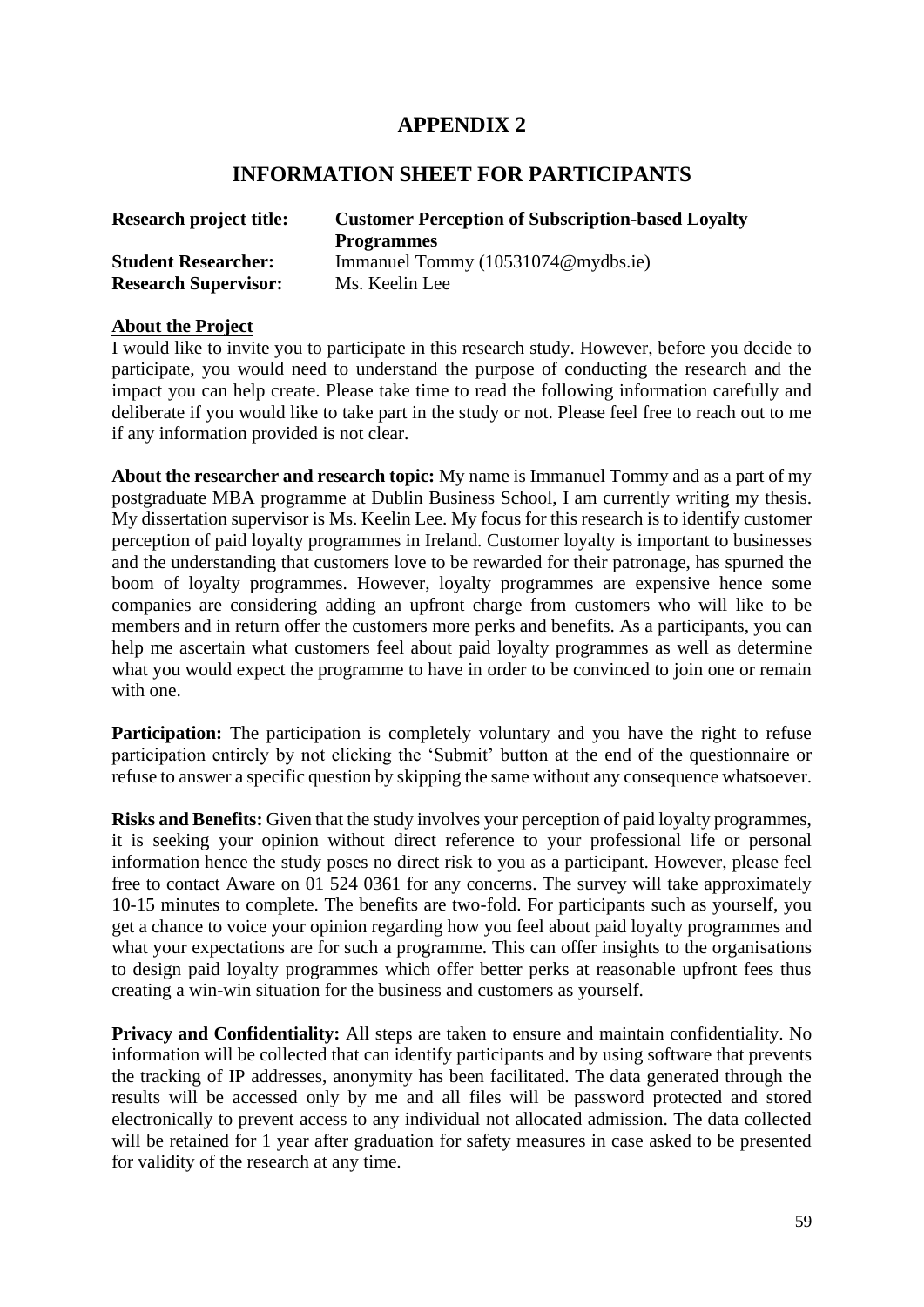# APPENDIX 2

## INFORMATION SHEET FOR PARTICIPANTS

**Research project title:** **Customer Perception of Subscription-based Loyalty Programmes**
**Student Researcher:** Immanuel Tommy (10531074@mydbs.ie)
**Research Supervisor:** Ms. Keelin Lee

**About the Project**

I would like to invite you to participate in this research study. However, before you decide to participate, you would need to understand the purpose of conducting the research and the impact you can help create. Please take time to read the following information carefully and deliberate if you would like to take part in the study or not. Please feel free to reach out to me if any information provided is not clear.

**About the researcher and research topic:** My name is Immanuel Tommy and as a part of my postgraduate MBA programme at Dublin Business School, I am currently writing my thesis. My dissertation supervisor is Ms. Keelin Lee. My focus for this research is to identify customer perception of paid loyalty programmes in Ireland. Customer loyalty is important to businesses and the understanding that customers love to be rewarded for their patronage, has spurned the boom of loyalty programmes. However, loyalty programmes are expensive hence some companies are considering adding an upfront charge from customers who will like to be members and in return offer the customers more perks and benefits. As a participants, you can help me ascertain what customers feel about paid loyalty programmes as well as determine what you would expect the programme to have in order to be convinced to join one or remain with one.

**Participation:** The participation is completely voluntary and you have the right to refuse participation entirely by not clicking the 'Submit' button at the end of the questionnaire or refuse to answer a specific question by skipping the same without any consequence whatsoever.

**Risks and Benefits:** Given that the study involves your perception of paid loyalty programmes, it is seeking your opinion without direct reference to your professional life or personal information hence the study poses no direct risk to you as a participant. However, please feel free to contact Aware on 01 524 0361 for any concerns. The survey will take approximately 10-15 minutes to complete. The benefits are two-fold. For participants such as yourself, you get a chance to voice your opinion regarding how you feel about paid loyalty programmes and what your expectations are for such a programme. This can offer insights to the organisations to design paid loyalty programmes which offer better perks at reasonable upfront fees thus creating a win-win situation for the business and customers as yourself.

**Privacy and Confidentiality:** All steps are taken to ensure and maintain confidentiality. No information will be collected that can identify participants and by using software that prevents the tracking of IP addresses, anonymity has been facilitated. The data generated through the results will be accessed only by me and all files will be password protected and stored electronically to prevent access to any individual not allocated admission. The data collected will be retained for 1 year after graduation for safety measures in case asked to be presented for validity of the research at any time.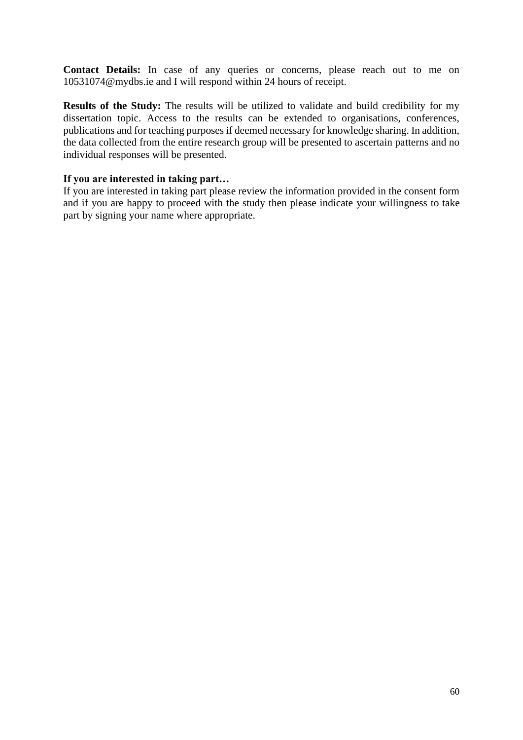**Contact Details:** In case of any queries or concerns, please reach out to me on 10531074@mydbs.ie and I will respond within 24 hours of receipt.

**Results of the Study:** The results will be utilized to validate and build credibility for my dissertation topic. Access to the results can be extended to organisations, conferences, publications and for teaching purposes if deemed necessary for knowledge sharing. In addition, the data collected from the entire research group will be presented to ascertain patterns and no individual responses will be presented.

**If you are interested in taking part…**

If you are interested in taking part please review the information provided in the consent form and if you are happy to proceed with the study then please indicate your willingness to take part by signing your name where appropriate.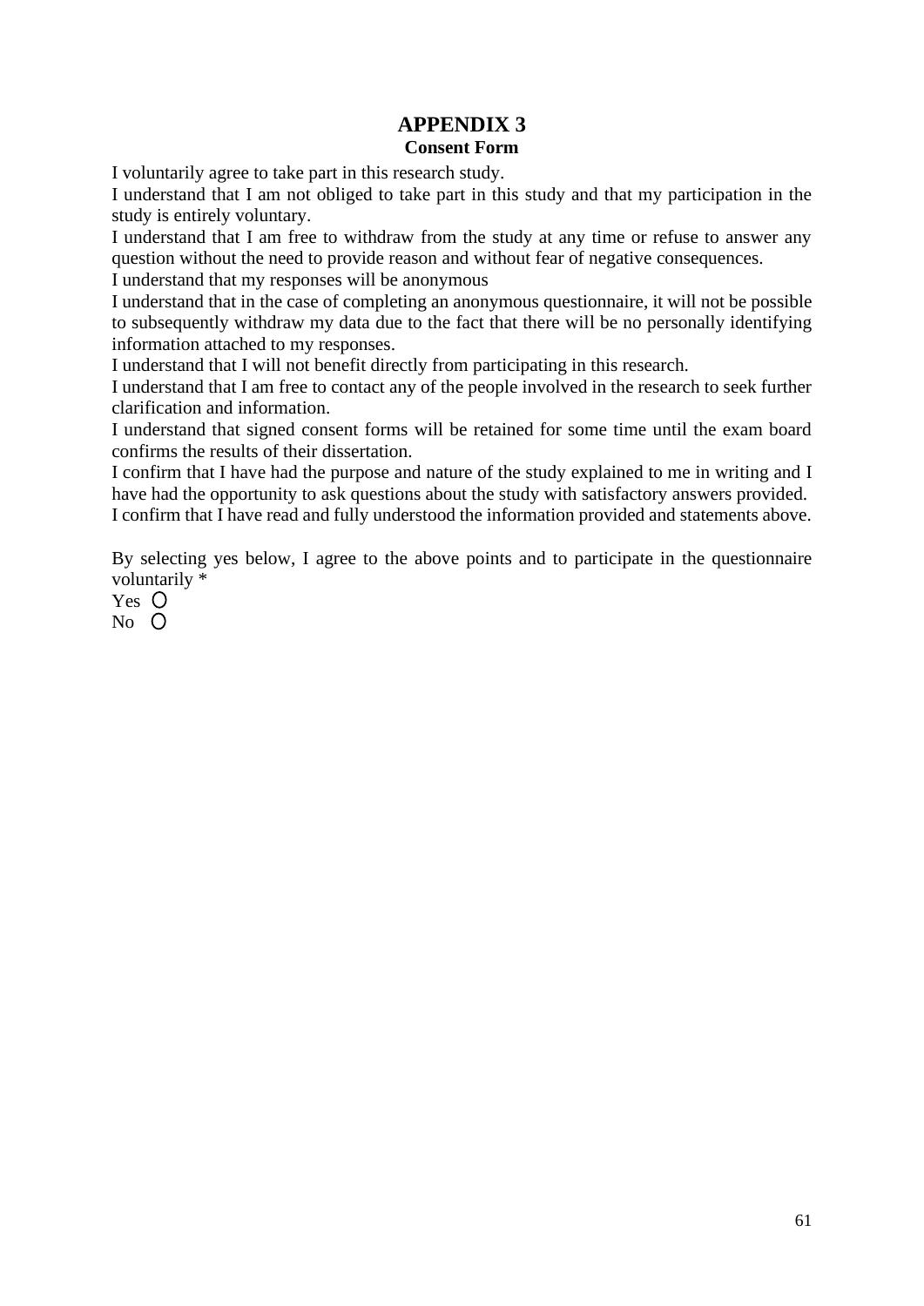# APPENDIX 3

## Consent Form

I voluntarily agree to take part in this research study.

I understand that I am not obliged to take part in this study and that my participation in the study is entirely voluntary.

I understand that I am free to withdraw from the study at any time or refuse to answer any question without the need to provide reason and without fear of negative consequences.

I understand that my responses will be anonymous

I understand that in the case of completing an anonymous questionnaire, it will not be possible to subsequently withdraw my data due to the fact that there will be no personally identifying information attached to my responses.

I understand that I will not benefit directly from participating in this research.

I understand that I am free to contact any of the people involved in the research to seek further clarification and information.

I understand that signed consent forms will be retained for some time until the exam board confirms the results of their dissertation.

I confirm that I have had the purpose and nature of the study explained to me in writing and I have had the opportunity to ask questions about the study with satisfactory answers provided.

I confirm that I have read and fully understood the information provided and statements above.

By selecting yes below, I agree to the above points and to participate in the questionnaire voluntarily *

Yes ○

No ○